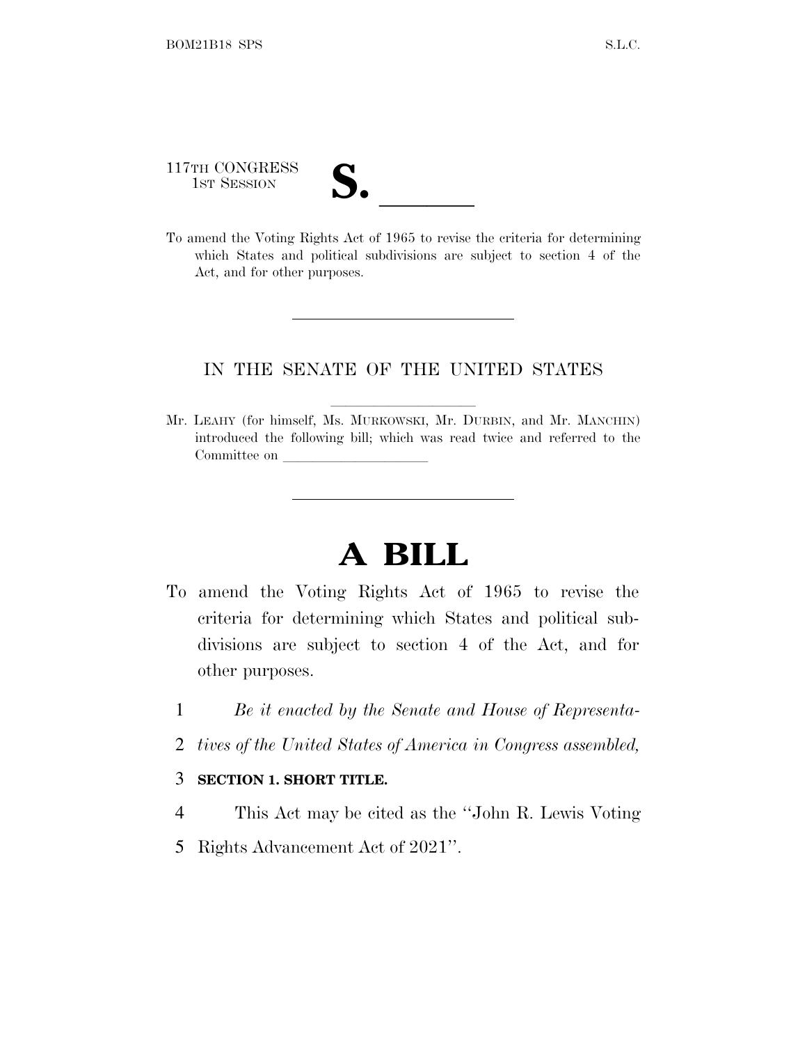117TH CONGRESS
1ST SESSION

# S. ______

To amend the Voting Rights Act of 1965 to revise the criteria for determining which States and political subdivisions are subject to section 4 of the Act, and for other purposes.

---

IN THE SENATE OF THE UNITED STATES

---

Mr. LEAHY (for himself, Ms. MURKOWSKI, Mr. DURBIN, and Mr. MANCHIN) introduced the following bill; which was read twice and referred to the Committee on ______________________

---

# A BILL

To amend the Voting Rights Act of 1965 to revise the criteria for determining which States and political subdivisions are subject to section 4 of the Act, and for other purposes.

1 *Be it enacted by the Senate and House of Representa-*
2 *tives of the United States of America in Congress assembled,*

3 **SECTION 1. SHORT TITLE.**

4 This Act may be cited as the ''John R. Lewis Voting
5 Rights Advancement Act of 2021''.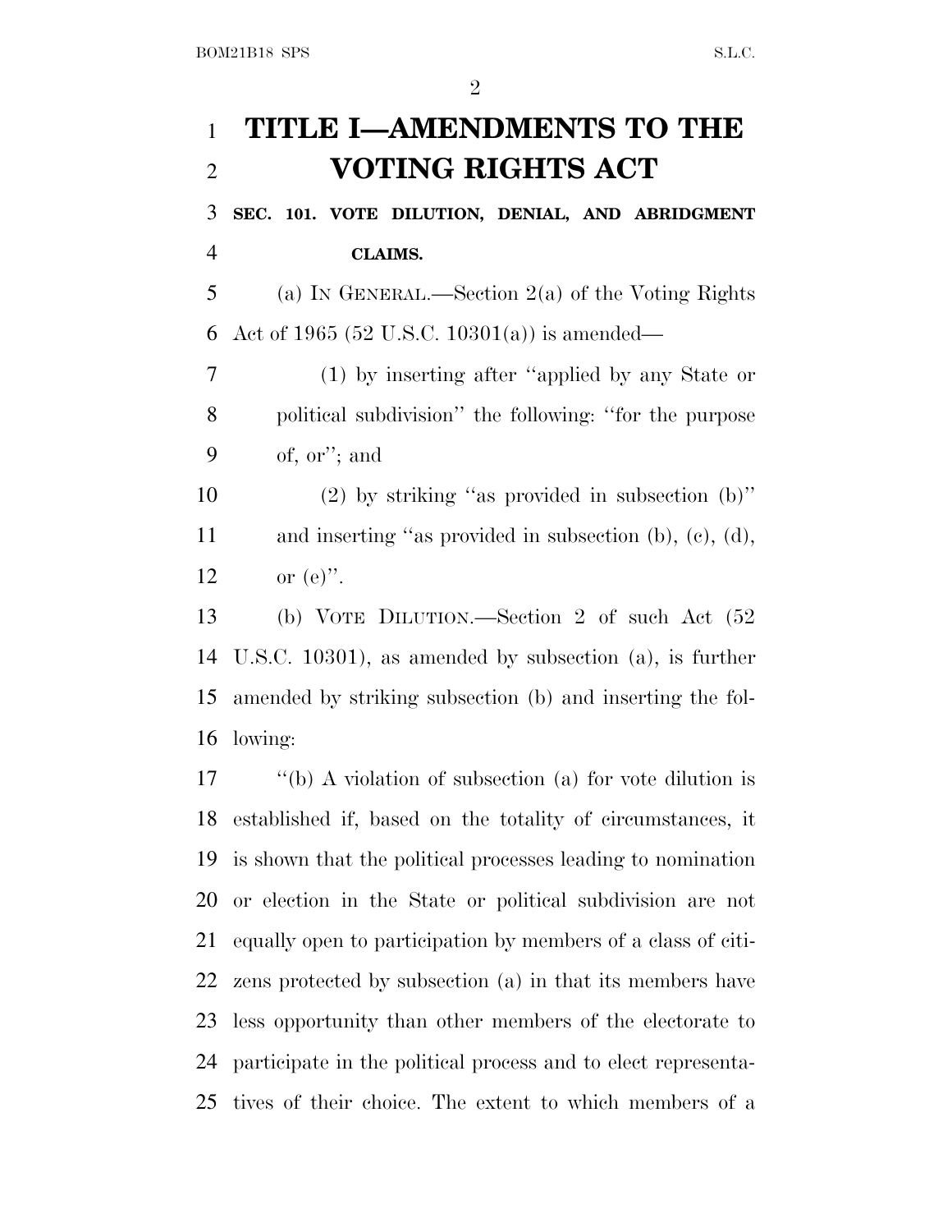# TITLE I—AMENDMENTS TO THE VOTING RIGHTS ACT

**SEC. 101. VOTE DILUTION, DENIAL, AND ABRIDGMENT CLAIMS.**

(a) IN GENERAL.—Section 2(a) of the Voting Rights Act of 1965 (52 U.S.C. 10301(a)) is amended—

(1) by inserting after "applied by any State or political subdivision" the following: "for the purpose of, or"; and

(2) by striking "as provided in subsection (b)" and inserting "as provided in subsection (b), (c), (d), or (e)".

(b) VOTE DILUTION.—Section 2 of such Act (52 U.S.C. 10301), as amended by subsection (a), is further amended by striking subsection (b) and inserting the following:

"(b) A violation of subsection (a) for vote dilution is established if, based on the totality of circumstances, it is shown that the political processes leading to nomination or election in the State or political subdivision are not equally open to participation by members of a class of citizens protected by subsection (a) in that its members have less opportunity than other members of the electorate to participate in the political process and to elect representatives of their choice. The extent to which members of a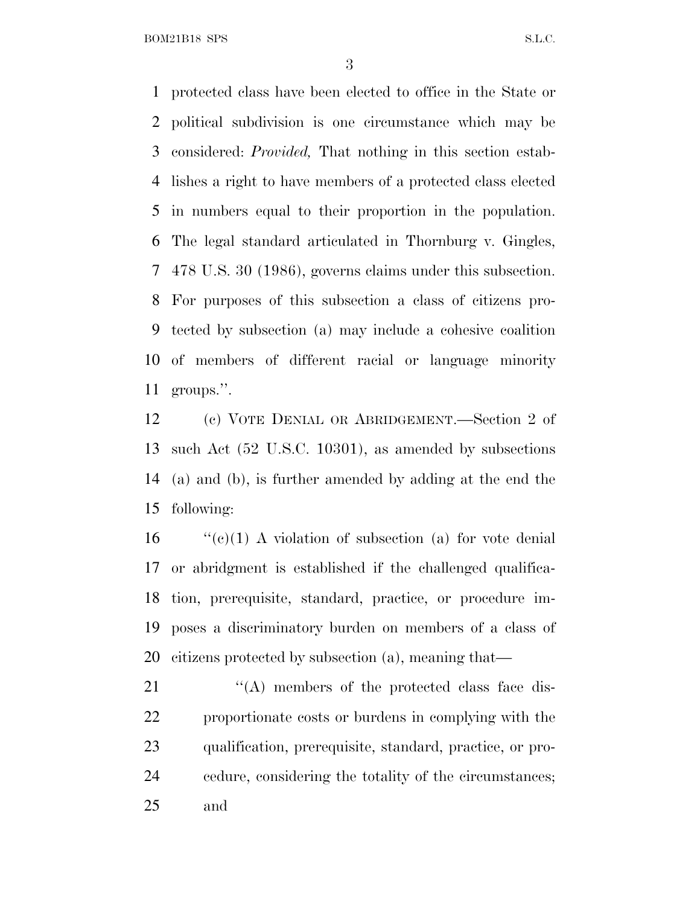protected class have been elected to office in the State or political subdivision is one circumstance which may be considered: *Provided,* That nothing in this section establishes a right to have members of a protected class elected in numbers equal to their proportion in the population. The legal standard articulated in Thornburg v. Gingles, 478 U.S. 30 (1986), governs claims under this subsection. For purposes of this subsection a class of citizens protected by subsection (a) may include a cohesive coalition of members of different racial or language minority groups.''.

(c) VOTE DENIAL OR ABRIDGEMENT.—Section 2 of such Act (52 U.S.C. 10301), as amended by subsections (a) and (b), is further amended by adding at the end the following:

''(c)(1) A violation of subsection (a) for vote denial or abridgment is established if the challenged qualification, prerequisite, standard, practice, or procedure imposes a discriminatory burden on members of a class of citizens protected by subsection (a), meaning that—

''(A) members of the protected class face disproportionate costs or burdens in complying with the qualification, prerequisite, standard, practice, or procedure, considering the totality of the circumstances; and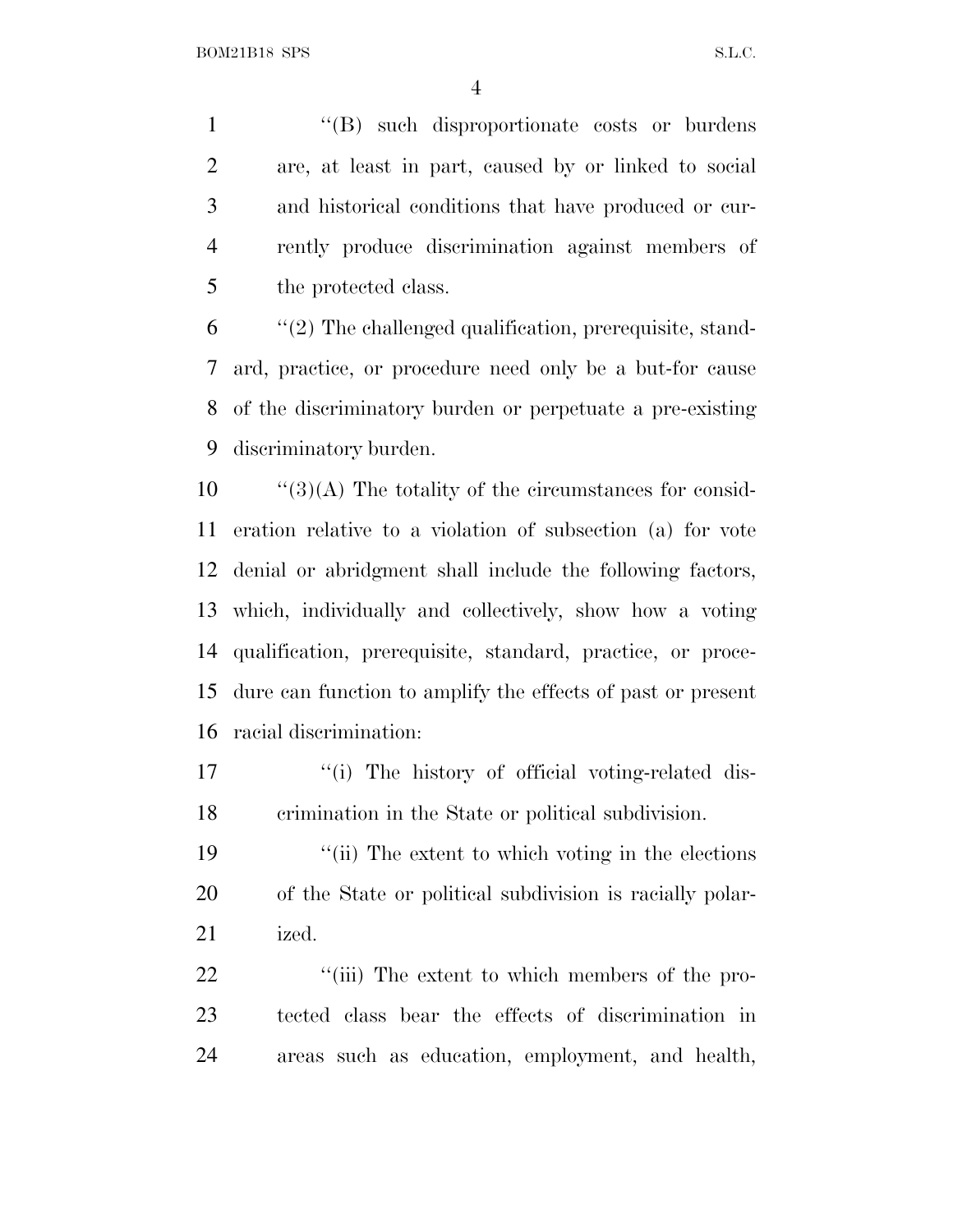''(B) such disproportionate costs or burdens are, at least in part, caused by or linked to social and historical conditions that have produced or currently produce discrimination against members of the protected class.

''(2) The challenged qualification, prerequisite, standard, practice, or procedure need only be a but-for cause of the discriminatory burden or perpetuate a pre-existing discriminatory burden.

''(3)(A) The totality of the circumstances for consideration relative to a violation of subsection (a) for vote denial or abridgment shall include the following factors, which, individually and collectively, show how a voting qualification, prerequisite, standard, practice, or procedure can function to amplify the effects of past or present racial discrimination:

''(i) The history of official voting-related discrimination in the State or political subdivision.

''(ii) The extent to which voting in the elections of the State or political subdivision is racially polarized.

''(iii) The extent to which members of the protected class bear the effects of discrimination in areas such as education, employment, and health,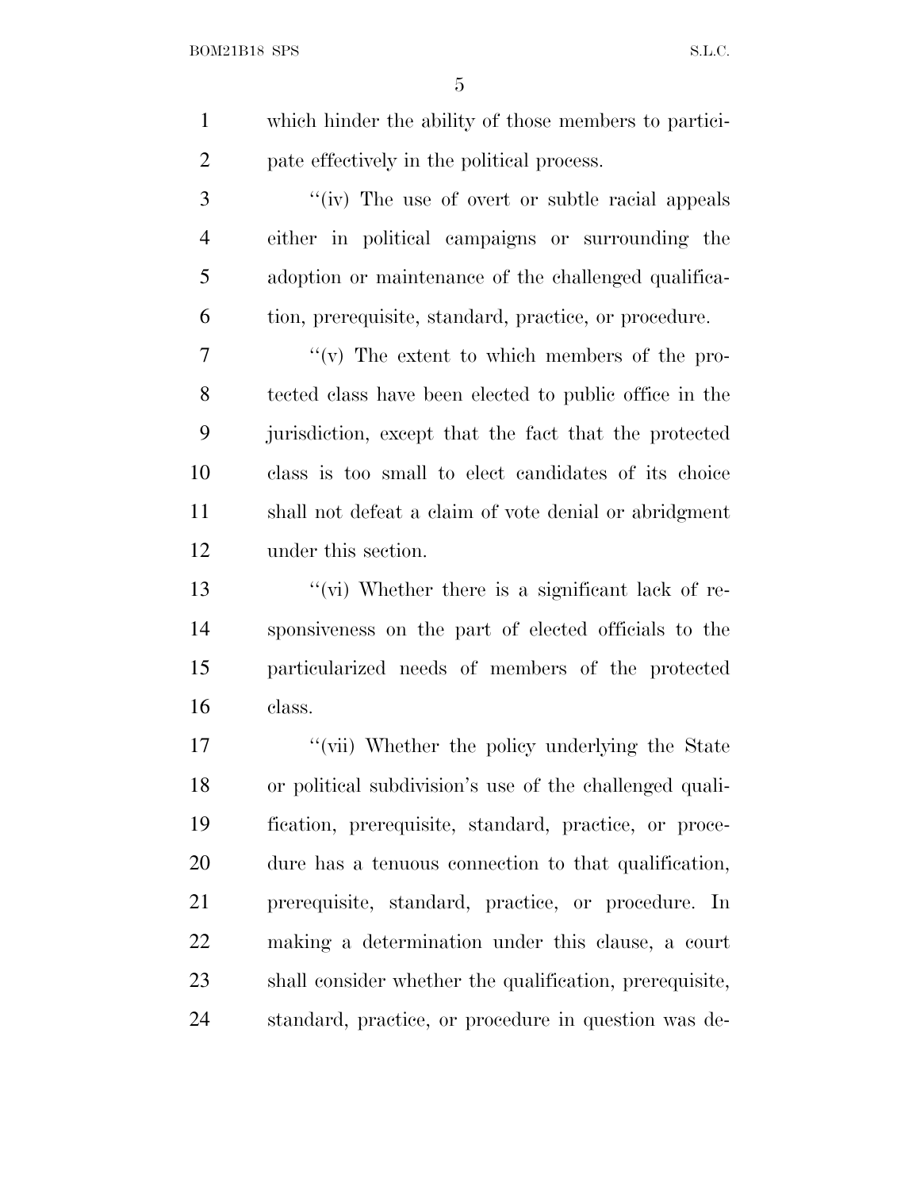which hinder the ability of those members to participate effectively in the political process.

"(iv) The use of overt or subtle racial appeals either in political campaigns or surrounding the adoption or maintenance of the challenged qualification, prerequisite, standard, practice, or procedure.

"(v) The extent to which members of the protected class have been elected to public office in the jurisdiction, except that the fact that the protected class is too small to elect candidates of its choice shall not defeat a claim of vote denial or abridgment under this section.

"(vi) Whether there is a significant lack of responsiveness on the part of elected officials to the particularized needs of members of the protected class.

"(vii) Whether the policy underlying the State or political subdivision's use of the challenged qualification, prerequisite, standard, practice, or procedure has a tenuous connection to that qualification, prerequisite, standard, practice, or procedure. In making a determination under this clause, a court shall consider whether the qualification, prerequisite, standard, practice, or procedure in question was de-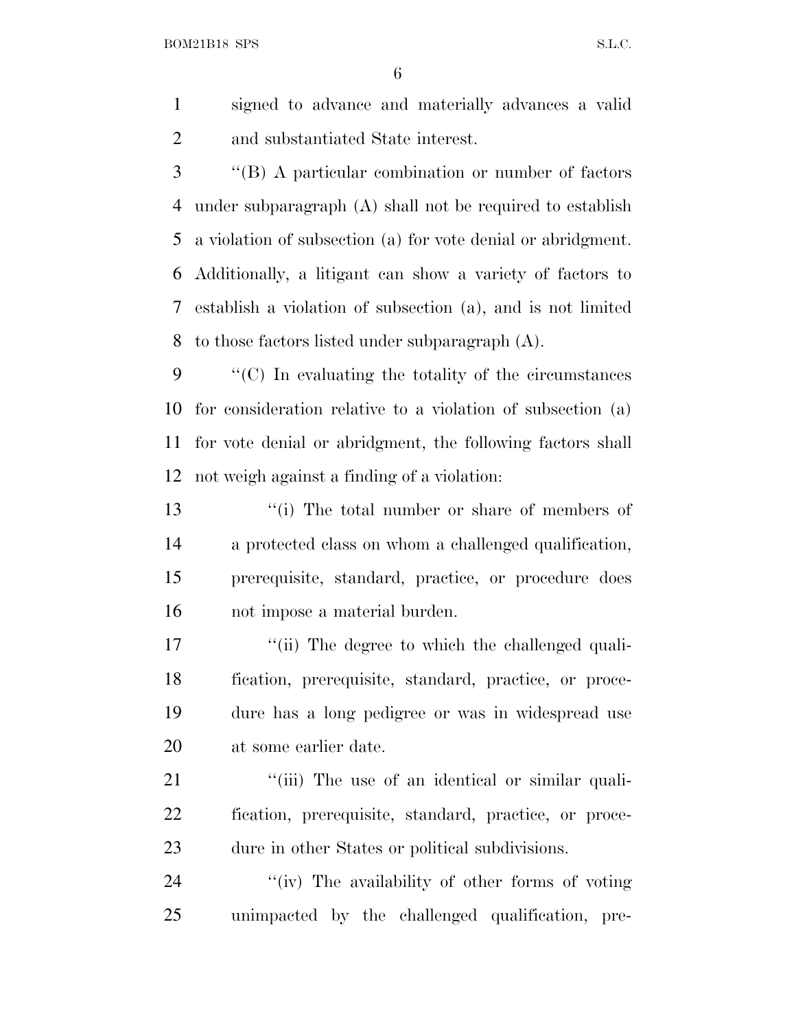signed to advance and materially advances a valid and substantiated State interest.

"(B) A particular combination or number of factors under subparagraph (A) shall not be required to establish a violation of subsection (a) for vote denial or abridgment. Additionally, a litigant can show a variety of factors to establish a violation of subsection (a), and is not limited to those factors listed under subparagraph (A).

"(C) In evaluating the totality of the circumstances for consideration relative to a violation of subsection (a) for vote denial or abridgment, the following factors shall not weigh against a finding of a violation:

"(i) The total number or share of members of a protected class on whom a challenged qualification, prerequisite, standard, practice, or procedure does not impose a material burden.

"(ii) The degree to which the challenged qualification, prerequisite, standard, practice, or procedure has a long pedigree or was in widespread use at some earlier date.

"(iii) The use of an identical or similar qualification, prerequisite, standard, practice, or procedure in other States or political subdivisions.

"(iv) The availability of other forms of voting unimpacted by the challenged qualification, pre-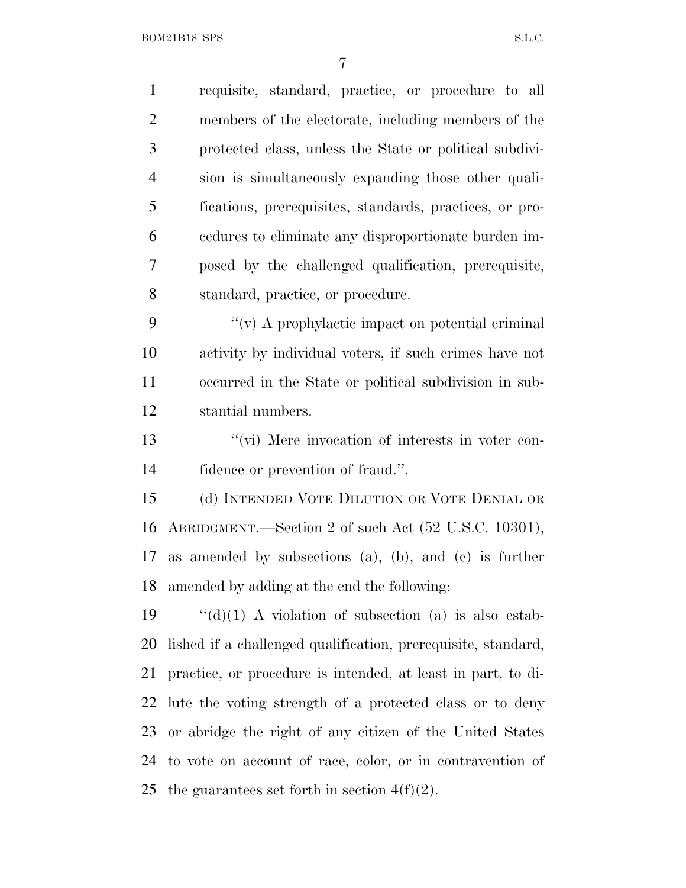requisite, standard, practice, or procedure to all members of the electorate, including members of the protected class, unless the State or political subdivision is simultaneously expanding those other qualifications, prerequisites, standards, practices, or procedures to eliminate any disproportionate burden imposed by the challenged qualification, prerequisite, standard, practice, or procedure.

"(v) A prophylactic impact on potential criminal activity by individual voters, if such crimes have not occurred in the State or political subdivision in substantial numbers.

"(vi) Mere invocation of interests in voter confidence or prevention of fraud.".

(d) INTENDED VOTE DILUTION OR VOTE DENIAL OR ABRIDGMENT.—Section 2 of such Act (52 U.S.C. 10301), as amended by subsections (a), (b), and (c) is further amended by adding at the end the following:

"(d)(1) A violation of subsection (a) is also established if a challenged qualification, prerequisite, standard, practice, or procedure is intended, at least in part, to dilute the voting strength of a protected class or to deny or abridge the right of any citizen of the United States to vote on account of race, color, or in contravention of the guarantees set forth in section 4(f)(2).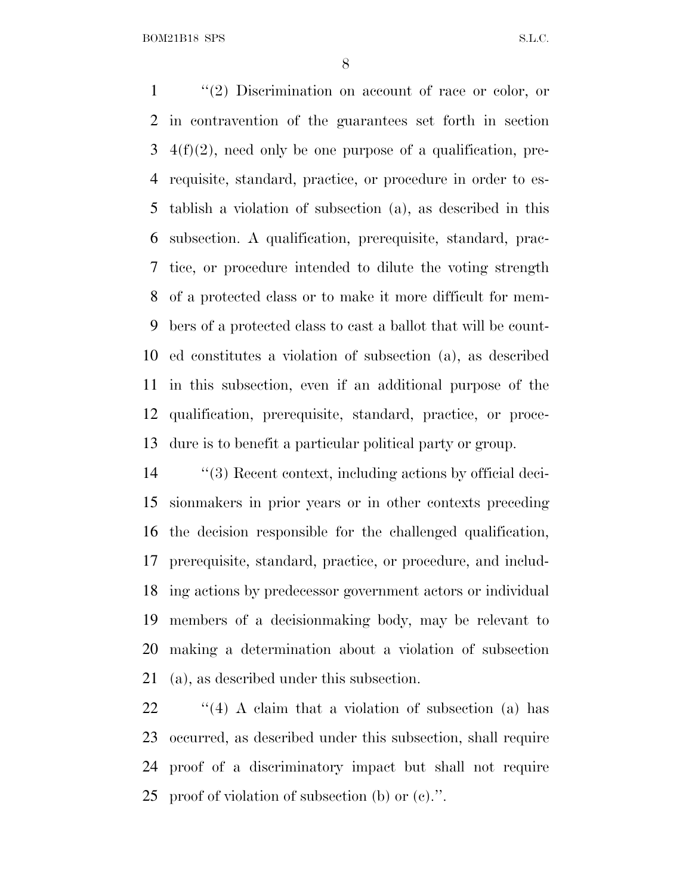''(2) Discrimination on account of race or color, or in contravention of the guarantees set forth in section 4(f)(2), need only be one purpose of a qualification, prerequisite, standard, practice, or procedure in order to establish a violation of subsection (a), as described in this subsection. A qualification, prerequisite, standard, practice, or procedure intended to dilute the voting strength of a protected class or to make it more difficult for members of a protected class to cast a ballot that will be counted constitutes a violation of subsection (a), as described in this subsection, even if an additional purpose of the qualification, prerequisite, standard, practice, or procedure is to benefit a particular political party or group.

''(3) Recent context, including actions by official decisionmakers in prior years or in other contexts preceding the decision responsible for the challenged qualification, prerequisite, standard, practice, or procedure, and including actions by predecessor government actors or individual members of a decisionmaking body, may be relevant to making a determination about a violation of subsection (a), as described under this subsection.

''(4) A claim that a violation of subsection (a) has occurred, as described under this subsection, shall require proof of a discriminatory impact but shall not require proof of violation of subsection (b) or (c).''.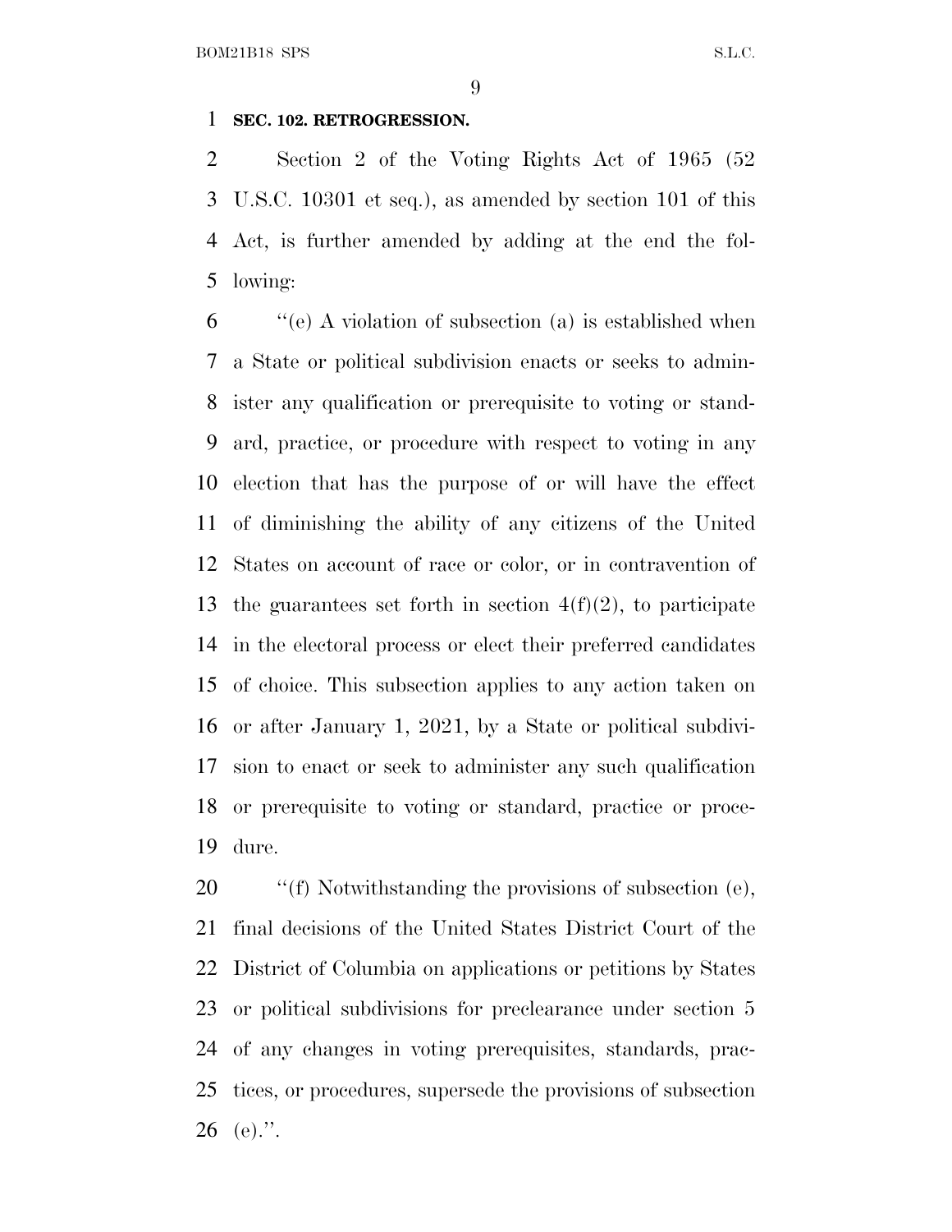**SEC. 102. RETROGRESSION.**

Section 2 of the Voting Rights Act of 1965 (52 U.S.C. 10301 et seq.), as amended by section 101 of this Act, is further amended by adding at the end the following:

''(e) A violation of subsection (a) is established when a State or political subdivision enacts or seeks to administer any qualification or prerequisite to voting or standard, practice, or procedure with respect to voting in any election that has the purpose of or will have the effect of diminishing the ability of any citizens of the United States on account of race or color, or in contravention of the guarantees set forth in section 4(f)(2), to participate in the electoral process or elect their preferred candidates of choice. This subsection applies to any action taken on or after January 1, 2021, by a State or political subdivision to enact or seek to administer any such qualification or prerequisite to voting or standard, practice or procedure.

''(f) Notwithstanding the provisions of subsection (e), final decisions of the United States District Court of the District of Columbia on applications or petitions by States or political subdivisions for preclearance under section 5 of any changes in voting prerequisites, standards, practices, or procedures, supersede the provisions of subsection (e).''.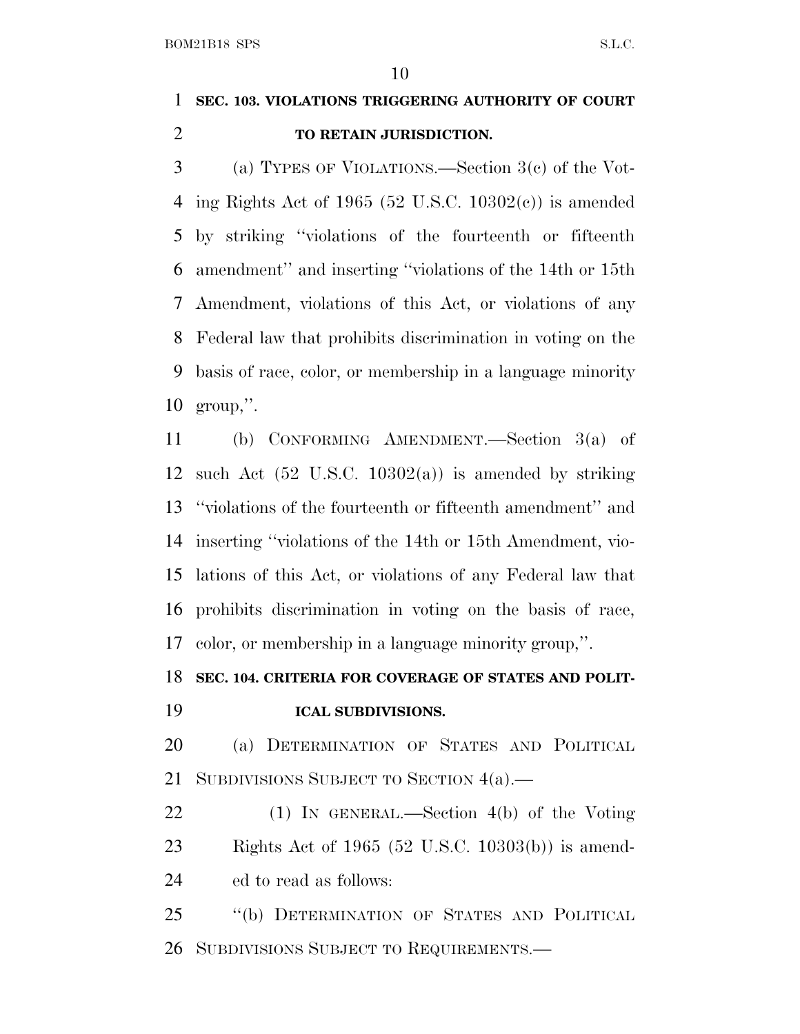**SEC. 103. VIOLATIONS TRIGGERING AUTHORITY OF COURT TO RETAIN JURISDICTION.**

(a) TYPES OF VIOLATIONS.—Section 3(c) of the Voting Rights Act of 1965 (52 U.S.C. 10302(c)) is amended by striking "violations of the fourteenth or fifteenth amendment" and inserting "violations of the 14th or 15th Amendment, violations of this Act, or violations of any Federal law that prohibits discrimination in voting on the basis of race, color, or membership in a language minority group,".

(b) CONFORMING AMENDMENT.—Section 3(a) of such Act (52 U.S.C. 10302(a)) is amended by striking "violations of the fourteenth or fifteenth amendment" and inserting "violations of the 14th or 15th Amendment, violations of this Act, or violations of any Federal law that prohibits discrimination in voting on the basis of race, color, or membership in a language minority group,".

**SEC. 104. CRITERIA FOR COVERAGE OF STATES AND POLITICAL SUBDIVISIONS.**

(a) DETERMINATION OF STATES AND POLITICAL SUBDIVISIONS SUBJECT TO SECTION 4(a).—

(1) IN GENERAL.—Section 4(b) of the Voting Rights Act of 1965 (52 U.S.C. 10303(b)) is amended to read as follows:

"(b) DETERMINATION OF STATES AND POLITICAL SUBDIVISIONS SUBJECT TO REQUIREMENTS.—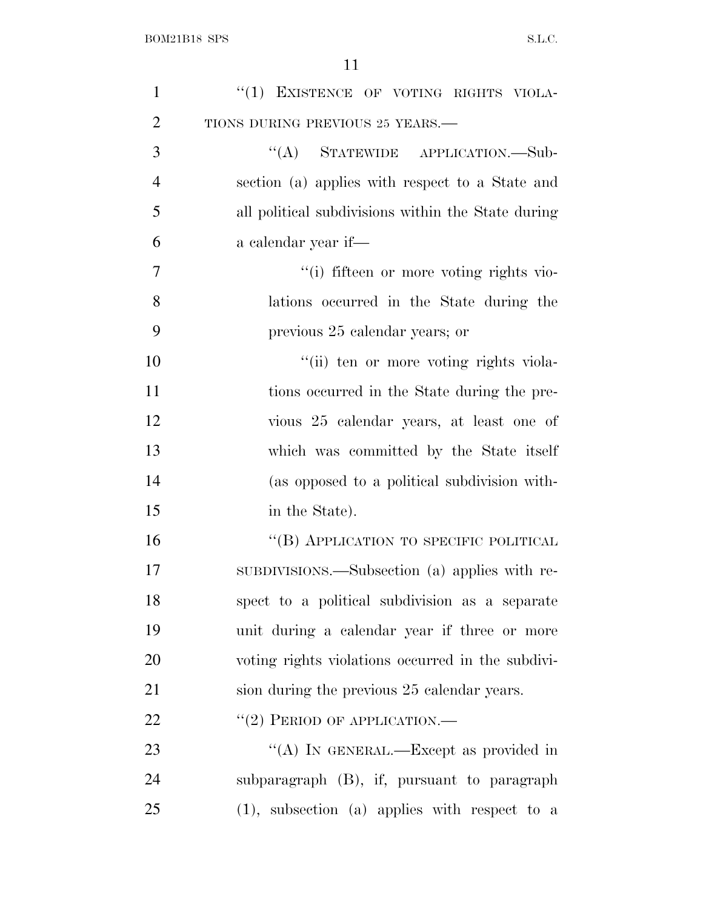"(1) EXISTENCE OF VOTING RIGHTS VIOLATIONS DURING PREVIOUS 25 YEARS.—

"(A) STATEWIDE APPLICATION.—Subsection (a) applies with respect to a State and all political subdivisions within the State during a calendar year if—

"(i) fifteen or more voting rights violations occurred in the State during the previous 25 calendar years; or

"(ii) ten or more voting rights violations occurred in the State during the previous 25 calendar years, at least one of which was committed by the State itself (as opposed to a political subdivision within the State).

"(B) APPLICATION TO SPECIFIC POLITICAL SUBDIVISIONS.—Subsection (a) applies with respect to a political subdivision as a separate unit during a calendar year if three or more voting rights violations occurred in the subdivision during the previous 25 calendar years.

"(2) PERIOD OF APPLICATION.—

"(A) IN GENERAL.—Except as provided in subparagraph (B), if, pursuant to paragraph (1), subsection (a) applies with respect to a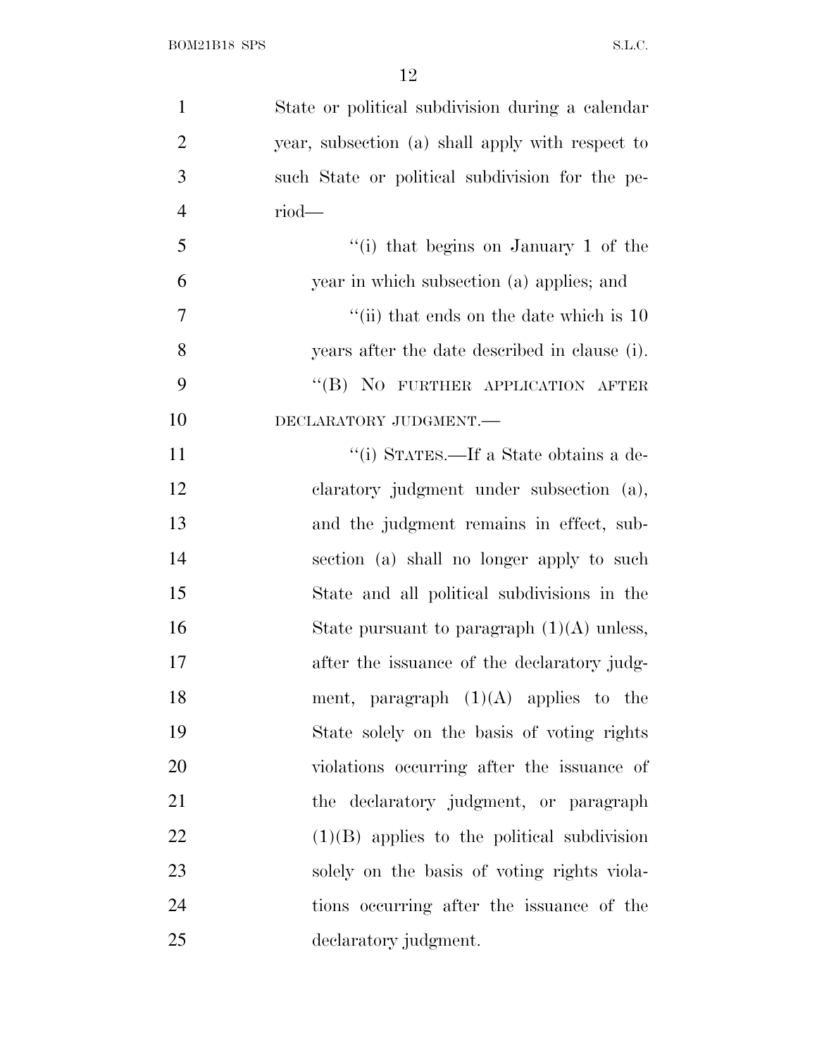State or political subdivision during a calendar year, subsection (a) shall apply with respect to such State or political subdivision for the period—

''(i) that begins on January 1 of the year in which subsection (a) applies; and

''(ii) that ends on the date which is 10 years after the date described in clause (i).

''(B) NO FURTHER APPLICATION AFTER DECLARATORY JUDGMENT.—

''(i) STATES.—If a State obtains a declaratory judgment under subsection (a), and the judgment remains in effect, subsection (a) shall no longer apply to such State and all political subdivisions in the State pursuant to paragraph (1)(A) unless, after the issuance of the declaratory judgment, paragraph (1)(A) applies to the State solely on the basis of voting rights violations occurring after the issuance of the declaratory judgment, or paragraph (1)(B) applies to the political subdivision solely on the basis of voting rights violations occurring after the issuance of the declaratory judgment.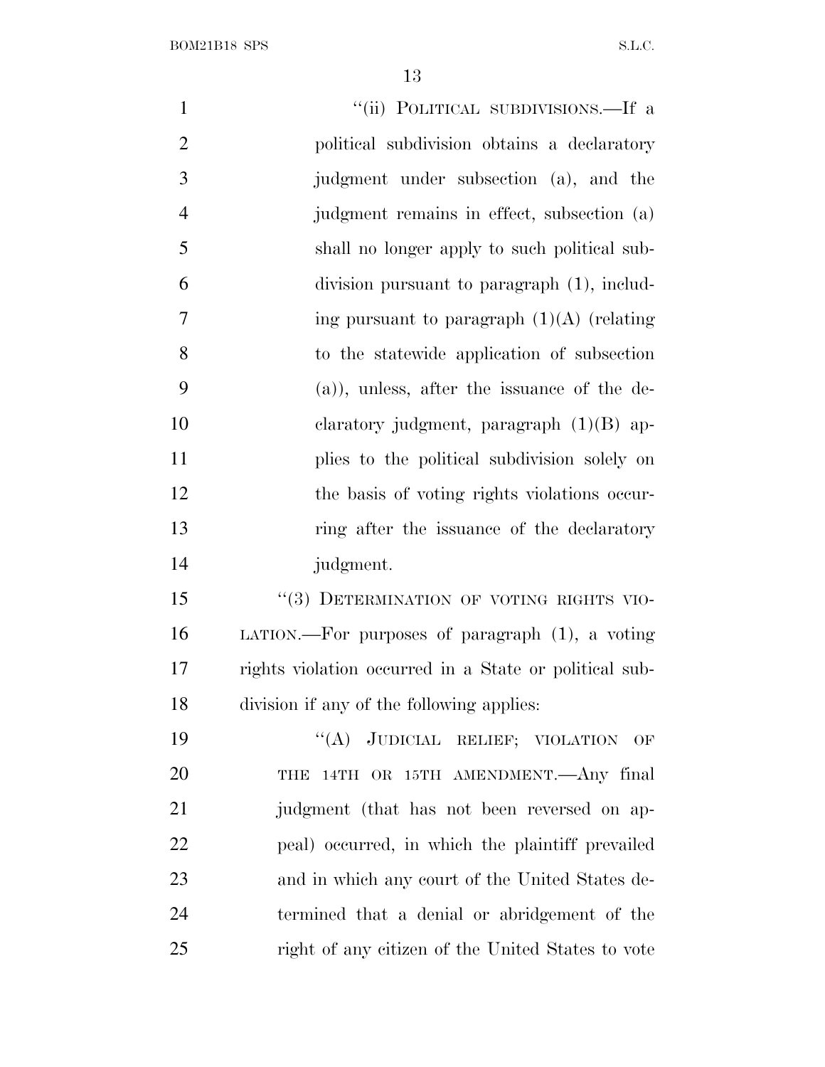"(ii) POLITICAL SUBDIVISIONS.—If a political subdivision obtains a declaratory judgment under subsection (a), and the judgment remains in effect, subsection (a) shall no longer apply to such political subdivision pursuant to paragraph (1), including pursuant to paragraph (1)(A) (relating to the statewide application of subsection (a)), unless, after the issuance of the declaratory judgment, paragraph (1)(B) applies to the political subdivision solely on the basis of voting rights violations occurring after the issuance of the declaratory judgment.

"(3) DETERMINATION OF VOTING RIGHTS VIOLATION.—For purposes of paragraph (1), a voting rights violation occurred in a State or political subdivision if any of the following applies:

"(A) JUDICIAL RELIEF; VIOLATION OF THE 14TH OR 15TH AMENDMENT.—Any final judgment (that has not been reversed on appeal) occurred, in which the plaintiff prevailed and in which any court of the United States determined that a denial or abridgement of the right of any citizen of the United States to vote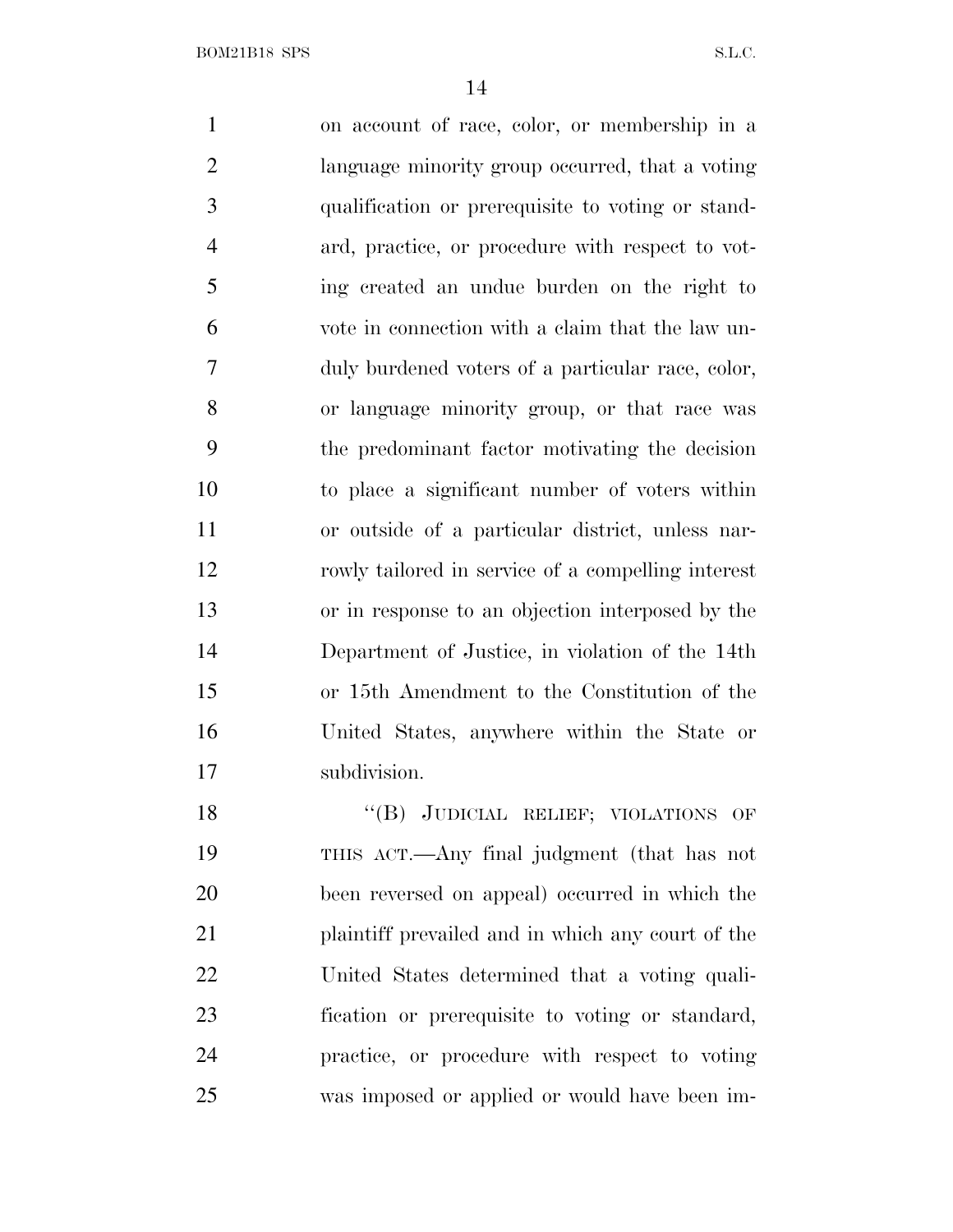on account of race, color, or membership in a language minority group occurred, that a voting qualification or prerequisite to voting or standard, practice, or procedure with respect to voting created an undue burden on the right to vote in connection with a claim that the law unduly burdened voters of a particular race, color, or language minority group, or that race was the predominant factor motivating the decision to place a significant number of voters within or outside of a particular district, unless narrowly tailored in service of a compelling interest or in response to an objection interposed by the Department of Justice, in violation of the 14th or 15th Amendment to the Constitution of the United States, anywhere within the State or subdivision.

"(B) JUDICIAL RELIEF; VIOLATIONS OF THIS ACT.—Any final judgment (that has not been reversed on appeal) occurred in which the plaintiff prevailed and in which any court of the United States determined that a voting qualification or prerequisite to voting or standard, practice, or procedure with respect to voting was imposed or applied or would have been im-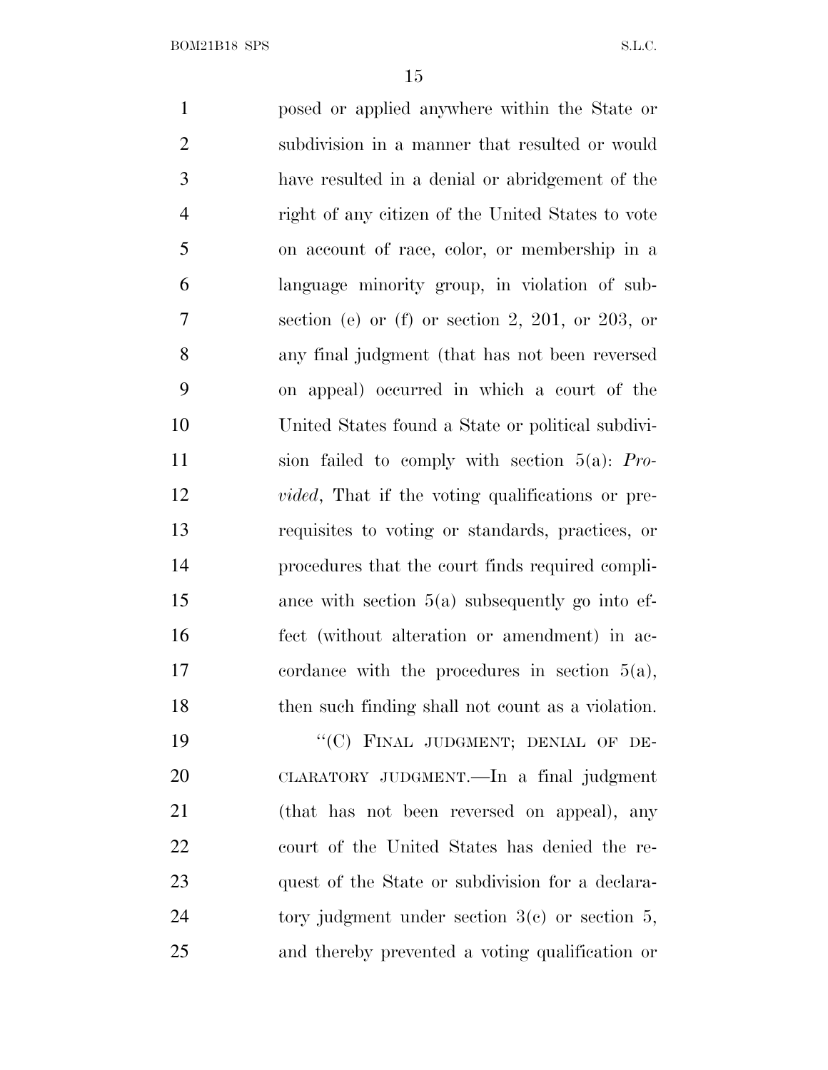posed or applied anywhere within the State or subdivision in a manner that resulted or would have resulted in a denial or abridgement of the right of any citizen of the United States to vote on account of race, color, or membership in a language minority group, in violation of subsection (e) or (f) or section 2, 201, or 203, or any final judgment (that has not been reversed on appeal) occurred in which a court of the United States found a State or political subdivision failed to comply with section 5(a): *Provided*, That if the voting qualifications or prerequisites to voting or standards, practices, or procedures that the court finds required compliance with section 5(a) subsequently go into effect (without alteration or amendment) in accordance with the procedures in section 5(a), then such finding shall not count as a violation.

"(C) FINAL JUDGMENT; DENIAL OF DECLARATORY JUDGMENT.—In a final judgment (that has not been reversed on appeal), any court of the United States has denied the request of the State or subdivision for a declaratory judgment under section 3(c) or section 5, and thereby prevented a voting qualification or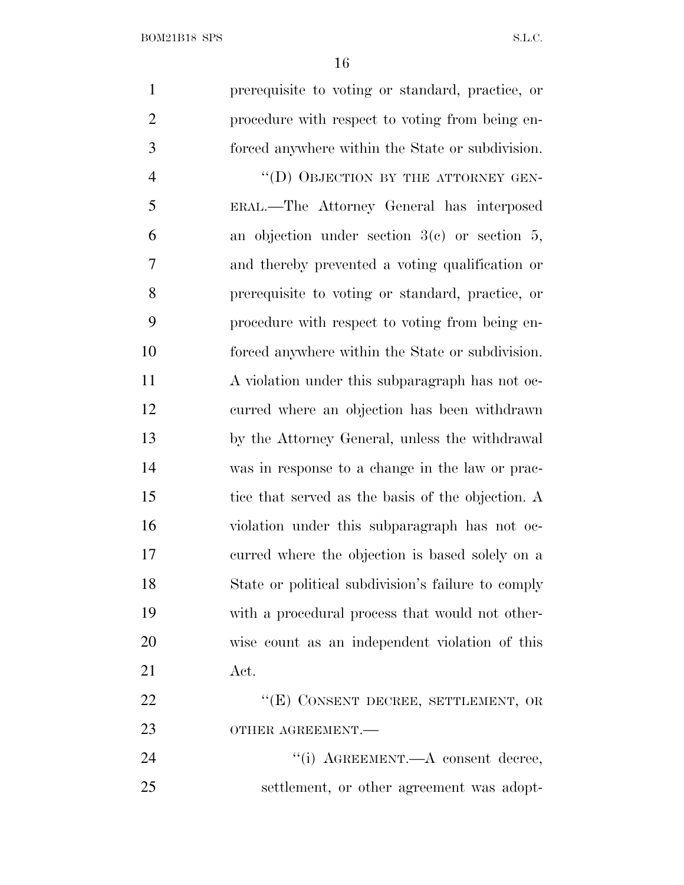prerequisite to voting or standard, practice, or procedure with respect to voting from being enforced anywhere within the State or subdivision.

"(D) OBJECTION BY THE ATTORNEY GENERAL.—The Attorney General has interposed an objection under section 3(c) or section 5, and thereby prevented a voting qualification or prerequisite to voting or standard, practice, or procedure with respect to voting from being enforced anywhere within the State or subdivision. A violation under this subparagraph has not occurred where an objection has been withdrawn by the Attorney General, unless the withdrawal was in response to a change in the law or practice that served as the basis of the objection. A violation under this subparagraph has not occurred where the objection is based solely on a State or political subdivision's failure to comply with a procedural process that would not otherwise count as an independent violation of this Act.

"(E) CONSENT DECREE, SETTLEMENT, OR OTHER AGREEMENT.—

"(i) AGREEMENT.—A consent decree, settlement, or other agreement was adopt-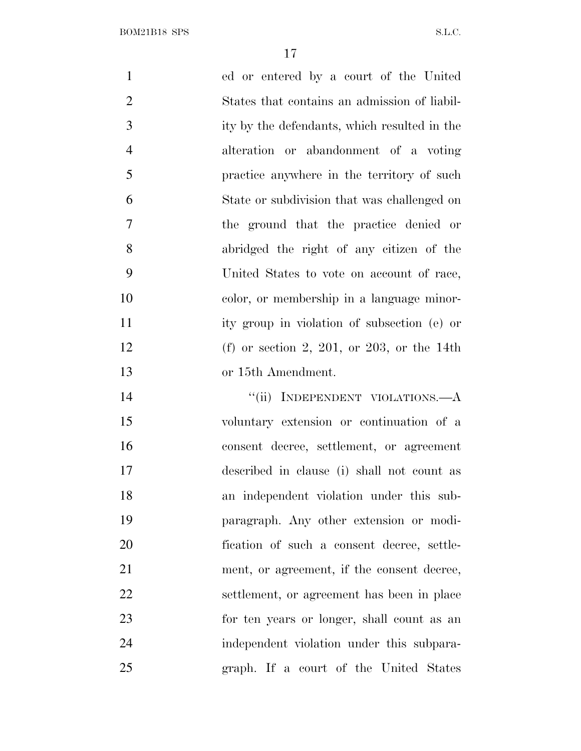ed or entered by a court of the United States that contains an admission of liability by the defendants, which resulted in the alteration or abandonment of a voting practice anywhere in the territory of such State or subdivision that was challenged on the ground that the practice denied or abridged the right of any citizen of the United States to vote on account of race, color, or membership in a language minority group in violation of subsection (e) or (f) or section 2, 201, or 203, or the 14th or 15th Amendment.

"(ii) INDEPENDENT VIOLATIONS.—A voluntary extension or continuation of a consent decree, settlement, or agreement described in clause (i) shall not count as an independent violation under this subparagraph. Any other extension or modification of such a consent decree, settlement, or agreement, if the consent decree, settlement, or agreement has been in place for ten years or longer, shall count as an independent violation under this subparagraph. If a court of the United States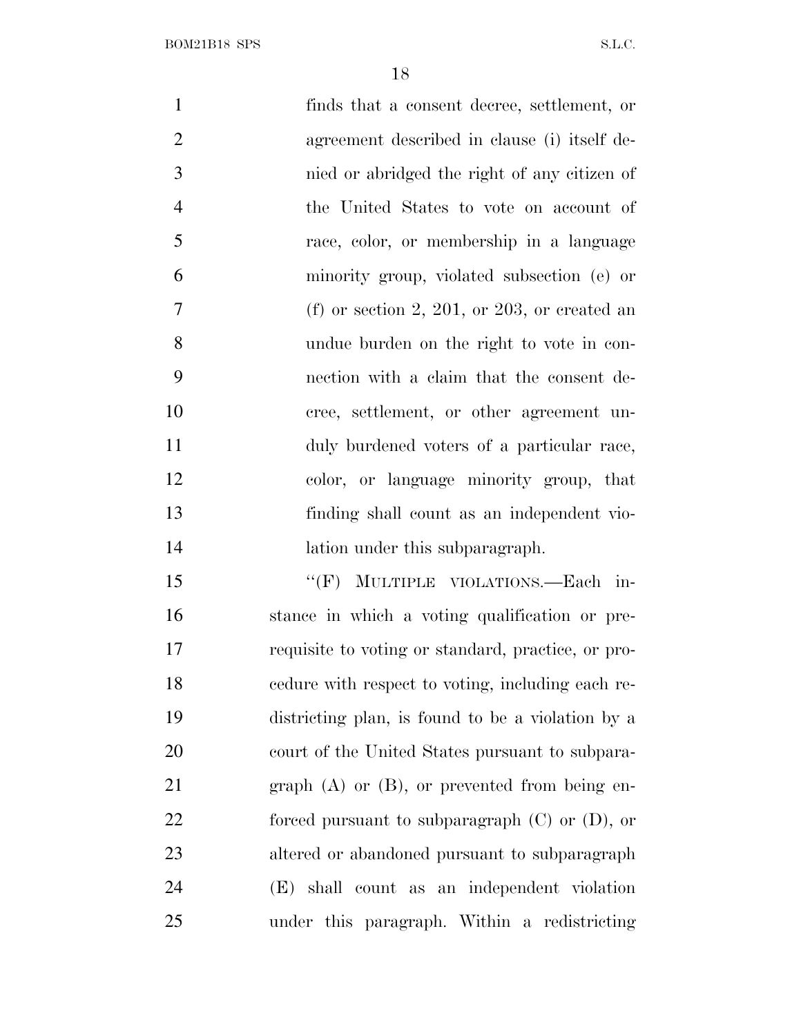finds that a consent decree, settlement, or agreement described in clause (i) itself denied or abridged the right of any citizen of the United States to vote on account of race, color, or membership in a language minority group, violated subsection (e) or (f) or section 2, 201, or 203, or created an undue burden on the right to vote in connection with a claim that the consent decree, settlement, or other agreement unduly burdened voters of a particular race, color, or language minority group, that finding shall count as an independent violation under this subparagraph.

"(F) MULTIPLE VIOLATIONS.—Each instance in which a voting qualification or prerequisite to voting or standard, practice, or procedure with respect to voting, including each redistricting plan, is found to be a violation by a court of the United States pursuant to subparagraph (A) or (B), or prevented from being enforced pursuant to subparagraph (C) or (D), or altered or abandoned pursuant to subparagraph (E) shall count as an independent violation under this paragraph. Within a redistricting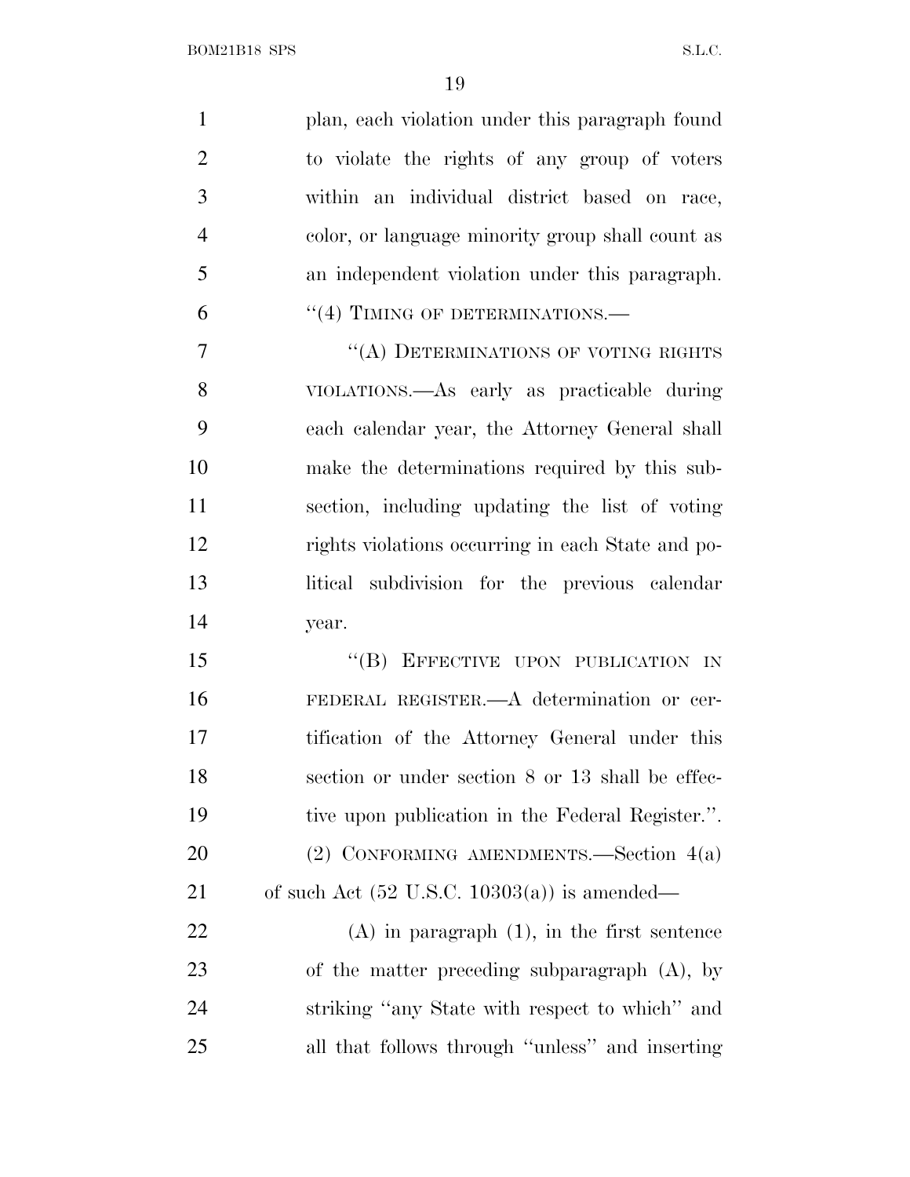plan, each violation under this paragraph found to violate the rights of any group of voters within an individual district based on race, color, or language minority group shall count as an independent violation under this paragraph.

"(4) TIMING OF DETERMINATIONS.—

"(A) DETERMINATIONS OF VOTING RIGHTS VIOLATIONS.—As early as practicable during each calendar year, the Attorney General shall make the determinations required by this subsection, including updating the list of voting rights violations occurring in each State and political subdivision for the previous calendar year.

"(B) EFFECTIVE UPON PUBLICATION IN FEDERAL REGISTER.—A determination or certification of the Attorney General under this section or under section 8 or 13 shall be effective upon publication in the Federal Register.".

(2) CONFORMING AMENDMENTS.—Section 4(a) of such Act (52 U.S.C. 10303(a)) is amended—

(A) in paragraph (1), in the first sentence of the matter preceding subparagraph (A), by striking "any State with respect to which" and all that follows through "unless" and inserting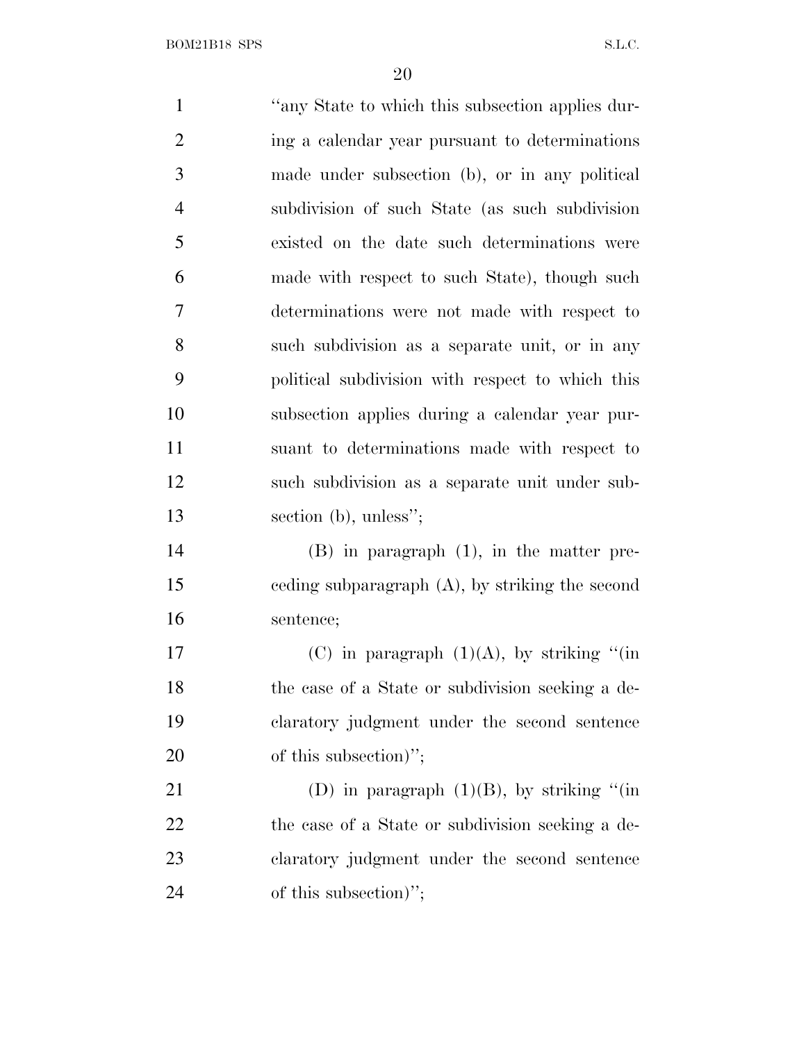"any State to which this subsection applies during a calendar year pursuant to determinations made under subsection (b), or in any political subdivision of such State (as such subdivision existed on the date such determinations were made with respect to such State), though such determinations were not made with respect to such subdivision as a separate unit, or in any political subdivision with respect to which this subsection applies during a calendar year pursuant to determinations made with respect to such subdivision as a separate unit under subsection (b), unless";

(B) in paragraph (1), in the matter preceding subparagraph (A), by striking the second sentence;

(C) in paragraph (1)(A), by striking "(in the case of a State or subdivision seeking a declaratory judgment under the second sentence of this subsection)";

(D) in paragraph (1)(B), by striking "(in the case of a State or subdivision seeking a declaratory judgment under the second sentence of this subsection)";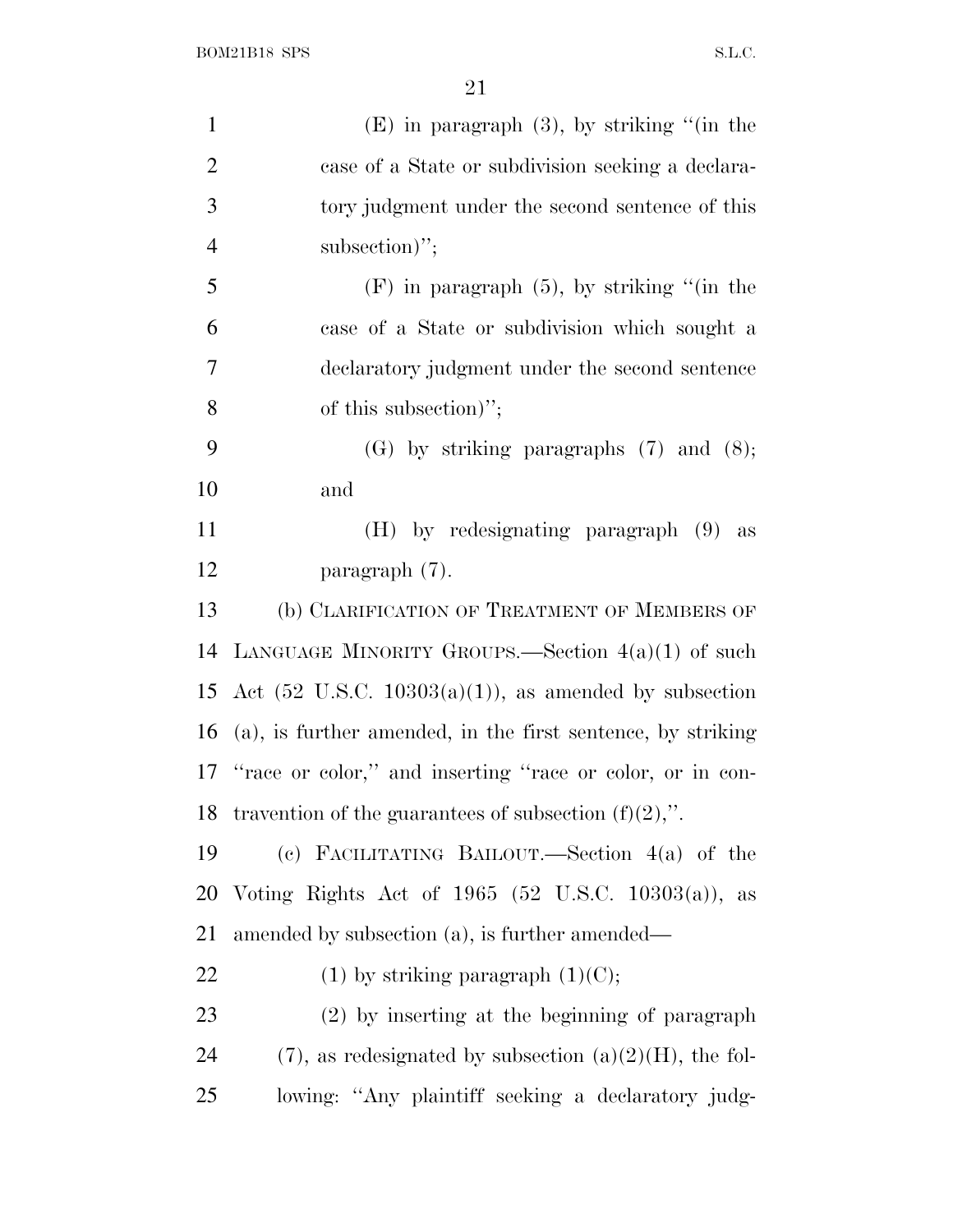(E) in paragraph (3), by striking "(in the case of a State or subdivision seeking a declaratory judgment under the second sentence of this subsection)";

(F) in paragraph (5), by striking "(in the case of a State or subdivision which sought a declaratory judgment under the second sentence of this subsection)";

(G) by striking paragraphs (7) and (8); and

(H) by redesignating paragraph (9) as paragraph (7).

(b) CLARIFICATION OF TREATMENT OF MEMBERS OF LANGUAGE MINORITY GROUPS.—Section 4(a)(1) of such Act (52 U.S.C. 10303(a)(1)), as amended by subsection (a), is further amended, in the first sentence, by striking "race or color," and inserting "race or color, or in contravention of the guarantees of subsection (f)(2),".

(c) FACILITATING BAILOUT.—Section 4(a) of the Voting Rights Act of 1965 (52 U.S.C. 10303(a)), as amended by subsection (a), is further amended—

(1) by striking paragraph (1)(C);

(2) by inserting at the beginning of paragraph (7), as redesignated by subsection (a)(2)(H), the following: "Any plaintiff seeking a declaratory judg-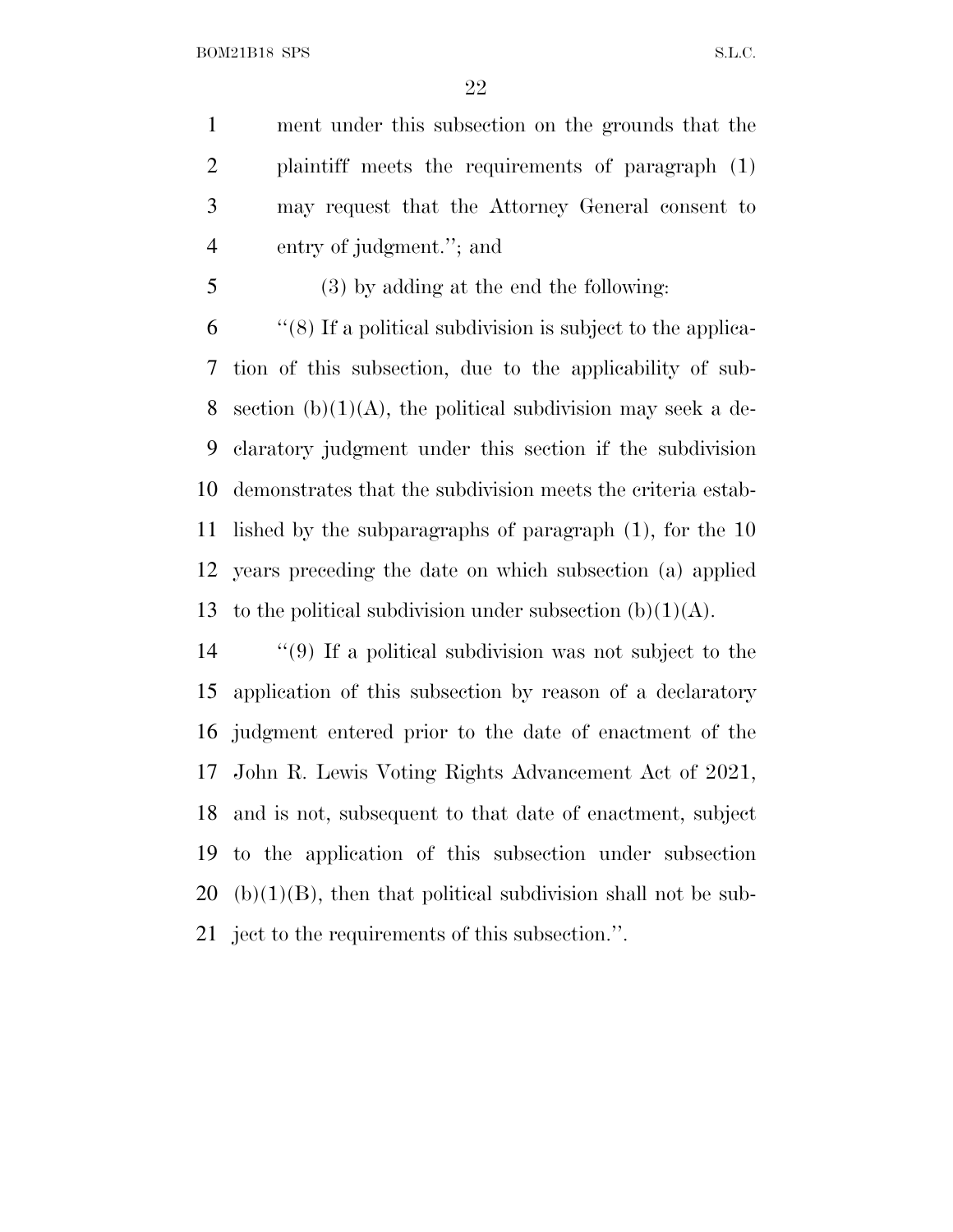ment under this subsection on the grounds that the plaintiff meets the requirements of paragraph (1) may request that the Attorney General consent to entry of judgment.''; and

(3) by adding at the end the following:

''(8) If a political subdivision is subject to the application of this subsection, due to the applicability of subsection (b)(1)(A), the political subdivision may seek a declaratory judgment under this section if the subdivision demonstrates that the subdivision meets the criteria established by the subparagraphs of paragraph (1), for the 10 years preceding the date on which subsection (a) applied to the political subdivision under subsection (b)(1)(A).

''(9) If a political subdivision was not subject to the application of this subsection by reason of a declaratory judgment entered prior to the date of enactment of the John R. Lewis Voting Rights Advancement Act of 2021, and is not, subsequent to that date of enactment, subject to the application of this subsection under subsection (b)(1)(B), then that political subdivision shall not be subject to the requirements of this subsection.''.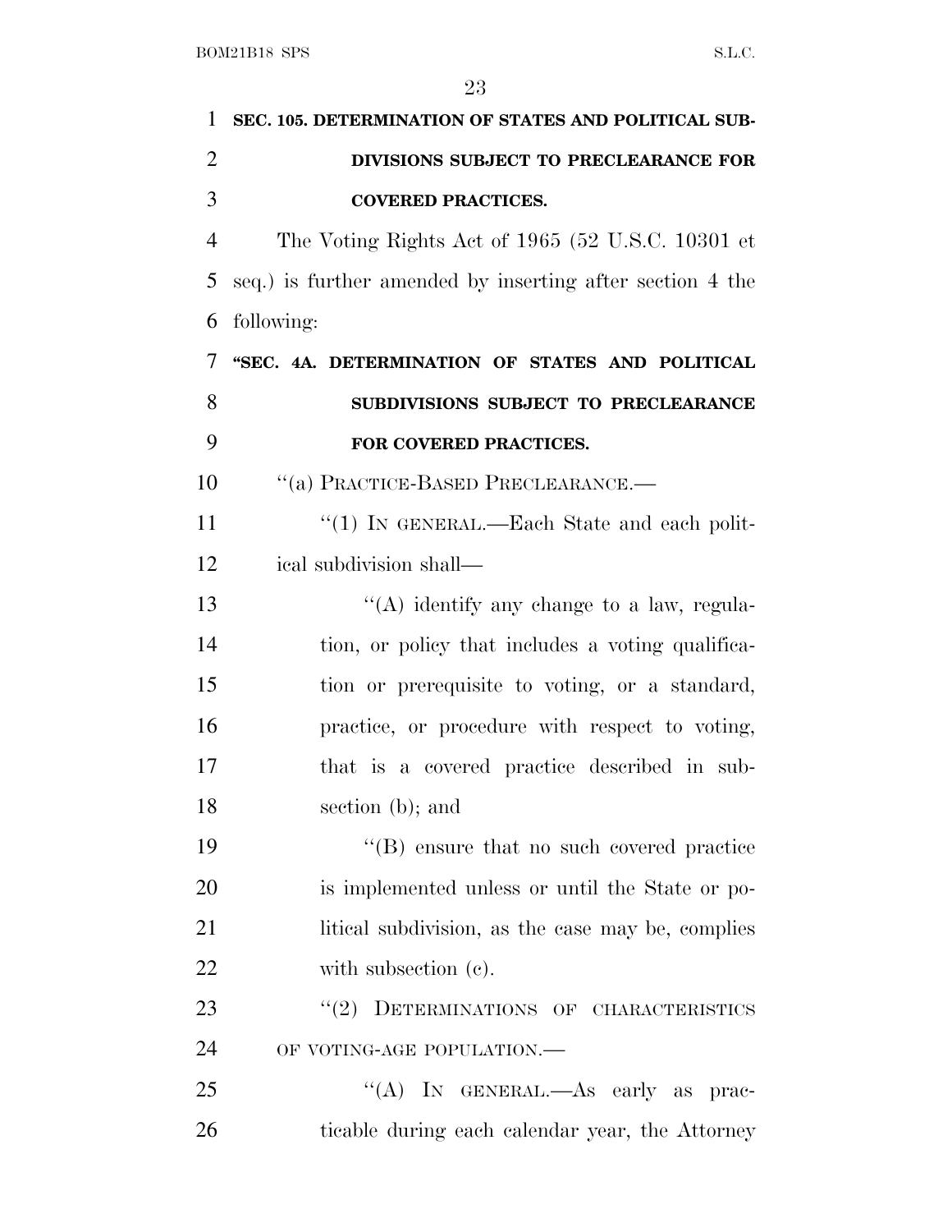**SEC. 105. DETERMINATION OF STATES AND POLITICAL SUBDIVISIONS SUBJECT TO PRECLEARANCE FOR COVERED PRACTICES.**

The Voting Rights Act of 1965 (52 U.S.C. 10301 et seq.) is further amended by inserting after section 4 the following:

**"SEC. 4A. DETERMINATION OF STATES AND POLITICAL SUBDIVISIONS SUBJECT TO PRECLEARANCE FOR COVERED PRACTICES.**

"(a) PRACTICE-BASED PRECLEARANCE.—

"(1) IN GENERAL.—Each State and each political subdivision shall—

"(A) identify any change to a law, regulation, or policy that includes a voting qualification or prerequisite to voting, or a standard, practice, or procedure with respect to voting, that is a covered practice described in subsection (b); and

"(B) ensure that no such covered practice is implemented unless or until the State or political subdivision, as the case may be, complies with subsection (c).

"(2) DETERMINATIONS OF CHARACTERISTICS OF VOTING-AGE POPULATION.—

"(A) IN GENERAL.—As early as practicable during each calendar year, the Attorney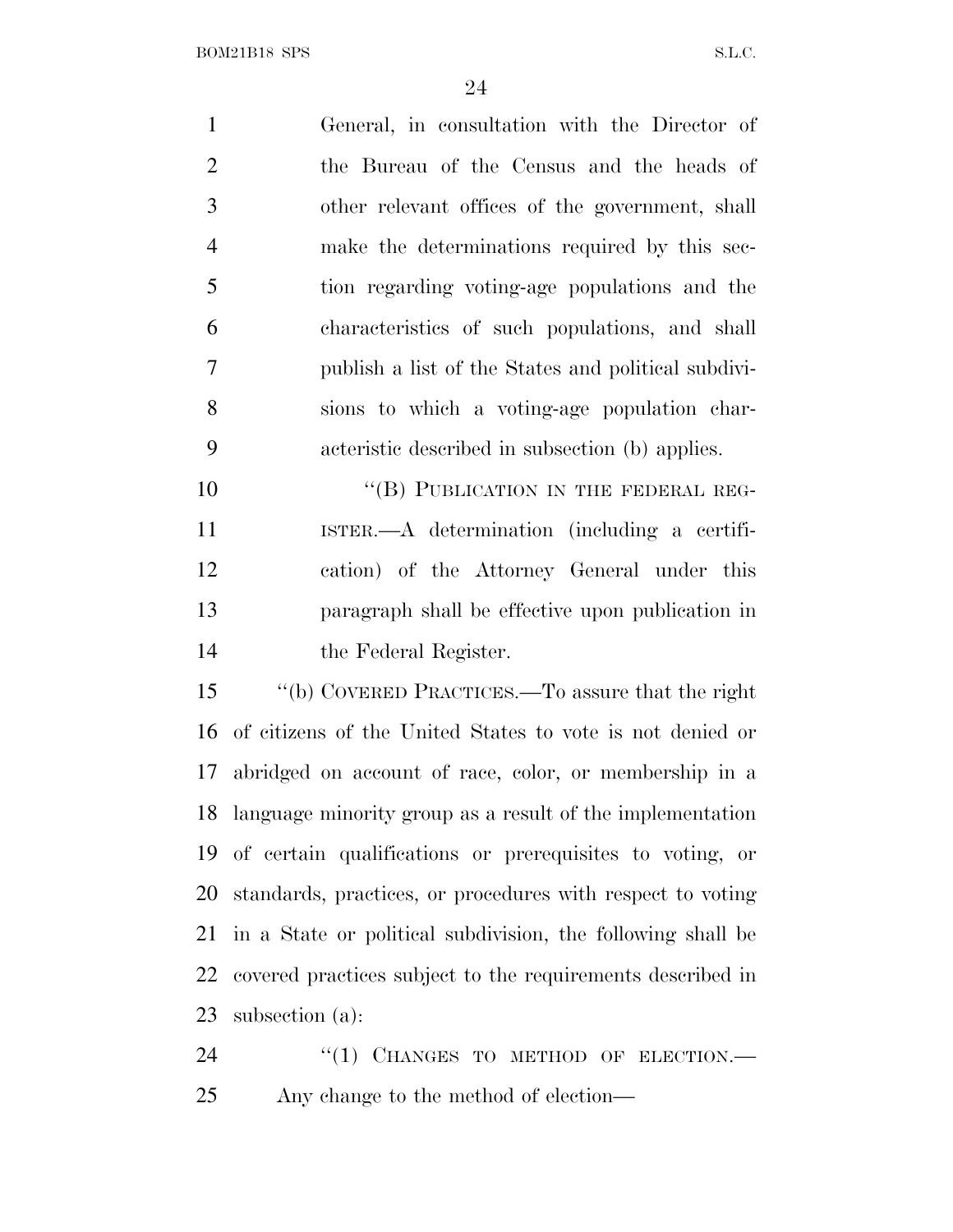General, in consultation with the Director of the Bureau of the Census and the heads of other relevant offices of the government, shall make the determinations required by this section regarding voting-age populations and the characteristics of such populations, and shall publish a list of the States and political subdivisions to which a voting-age population characteristic described in subsection (b) applies.

"(B) PUBLICATION IN THE FEDERAL REGISTER.—A determination (including a certification) of the Attorney General under this paragraph shall be effective upon publication in the Federal Register.

"(b) COVERED PRACTICES.—To assure that the right of citizens of the United States to vote is not denied or abridged on account of race, color, or membership in a language minority group as a result of the implementation of certain qualifications or prerequisites to voting, or standards, practices, or procedures with respect to voting in a State or political subdivision, the following shall be covered practices subject to the requirements described in subsection (a):

"(1) CHANGES TO METHOD OF ELECTION.—Any change to the method of election—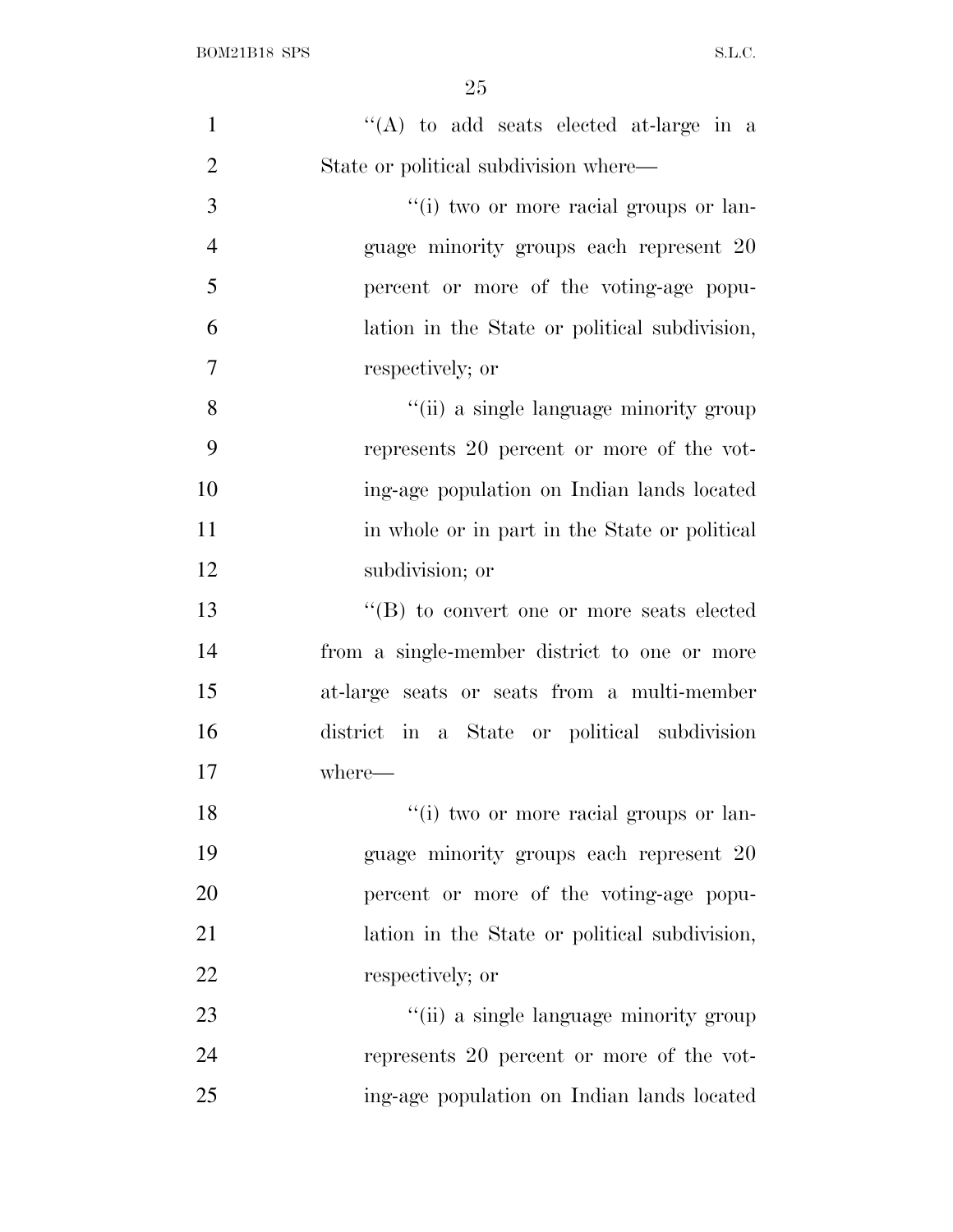''(A) to add seats elected at-large in a State or political subdivision where—

''(i) two or more racial groups or language minority groups each represent 20 percent or more of the voting-age population in the State or political subdivision, respectively; or

''(ii) a single language minority group represents 20 percent or more of the voting-age population on Indian lands located in whole or in part in the State or political subdivision; or

''(B) to convert one or more seats elected from a single-member district to one or more at-large seats or seats from a multi-member district in a State or political subdivision where—

''(i) two or more racial groups or language minority groups each represent 20 percent or more of the voting-age population in the State or political subdivision, respectively; or

''(ii) a single language minority group represents 20 percent or more of the voting-age population on Indian lands located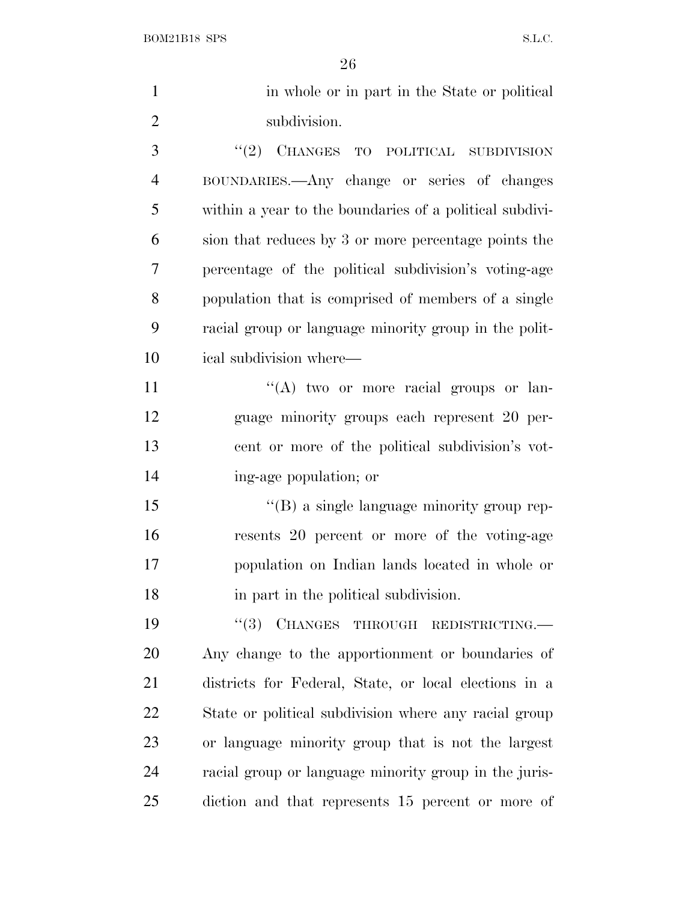in whole or in part in the State or political subdivision.

"(2) CHANGES TO POLITICAL SUBDIVISION BOUNDARIES.—Any change or series of changes within a year to the boundaries of a political subdivision that reduces by 3 or more percentage points the percentage of the political subdivision's voting-age population that is comprised of members of a single racial group or language minority group in the political subdivision where—

"(A) two or more racial groups or language minority groups each represent 20 percent or more of the political subdivision's voting-age population; or

"(B) a single language minority group represents 20 percent or more of the voting-age population on Indian lands located in whole or in part in the political subdivision.

"(3) CHANGES THROUGH REDISTRICTING.—Any change to the apportionment or boundaries of districts for Federal, State, or local elections in a State or political subdivision where any racial group or language minority group that is not the largest racial group or language minority group in the jurisdiction and that represents 15 percent or more of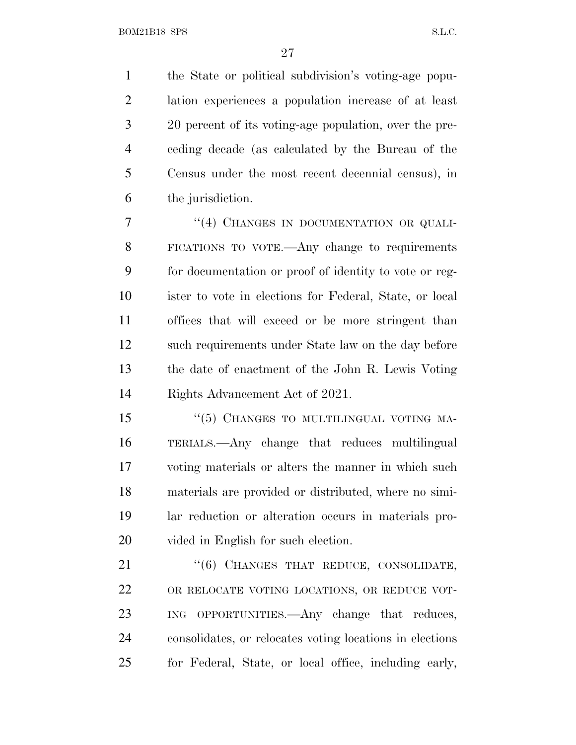the State or political subdivision's voting-age population experiences a population increase of at least 20 percent of its voting-age population, over the preceding decade (as calculated by the Bureau of the Census under the most recent decennial census), in the jurisdiction.

"(4) CHANGES IN DOCUMENTATION OR QUALIFICATIONS TO VOTE.—Any change to requirements for documentation or proof of identity to vote or register to vote in elections for Federal, State, or local offices that will exceed or be more stringent than such requirements under State law on the day before the date of enactment of the John R. Lewis Voting Rights Advancement Act of 2021.

"(5) CHANGES TO MULTILINGUAL VOTING MATERIALS.—Any change that reduces multilingual voting materials or alters the manner in which such materials are provided or distributed, where no similar reduction or alteration occurs in materials provided in English for such election.

"(6) CHANGES THAT REDUCE, CONSOLIDATE, OR RELOCATE VOTING LOCATIONS, OR REDUCE VOTING OPPORTUNITIES.—Any change that reduces, consolidates, or relocates voting locations in elections for Federal, State, or local office, including early,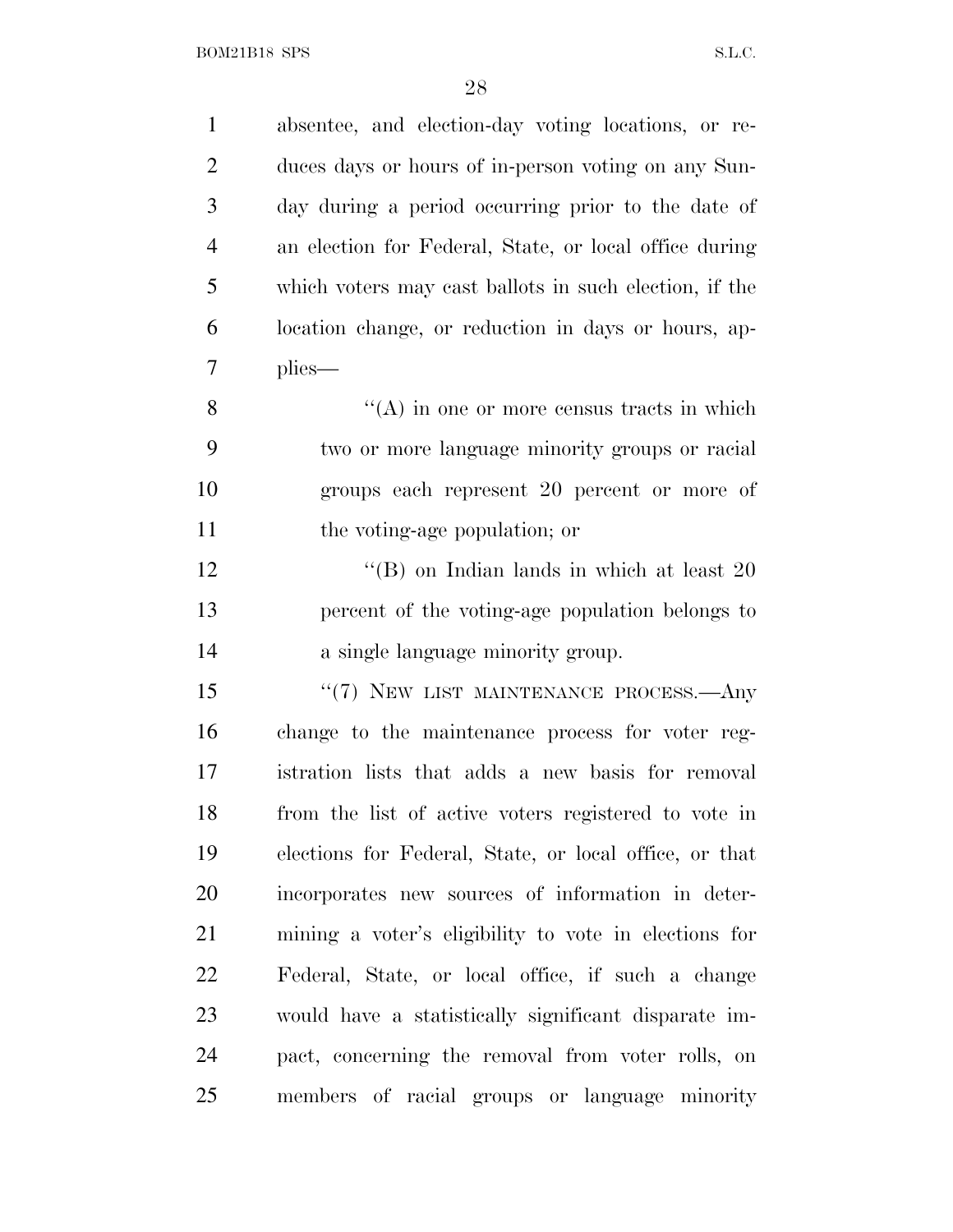absentee, and election-day voting locations, or reduces days or hours of in-person voting on any Sunday during a period occurring prior to the date of an election for Federal, State, or local office during which voters may cast ballots in such election, if the location change, or reduction in days or hours, applies—

"(A) in one or more census tracts in which two or more language minority groups or racial groups each represent 20 percent or more of the voting-age population; or

"(B) on Indian lands in which at least 20 percent of the voting-age population belongs to a single language minority group.

"(7) NEW LIST MAINTENANCE PROCESS.—Any change to the maintenance process for voter registration lists that adds a new basis for removal from the list of active voters registered to vote in elections for Federal, State, or local office, or that incorporates new sources of information in determining a voter's eligibility to vote in elections for Federal, State, or local office, if such a change would have a statistically significant disparate impact, concerning the removal from voter rolls, on members of racial groups or language minority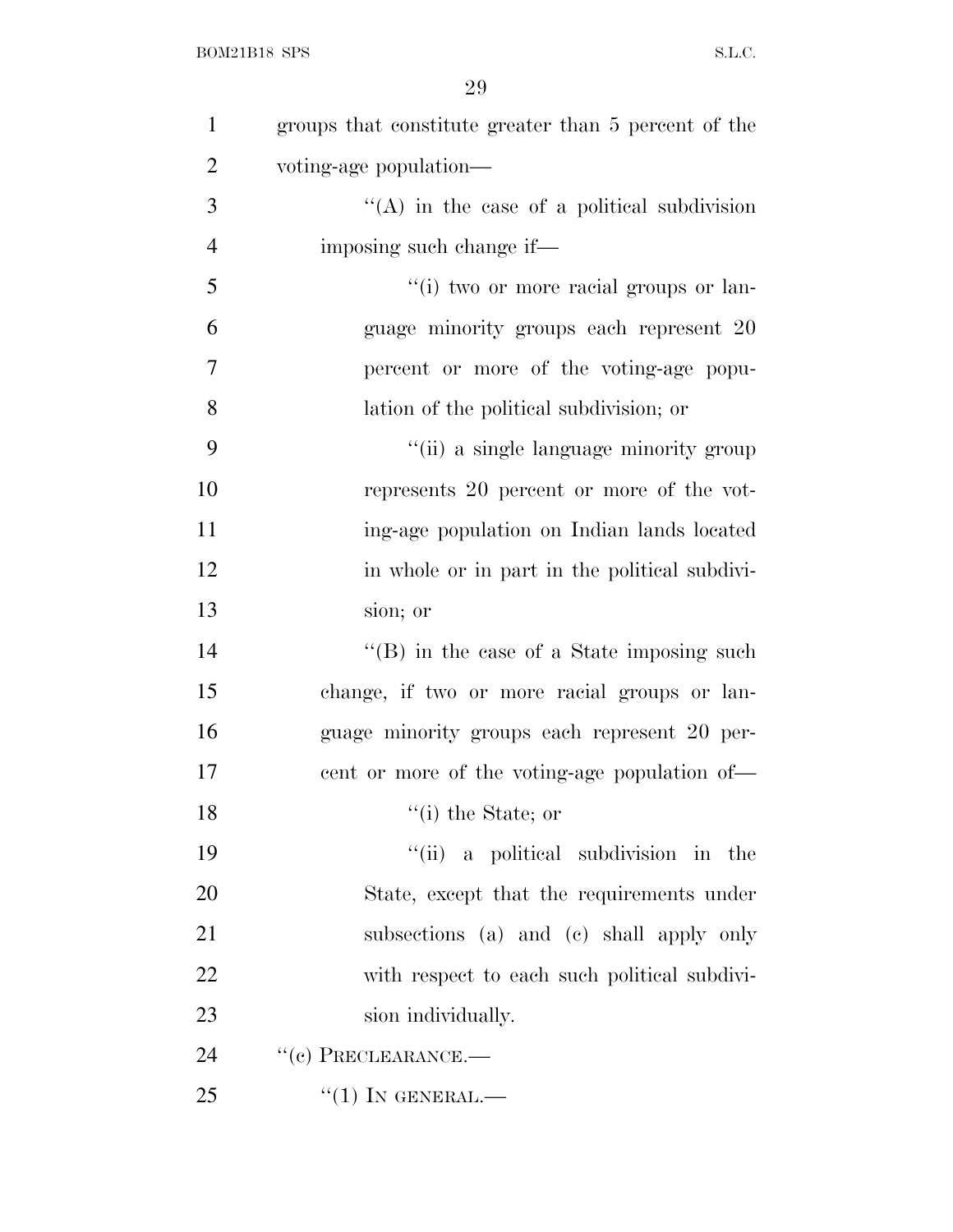groups that constitute greater than 5 percent of the voting-age population—

''(A) in the case of a political subdivision imposing such change if—

''(i) two or more racial groups or language minority groups each represent 20 percent or more of the voting-age population of the political subdivision; or

''(ii) a single language minority group represents 20 percent or more of the voting-age population on Indian lands located in whole or in part in the political subdivision; or

''(B) in the case of a State imposing such change, if two or more racial groups or language minority groups each represent 20 percent or more of the voting-age population of—

''(i) the State; or

''(ii) a political subdivision in the State, except that the requirements under subsections (a) and (c) shall apply only with respect to each such political subdivision individually.

''(c) PRECLEARANCE.—

''(1) IN GENERAL.—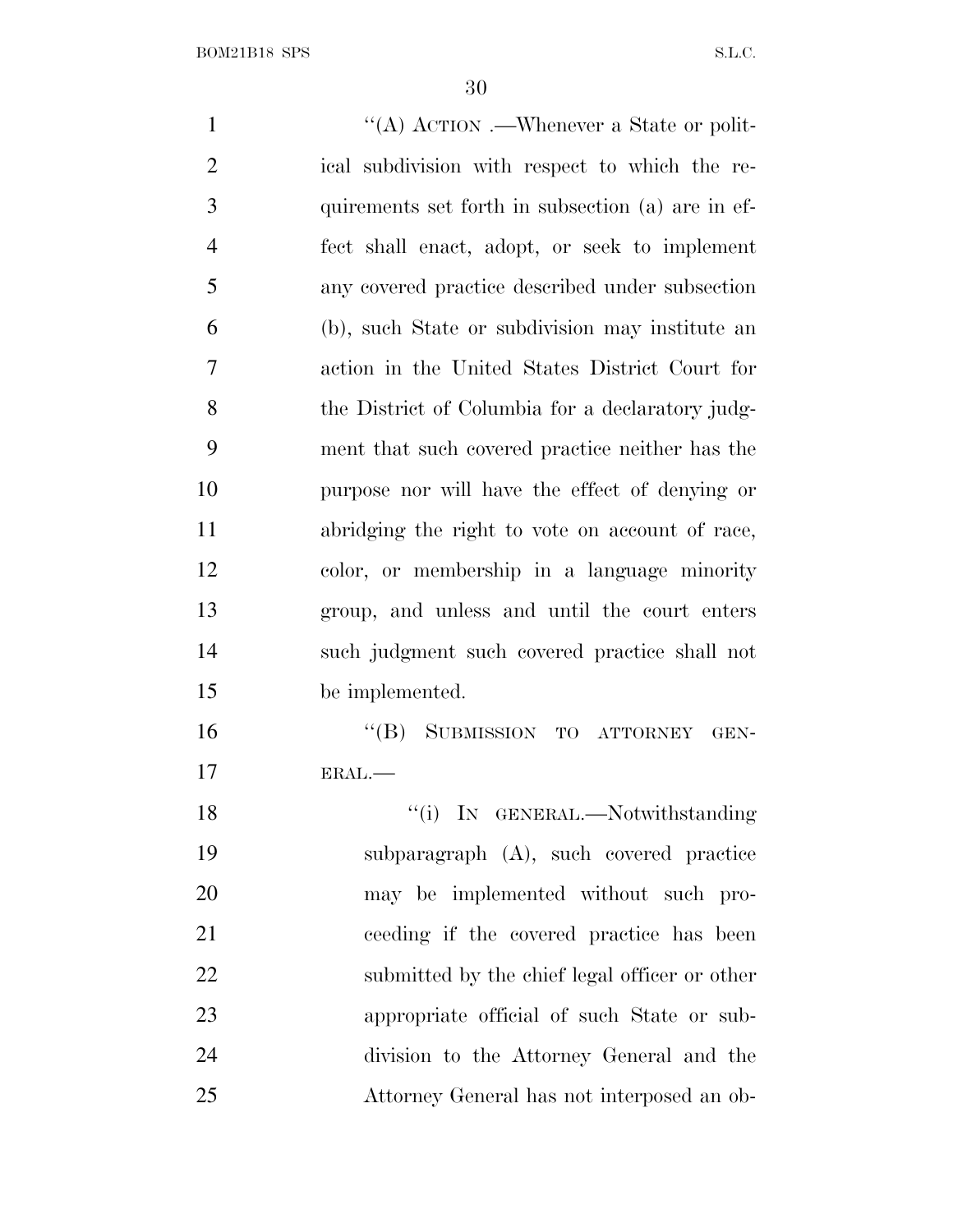"(A) ACTION.—Whenever a State or political subdivision with respect to which the requirements set forth in subsection (a) are in effect shall enact, adopt, or seek to implement any covered practice described under subsection (b), such State or subdivision may institute an action in the United States District Court for the District of Columbia for a declaratory judgment that such covered practice neither has the purpose nor will have the effect of denying or abridging the right to vote on account of race, color, or membership in a language minority group, and unless and until the court enters such judgment such covered practice shall not be implemented.

"(B) SUBMISSION TO ATTORNEY GENERAL.—

"(i) IN GENERAL.—Notwithstanding subparagraph (A), such covered practice may be implemented without such proceeding if the covered practice has been submitted by the chief legal officer or other appropriate official of such State or subdivision to the Attorney General and the Attorney General has not interposed an ob-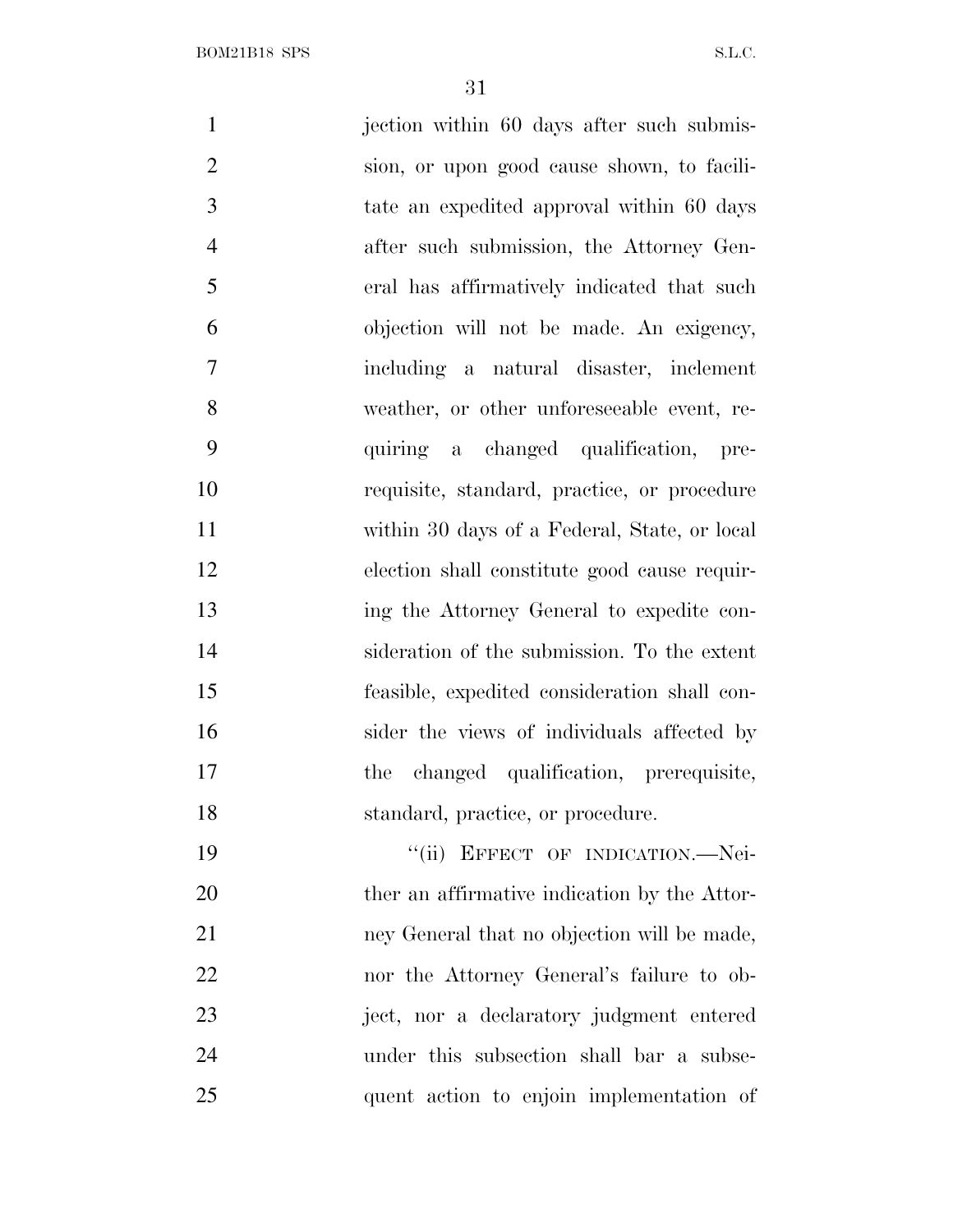jection within 60 days after such submission, or upon good cause shown, to facilitate an expedited approval within 60 days after such submission, the Attorney General has affirmatively indicated that such objection will not be made. An exigency, including a natural disaster, inclement weather, or other unforeseeable event, requiring a changed qualification, prerequisite, standard, practice, or procedure within 30 days of a Federal, State, or local election shall constitute good cause requiring the Attorney General to expedite consideration of the submission. To the extent feasible, expedited consideration shall consider the views of individuals affected by the changed qualification, prerequisite, standard, practice, or procedure.

"(ii) EFFECT OF INDICATION.—Neither an affirmative indication by the Attorney General that no objection will be made, nor the Attorney General's failure to object, nor a declaratory judgment entered under this subsection shall bar a subsequent action to enjoin implementation of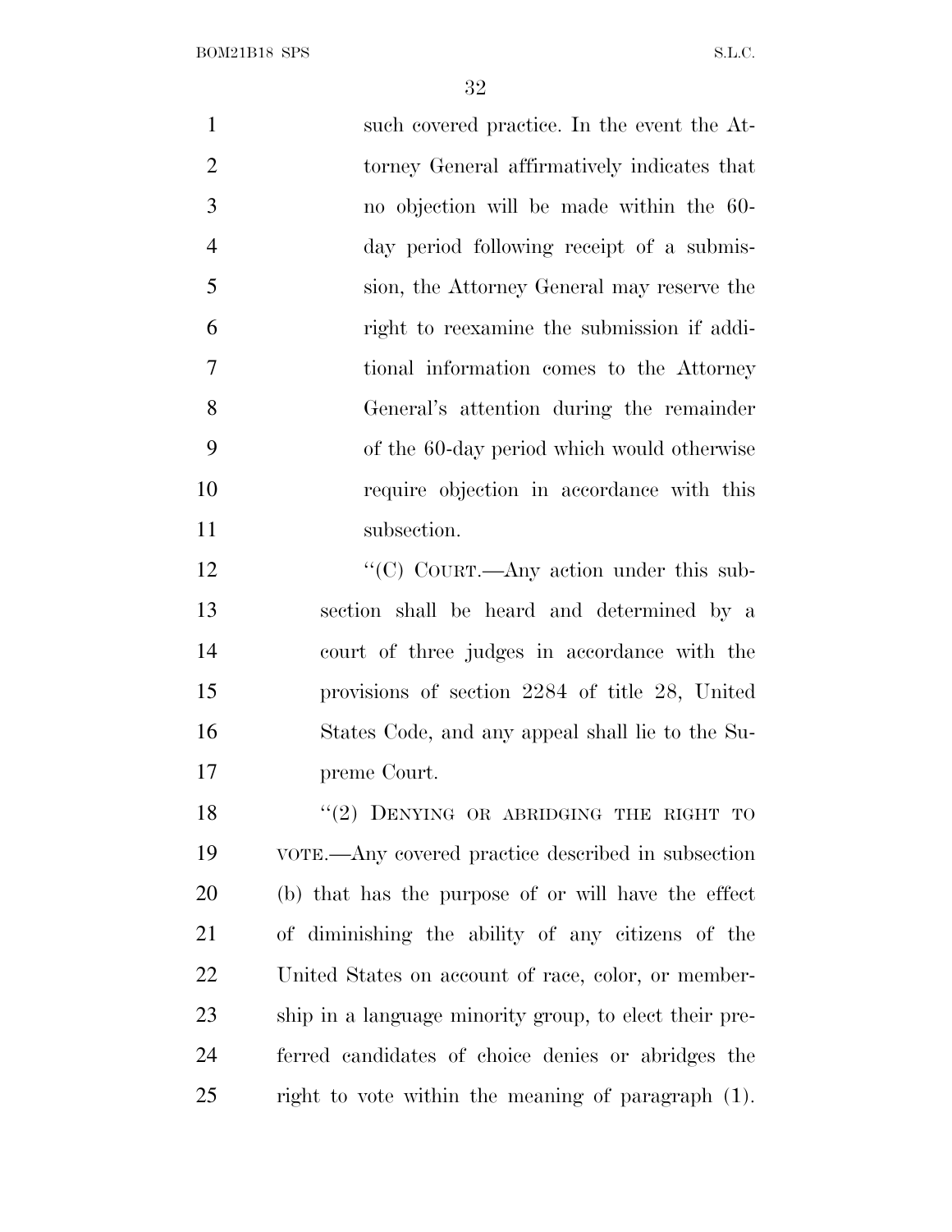such covered practice. In the event the Attorney General affirmatively indicates that no objection will be made within the 60-day period following receipt of a submission, the Attorney General may reserve the right to reexamine the submission if additional information comes to the Attorney General's attention during the remainder of the 60-day period which would otherwise require objection in accordance with this subsection.

"(C) COURT.—Any action under this subsection shall be heard and determined by a court of three judges in accordance with the provisions of section 2284 of title 28, United States Code, and any appeal shall lie to the Supreme Court.

"(2) DENYING OR ABRIDGING THE RIGHT TO VOTE.—Any covered practice described in subsection (b) that has the purpose of or will have the effect of diminishing the ability of any citizens of the United States on account of race, color, or membership in a language minority group, to elect their preferred candidates of choice denies or abridges the right to vote within the meaning of paragraph (1).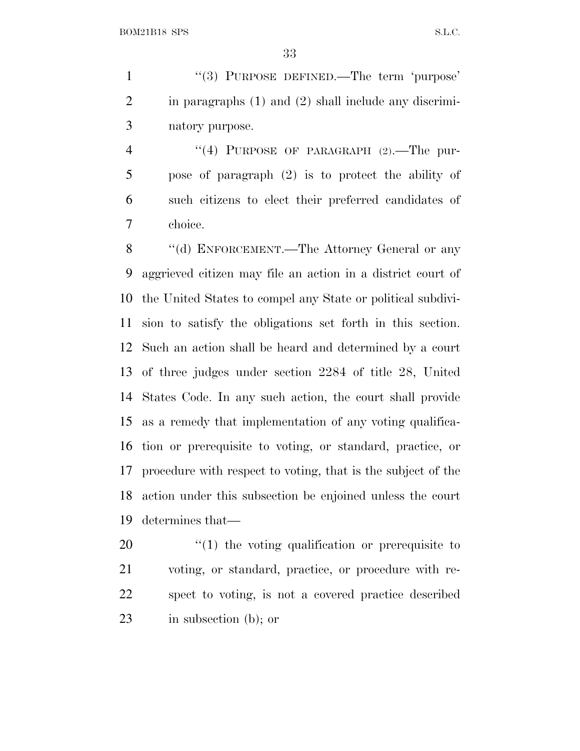"(3) PURPOSE DEFINED.—The term 'purpose' in paragraphs (1) and (2) shall include any discriminatory purpose.

"(4) PURPOSE OF PARAGRAPH (2).—The purpose of paragraph (2) is to protect the ability of such citizens to elect their preferred candidates of choice.

"(d) ENFORCEMENT.—The Attorney General or any aggrieved citizen may file an action in a district court of the United States to compel any State or political subdivision to satisfy the obligations set forth in this section. Such an action shall be heard and determined by a court of three judges under section 2284 of title 28, United States Code. In any such action, the court shall provide as a remedy that implementation of any voting qualification or prerequisite to voting, or standard, practice, or procedure with respect to voting, that is the subject of the action under this subsection be enjoined unless the court determines that—

"(1) the voting qualification or prerequisite to voting, or standard, practice, or procedure with respect to voting, is not a covered practice described in subsection (b); or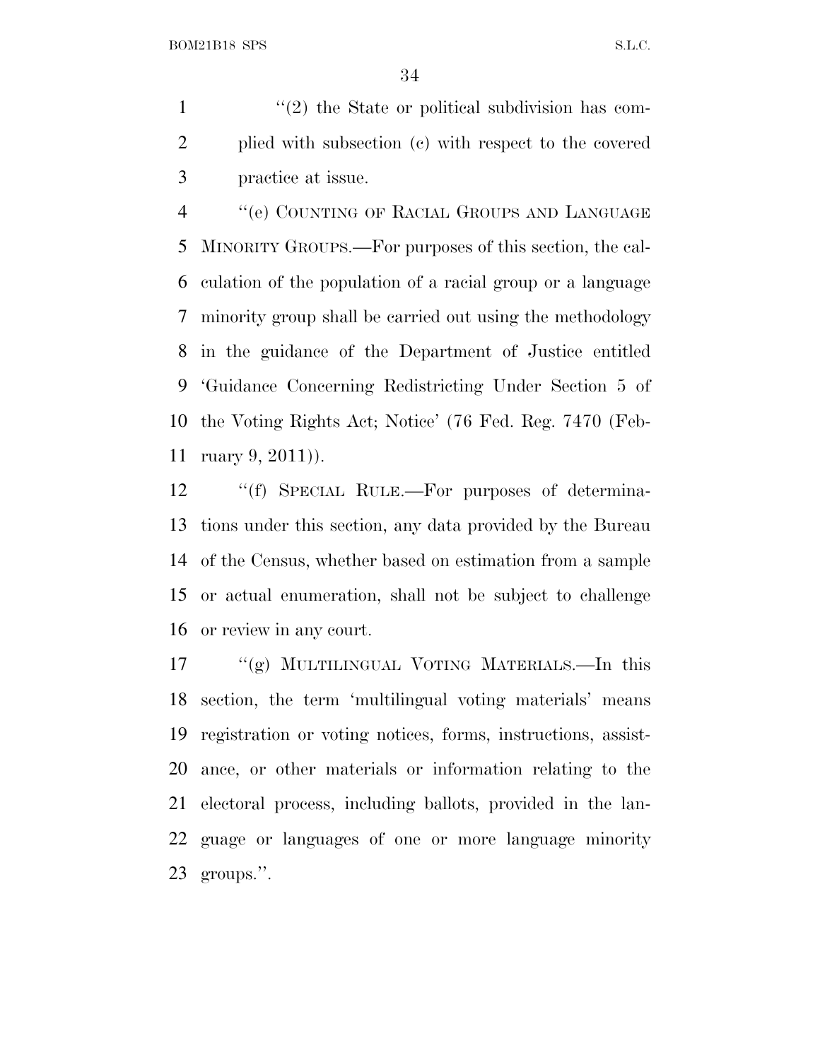''(2) the State or political subdivision has complied with subsection (c) with respect to the covered practice at issue.

''(e) COUNTING OF RACIAL GROUPS AND LANGUAGE MINORITY GROUPS.—For purposes of this section, the calculation of the population of a racial group or a language minority group shall be carried out using the methodology in the guidance of the Department of Justice entitled 'Guidance Concerning Redistricting Under Section 5 of the Voting Rights Act; Notice' (76 Fed. Reg. 7470 (February 9, 2011)).

''(f) SPECIAL RULE.—For purposes of determinations under this section, any data provided by the Bureau of the Census, whether based on estimation from a sample or actual enumeration, shall not be subject to challenge or review in any court.

''(g) MULTILINGUAL VOTING MATERIALS.—In this section, the term 'multilingual voting materials' means registration or voting notices, forms, instructions, assistance, or other materials or information relating to the electoral process, including ballots, provided in the language or languages of one or more language minority groups.''.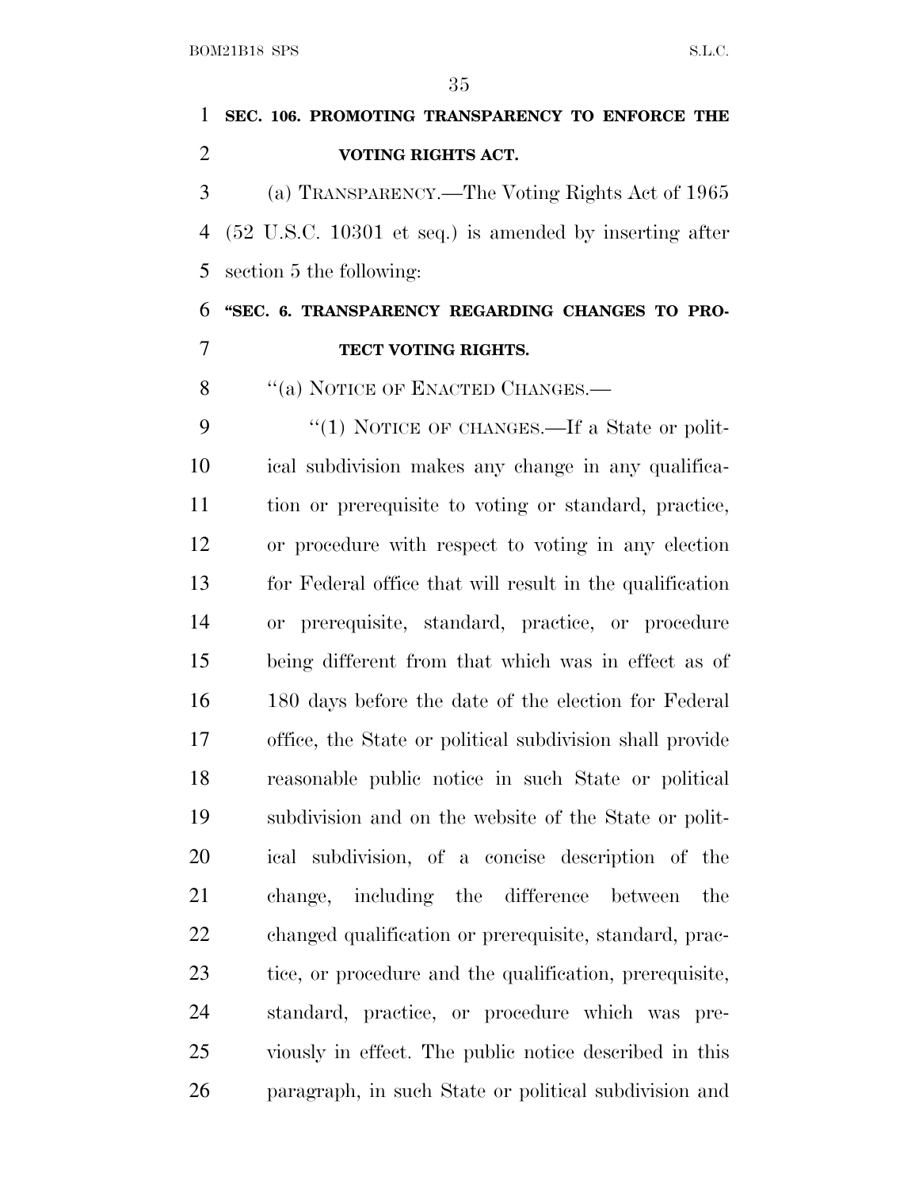**SEC. 106. PROMOTING TRANSPARENCY TO ENFORCE THE VOTING RIGHTS ACT.**

(a) TRANSPARENCY.—The Voting Rights Act of 1965 (52 U.S.C. 10301 et seq.) is amended by inserting after section 5 the following:

**"SEC. 6. TRANSPARENCY REGARDING CHANGES TO PROTECT VOTING RIGHTS.**

"(a) NOTICE OF ENACTED CHANGES.—

"(1) NOTICE OF CHANGES.—If a State or political subdivision makes any change in any qualification or prerequisite to voting or standard, practice, or procedure with respect to voting in any election for Federal office that will result in the qualification or prerequisite, standard, practice, or procedure being different from that which was in effect as of 180 days before the date of the election for Federal office, the State or political subdivision shall provide reasonable public notice in such State or political subdivision and on the website of the State or political subdivision, of a concise description of the change, including the difference between the changed qualification or prerequisite, standard, practice, or procedure and the qualification, prerequisite, standard, practice, or procedure which was previously in effect. The public notice described in this paragraph, in such State or political subdivision and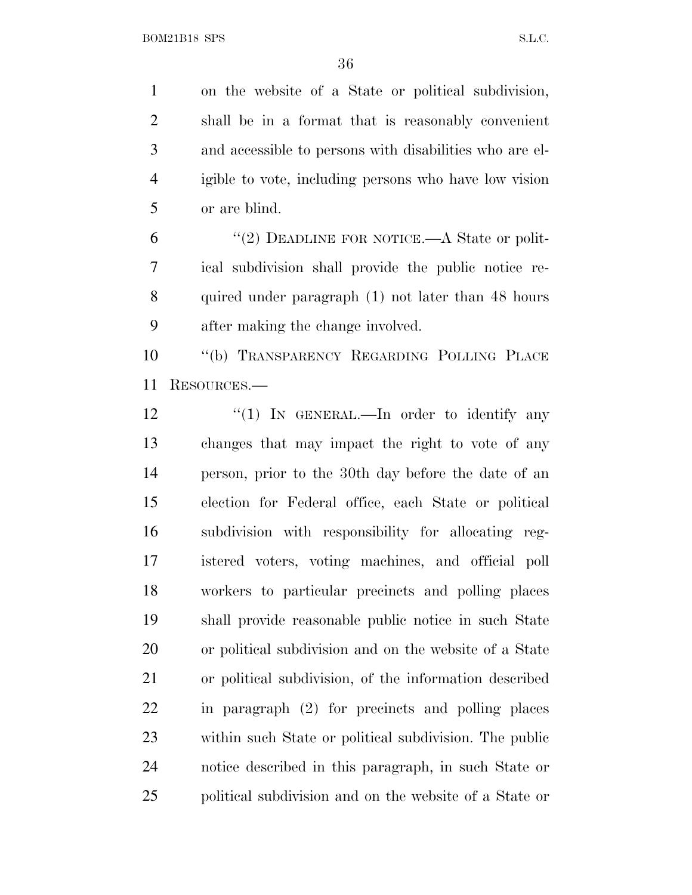on the website of a State or political subdivision, shall be in a format that is reasonably convenient and accessible to persons with disabilities who are eligible to vote, including persons who have low vision or are blind.

"(2) DEADLINE FOR NOTICE.—A State or political subdivision shall provide the public notice required under paragraph (1) not later than 48 hours after making the change involved.

"(b) TRANSPARENCY REGARDING POLLING PLACE RESOURCES.—

"(1) IN GENERAL.—In order to identify any changes that may impact the right to vote of any person, prior to the 30th day before the date of an election for Federal office, each State or political subdivision with responsibility for allocating registered voters, voting machines, and official poll workers to particular precincts and polling places shall provide reasonable public notice in such State or political subdivision and on the website of a State or political subdivision, of the information described in paragraph (2) for precincts and polling places within such State or political subdivision. The public notice described in this paragraph, in such State or political subdivision and on the website of a State or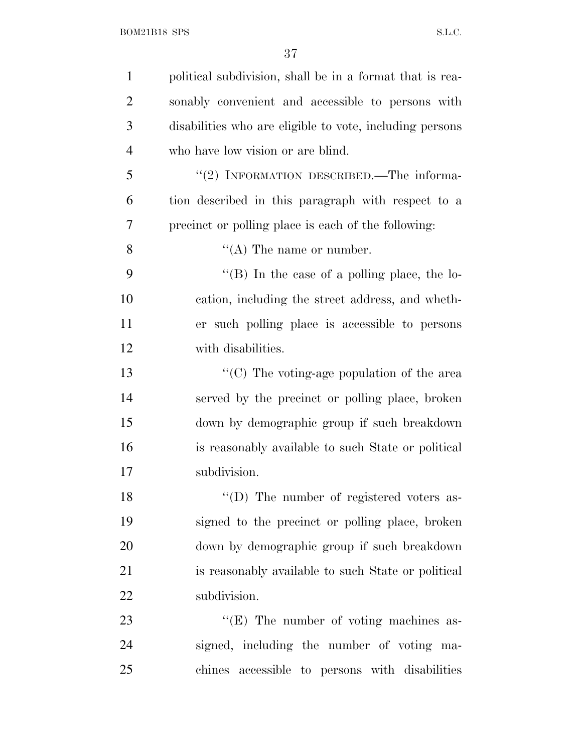political subdivision, shall be in a format that is reasonably convenient and accessible to persons with disabilities who are eligible to vote, including persons who have low vision or are blind.

"(2) INFORMATION DESCRIBED.—The information described in this paragraph with respect to a precinct or polling place is each of the following:

"(A) The name or number.

"(B) In the case of a polling place, the location, including the street address, and whether such polling place is accessible to persons with disabilities.

"(C) The voting-age population of the area served by the precinct or polling place, broken down by demographic group if such breakdown is reasonably available to such State or political subdivision.

"(D) The number of registered voters assigned to the precinct or polling place, broken down by demographic group if such breakdown is reasonably available to such State or political subdivision.

"(E) The number of voting machines assigned, including the number of voting machines accessible to persons with disabilities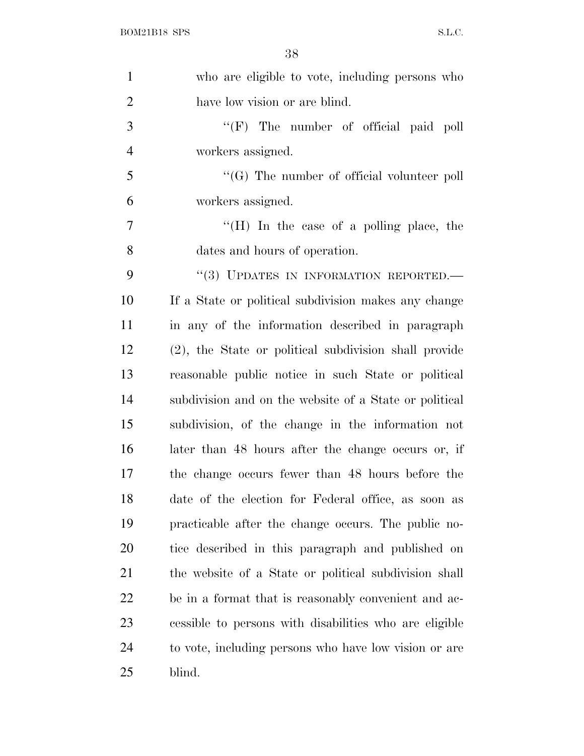who are eligible to vote, including persons who have low vision or are blind.

''(F) The number of official paid poll workers assigned.

''(G) The number of official volunteer poll workers assigned.

''(H) In the case of a polling place, the dates and hours of operation.

''(3) UPDATES IN INFORMATION REPORTED.— If a State or political subdivision makes any change in any of the information described in paragraph (2), the State or political subdivision shall provide reasonable public notice in such State or political subdivision and on the website of a State or political subdivision, of the change in the information not later than 48 hours after the change occurs or, if the change occurs fewer than 48 hours before the date of the election for Federal office, as soon as practicable after the change occurs. The public notice described in this paragraph and published on the website of a State or political subdivision shall be in a format that is reasonably convenient and accessible to persons with disabilities who are eligible to vote, including persons who have low vision or are blind.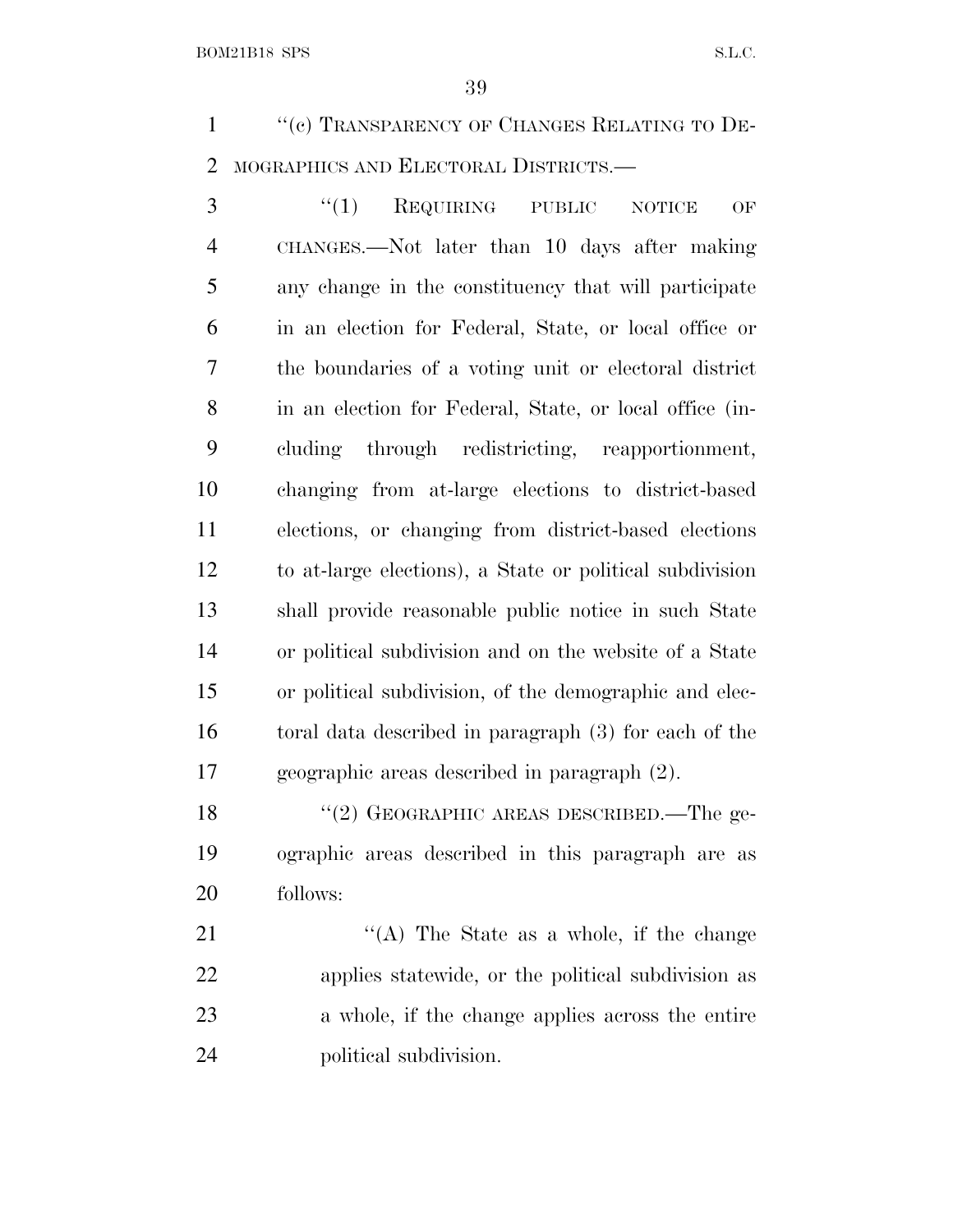"(c) TRANSPARENCY OF CHANGES RELATING TO DEMOGRAPHICS AND ELECTORAL DISTRICTS.—

"(1) REQUIRING PUBLIC NOTICE OF CHANGES.—Not later than 10 days after making any change in the constituency that will participate in an election for Federal, State, or local office or the boundaries of a voting unit or electoral district in an election for Federal, State, or local office (including through redistricting, reapportionment, changing from at-large elections to district-based elections, or changing from district-based elections to at-large elections), a State or political subdivision shall provide reasonable public notice in such State or political subdivision and on the website of a State or political subdivision, of the demographic and electoral data described in paragraph (3) for each of the geographic areas described in paragraph (2).

"(2) GEOGRAPHIC AREAS DESCRIBED.—The geographic areas described in this paragraph are as follows:

"(A) The State as a whole, if the change applies statewide, or the political subdivision as a whole, if the change applies across the entire political subdivision.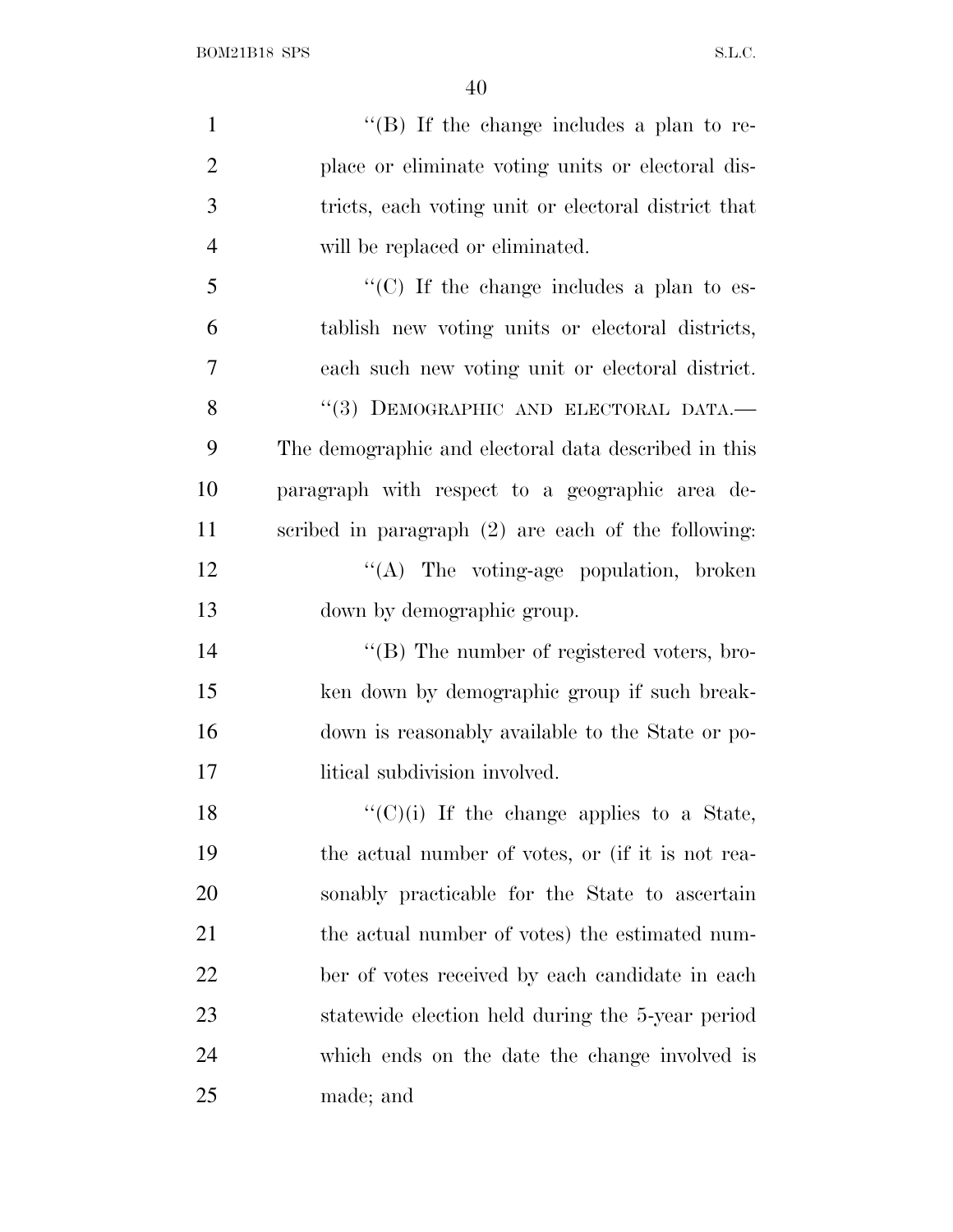"(B) If the change includes a plan to replace or eliminate voting units or electoral districts, each voting unit or electoral district that will be replaced or eliminated.

"(C) If the change includes a plan to establish new voting units or electoral districts, each such new voting unit or electoral district.

"(3) DEMOGRAPHIC AND ELECTORAL DATA.—The demographic and electoral data described in this paragraph with respect to a geographic area described in paragraph (2) are each of the following:

"(A) The voting-age population, broken down by demographic group.

"(B) The number of registered voters, broken down by demographic group if such breakdown is reasonably available to the State or political subdivision involved.

"(C)(i) If the change applies to a State, the actual number of votes, or (if it is not reasonably practicable for the State to ascertain the actual number of votes) the estimated number of votes received by each candidate in each statewide election held during the 5-year period which ends on the date the change involved is made; and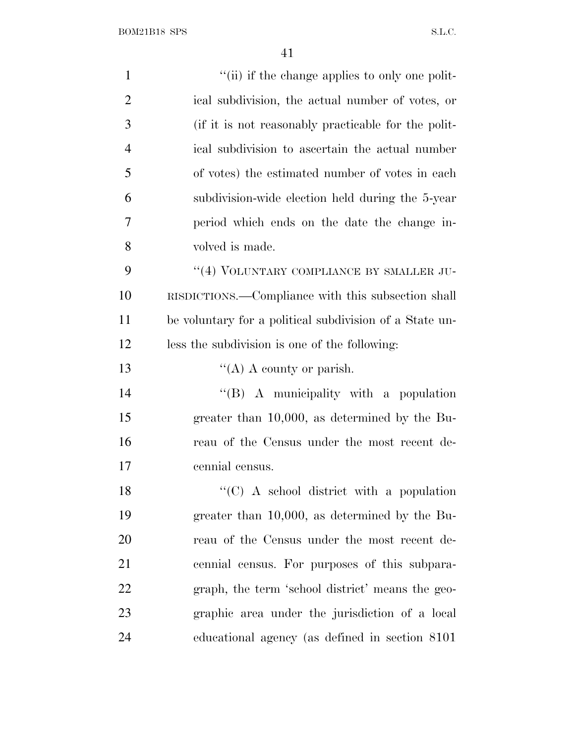"(ii) if the change applies to only one political subdivision, the actual number of votes, or (if it is not reasonably practicable for the political subdivision to ascertain the actual number of votes) the estimated number of votes in each subdivision-wide election held during the 5-year period which ends on the date the change involved is made.

"(4) VOLUNTARY COMPLIANCE BY SMALLER JURISDICTIONS.—Compliance with this subsection shall be voluntary for a political subdivision of a State unless the subdivision is one of the following:

"(A) A county or parish.

"(B) A municipality with a population greater than 10,000, as determined by the Bureau of the Census under the most recent decennial census.

"(C) A school district with a population greater than 10,000, as determined by the Bureau of the Census under the most recent decennial census. For purposes of this subparagraph, the term 'school district' means the geographic area under the jurisdiction of a local educational agency (as defined in section 8101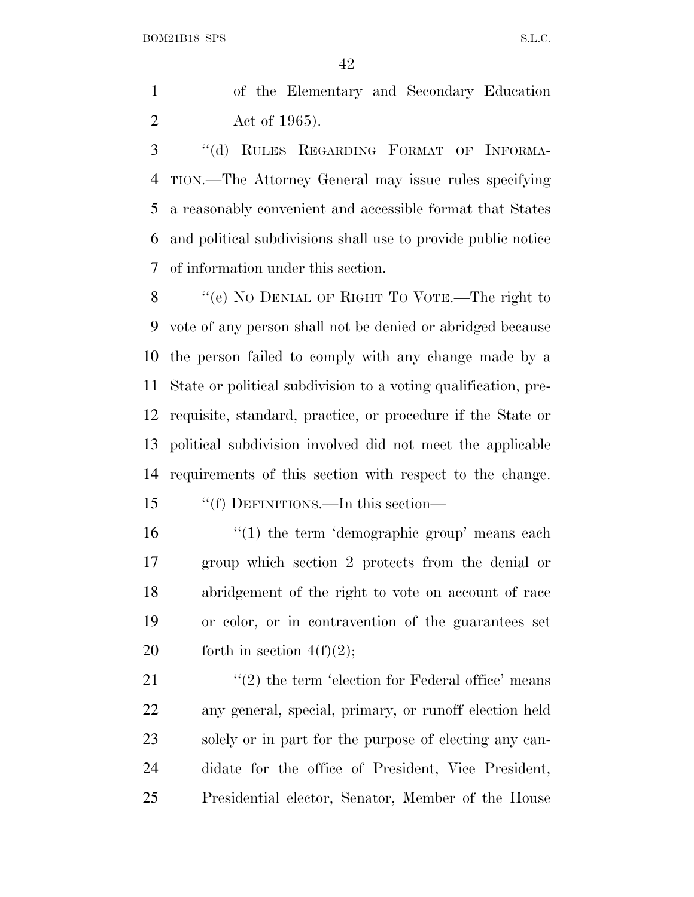of the Elementary and Secondary Education Act of 1965).

"(d) RULES REGARDING FORMAT OF INFORMATION.—The Attorney General may issue rules specifying a reasonably convenient and accessible format that States and political subdivisions shall use to provide public notice of information under this section.

"(e) NO DENIAL OF RIGHT TO VOTE.—The right to vote of any person shall not be denied or abridged because the person failed to comply with any change made by a State or political subdivision to a voting qualification, prerequisite, standard, practice, or procedure if the State or political subdivision involved did not meet the applicable requirements of this section with respect to the change.

"(f) DEFINITIONS.—In this section—

"(1) the term 'demographic group' means each group which section 2 protects from the denial or abridgement of the right to vote on account of race or color, or in contravention of the guarantees set forth in section 4(f)(2);

"(2) the term 'election for Federal office' means any general, special, primary, or runoff election held solely or in part for the purpose of electing any candidate for the office of President, Vice President, Presidential elector, Senator, Member of the House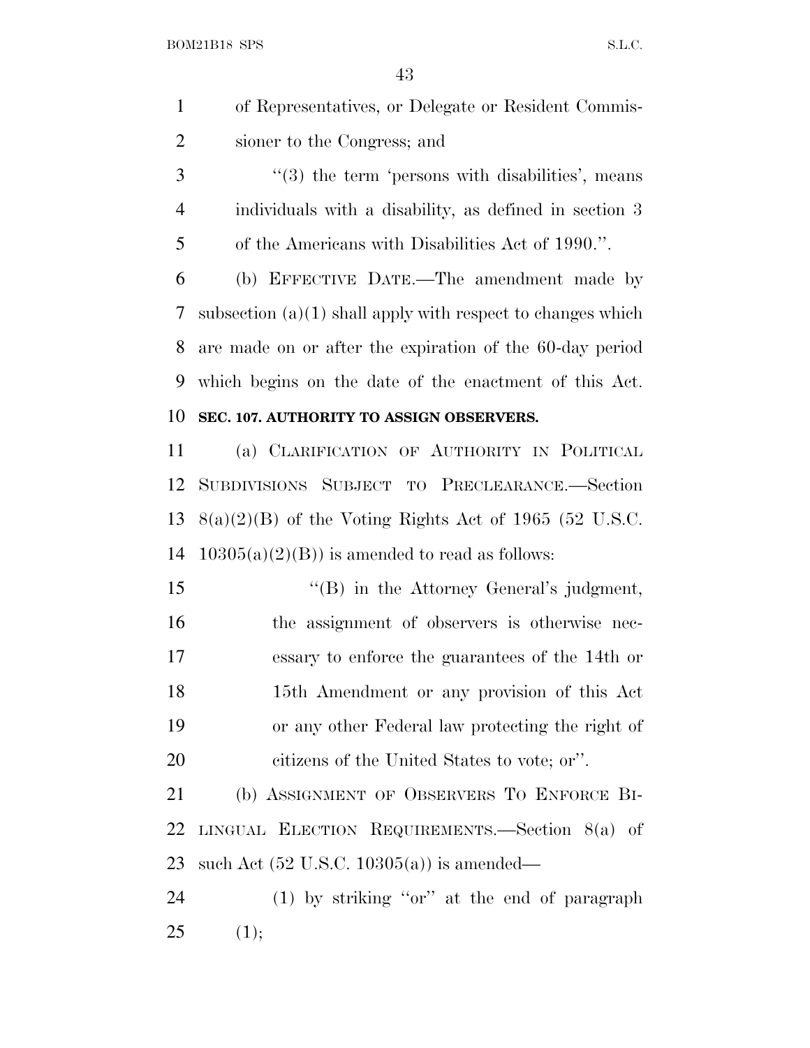of Representatives, or Delegate or Resident Commissioner to the Congress; and

''(3) the term 'persons with disabilities', means individuals with a disability, as defined in section 3 of the Americans with Disabilities Act of 1990.''.

(b) EFFECTIVE DATE.—The amendment made by subsection (a)(1) shall apply with respect to changes which are made on or after the expiration of the 60-day period which begins on the date of the enactment of this Act.

**SEC. 107. AUTHORITY TO ASSIGN OBSERVERS.**

(a) CLARIFICATION OF AUTHORITY IN POLITICAL SUBDIVISIONS SUBJECT TO PRECLEARANCE.—Section 8(a)(2)(B) of the Voting Rights Act of 1965 (52 U.S.C. 10305(a)(2)(B)) is amended to read as follows:

''(B) in the Attorney General's judgment, the assignment of observers is otherwise necessary to enforce the guarantees of the 14th or 15th Amendment or any provision of this Act or any other Federal law protecting the right of citizens of the United States to vote; or''.

(b) ASSIGNMENT OF OBSERVERS TO ENFORCE BILINGUAL ELECTION REQUIREMENTS.—Section 8(a) of such Act (52 U.S.C. 10305(a)) is amended—

(1) by striking ''or'' at the end of paragraph (1);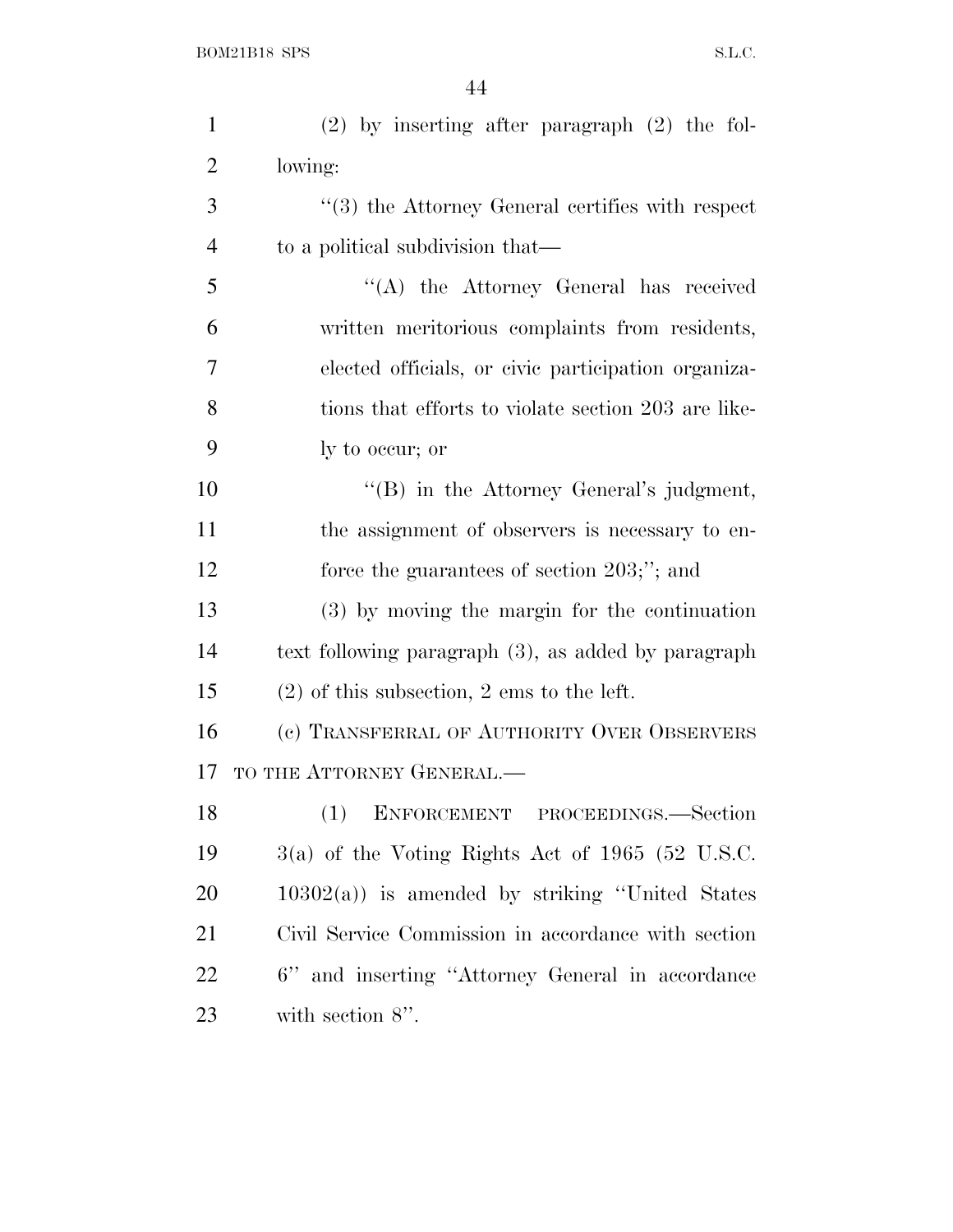(2) by inserting after paragraph (2) the following:

"(3) the Attorney General certifies with respect to a political subdivision that—

"(A) the Attorney General has received written meritorious complaints from residents, elected officials, or civic participation organizations that efforts to violate section 203 are likely to occur; or

"(B) in the Attorney General's judgment, the assignment of observers is necessary to enforce the guarantees of section 203;"; and

(3) by moving the margin for the continuation text following paragraph (3), as added by paragraph (2) of this subsection, 2 ems to the left.

(c) TRANSFERRAL OF AUTHORITY OVER OBSERVERS TO THE ATTORNEY GENERAL.—

(1) ENFORCEMENT PROCEEDINGS.—Section 3(a) of the Voting Rights Act of 1965 (52 U.S.C. 10302(a)) is amended by striking "United States Civil Service Commission in accordance with section 6" and inserting "Attorney General in accordance with section 8".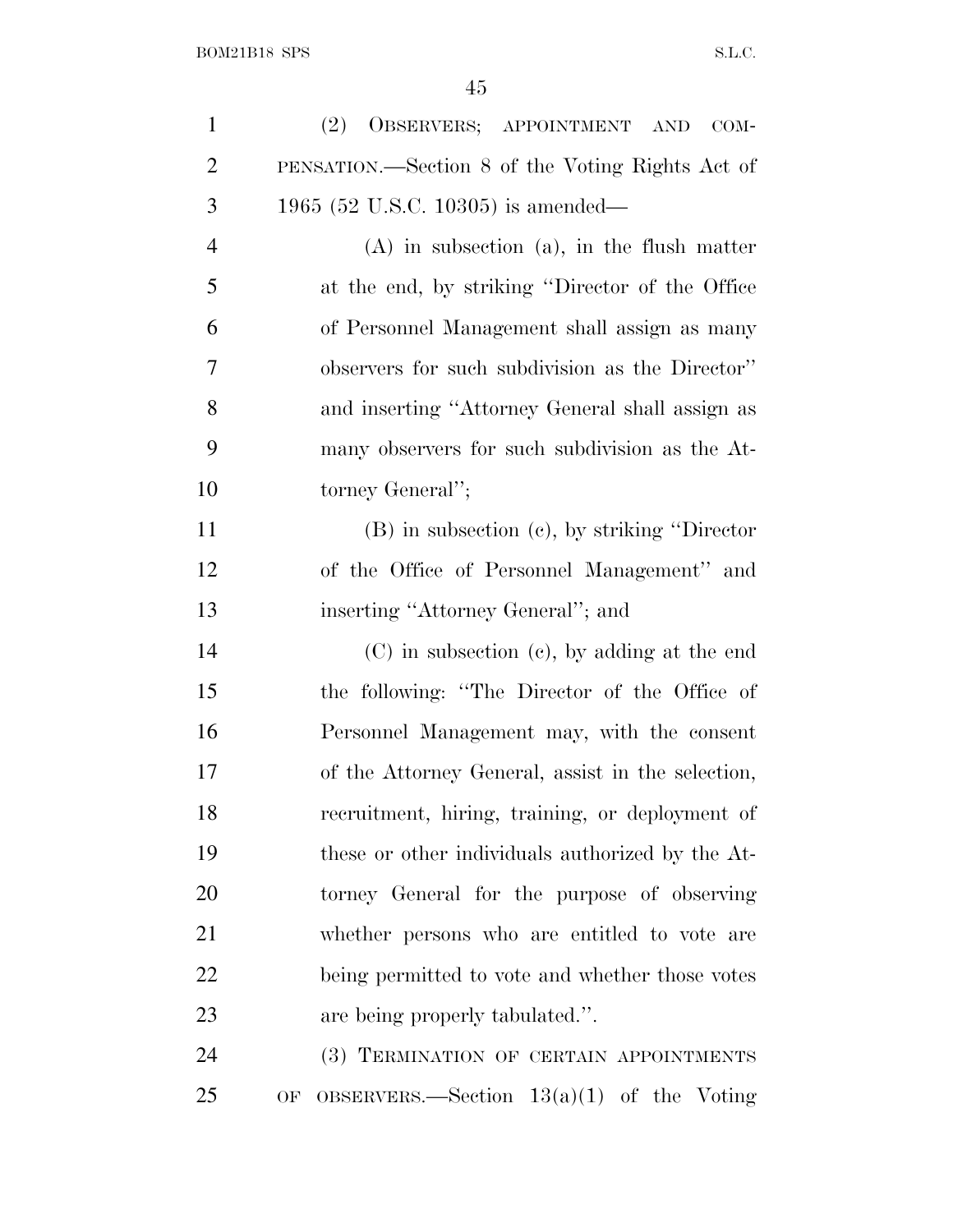(2) OBSERVERS; APPOINTMENT AND COMPENSATION.—Section 8 of the Voting Rights Act of 1965 (52 U.S.C. 10305) is amended—

(A) in subsection (a), in the flush matter at the end, by striking "Director of the Office of Personnel Management shall assign as many observers for such subdivision as the Director" and inserting "Attorney General shall assign as many observers for such subdivision as the Attorney General";

(B) in subsection (c), by striking "Director of the Office of Personnel Management" and inserting "Attorney General"; and

(C) in subsection (c), by adding at the end the following: "The Director of the Office of Personnel Management may, with the consent of the Attorney General, assist in the selection, recruitment, hiring, training, or deployment of these or other individuals authorized by the Attorney General for the purpose of observing whether persons who are entitled to vote are being permitted to vote and whether those votes are being properly tabulated.".

(3) TERMINATION OF CERTAIN APPOINTMENTS OF OBSERVERS.—Section 13(a)(1) of the Voting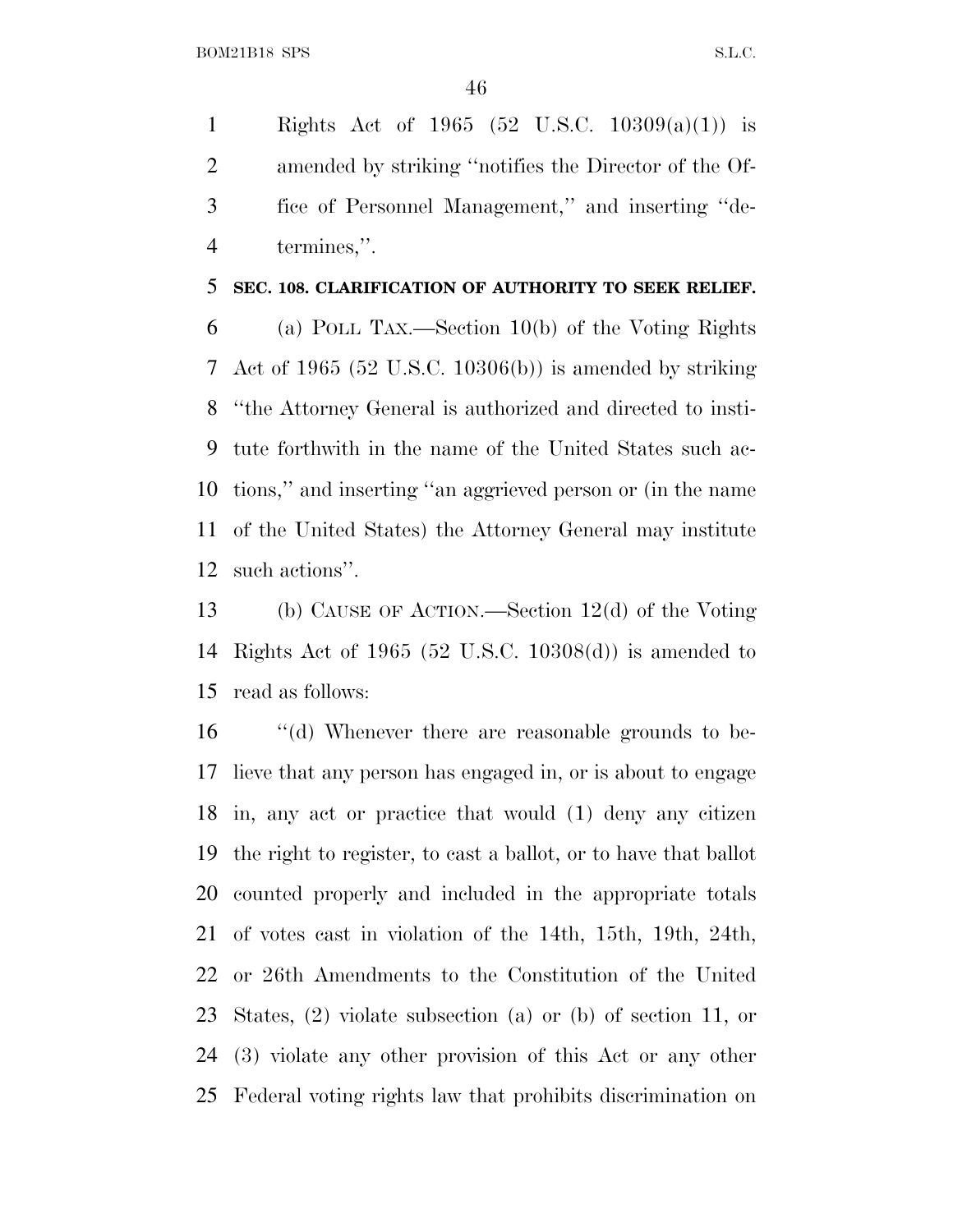Rights Act of 1965 (52 U.S.C. 10309(a)(1)) is amended by striking ''notifies the Director of the Office of Personnel Management,'' and inserting ''determines,''.

**SEC. 108. CLARIFICATION OF AUTHORITY TO SEEK RELIEF.**

(a) POLL TAX.—Section 10(b) of the Voting Rights Act of 1965 (52 U.S.C. 10306(b)) is amended by striking ''the Attorney General is authorized and directed to institute forthwith in the name of the United States such actions,'' and inserting ''an aggrieved person or (in the name of the United States) the Attorney General may institute such actions''.

(b) CAUSE OF ACTION.—Section 12(d) of the Voting Rights Act of 1965 (52 U.S.C. 10308(d)) is amended to read as follows:

''(d) Whenever there are reasonable grounds to believe that any person has engaged in, or is about to engage in, any act or practice that would (1) deny any citizen the right to register, to cast a ballot, or to have that ballot counted properly and included in the appropriate totals of votes cast in violation of the 14th, 15th, 19th, 24th, or 26th Amendments to the Constitution of the United States, (2) violate subsection (a) or (b) of section 11, or (3) violate any other provision of this Act or any other Federal voting rights law that prohibits discrimination on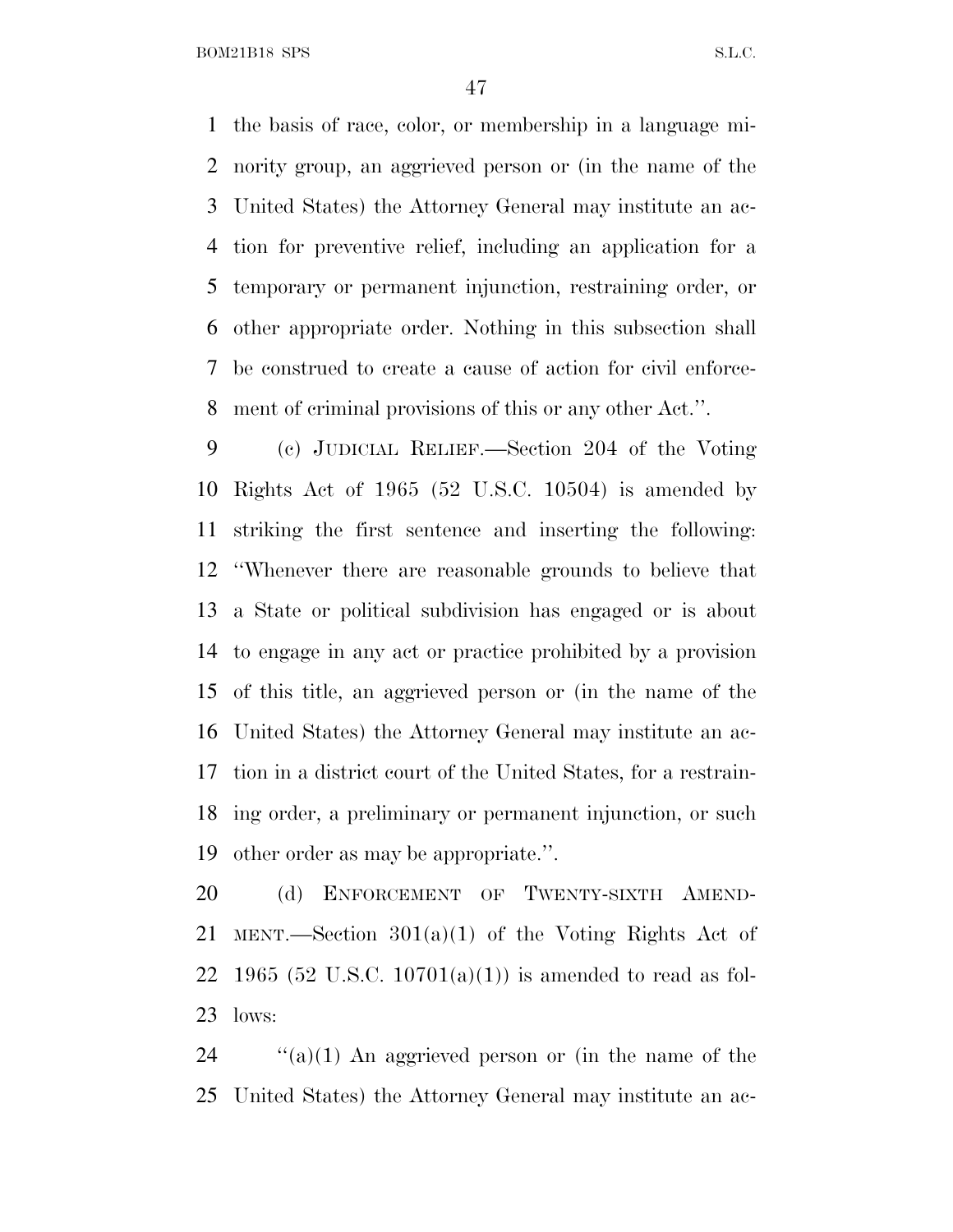the basis of race, color, or membership in a language minority group, an aggrieved person or (in the name of the United States) the Attorney General may institute an action for preventive relief, including an application for a temporary or permanent injunction, restraining order, or other appropriate order. Nothing in this subsection shall be construed to create a cause of action for civil enforcement of criminal provisions of this or any other Act.''.

(c) JUDICIAL RELIEF.—Section 204 of the Voting Rights Act of 1965 (52 U.S.C. 10504) is amended by striking the first sentence and inserting the following: ''Whenever there are reasonable grounds to believe that a State or political subdivision has engaged or is about to engage in any act or practice prohibited by a provision of this title, an aggrieved person or (in the name of the United States) the Attorney General may institute an action in a district court of the United States, for a restraining order, a preliminary or permanent injunction, or such other order as may be appropriate.''.

(d) ENFORCEMENT OF TWENTY-SIXTH AMENDMENT.—Section 301(a)(1) of the Voting Rights Act of 1965 (52 U.S.C. 10701(a)(1)) is amended to read as follows:

''(a)(1) An aggrieved person or (in the name of the United States) the Attorney General may institute an ac-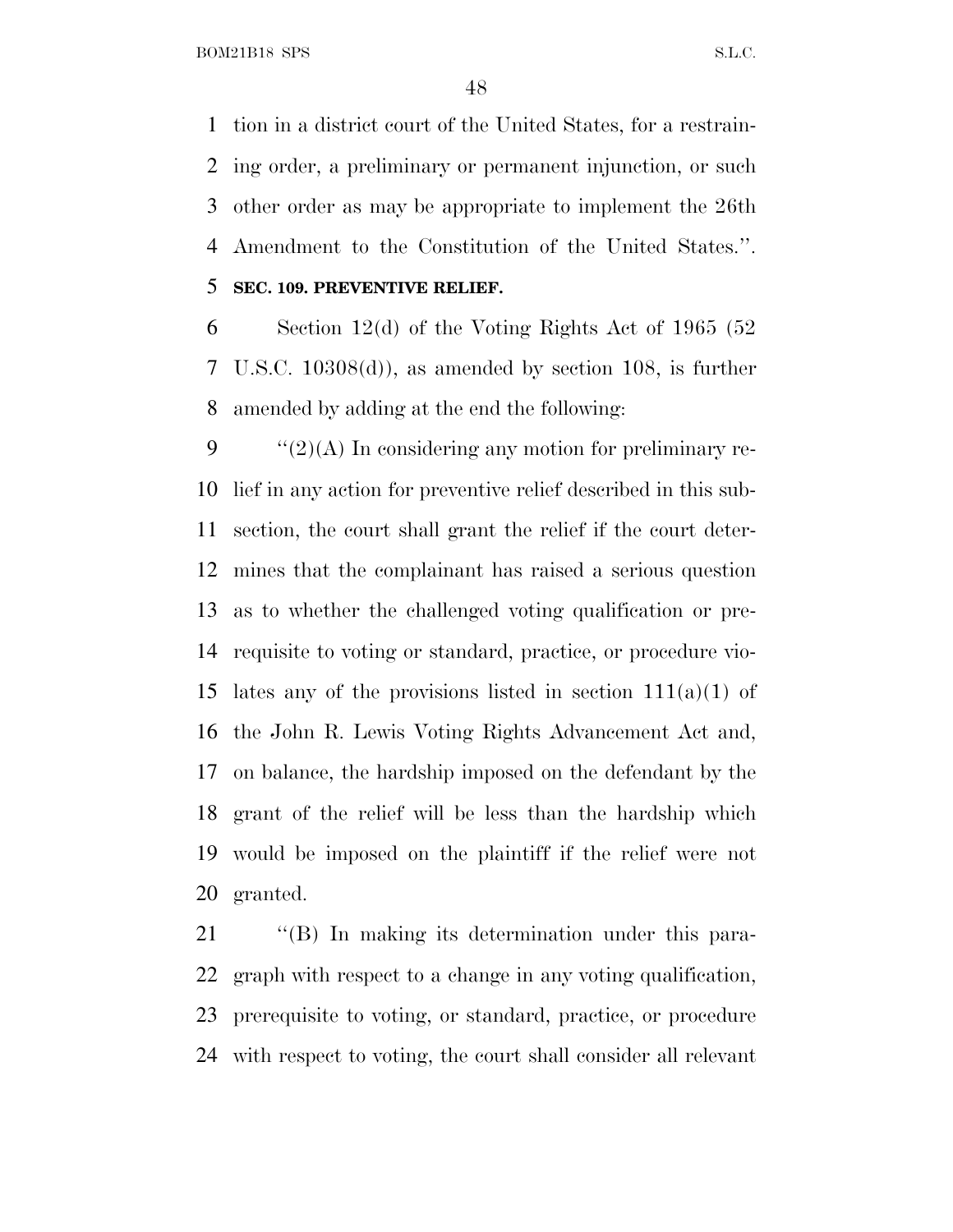tion in a district court of the United States, for a restraining order, a preliminary or permanent injunction, or such other order as may be appropriate to implement the 26th Amendment to the Constitution of the United States.''.

**SEC. 109. PREVENTIVE RELIEF.**

Section 12(d) of the Voting Rights Act of 1965 (52 U.S.C. 10308(d)), as amended by section 108, is further amended by adding at the end the following:

''(2)(A) In considering any motion for preliminary relief in any action for preventive relief described in this subsection, the court shall grant the relief if the court determines that the complainant has raised a serious question as to whether the challenged voting qualification or prerequisite to voting or standard, practice, or procedure violates any of the provisions listed in section 111(a)(1) of the John R. Lewis Voting Rights Advancement Act and, on balance, the hardship imposed on the defendant by the grant of the relief will be less than the hardship which would be imposed on the plaintiff if the relief were not granted.

''(B) In making its determination under this paragraph with respect to a change in any voting qualification, prerequisite to voting, or standard, practice, or procedure with respect to voting, the court shall consider all relevant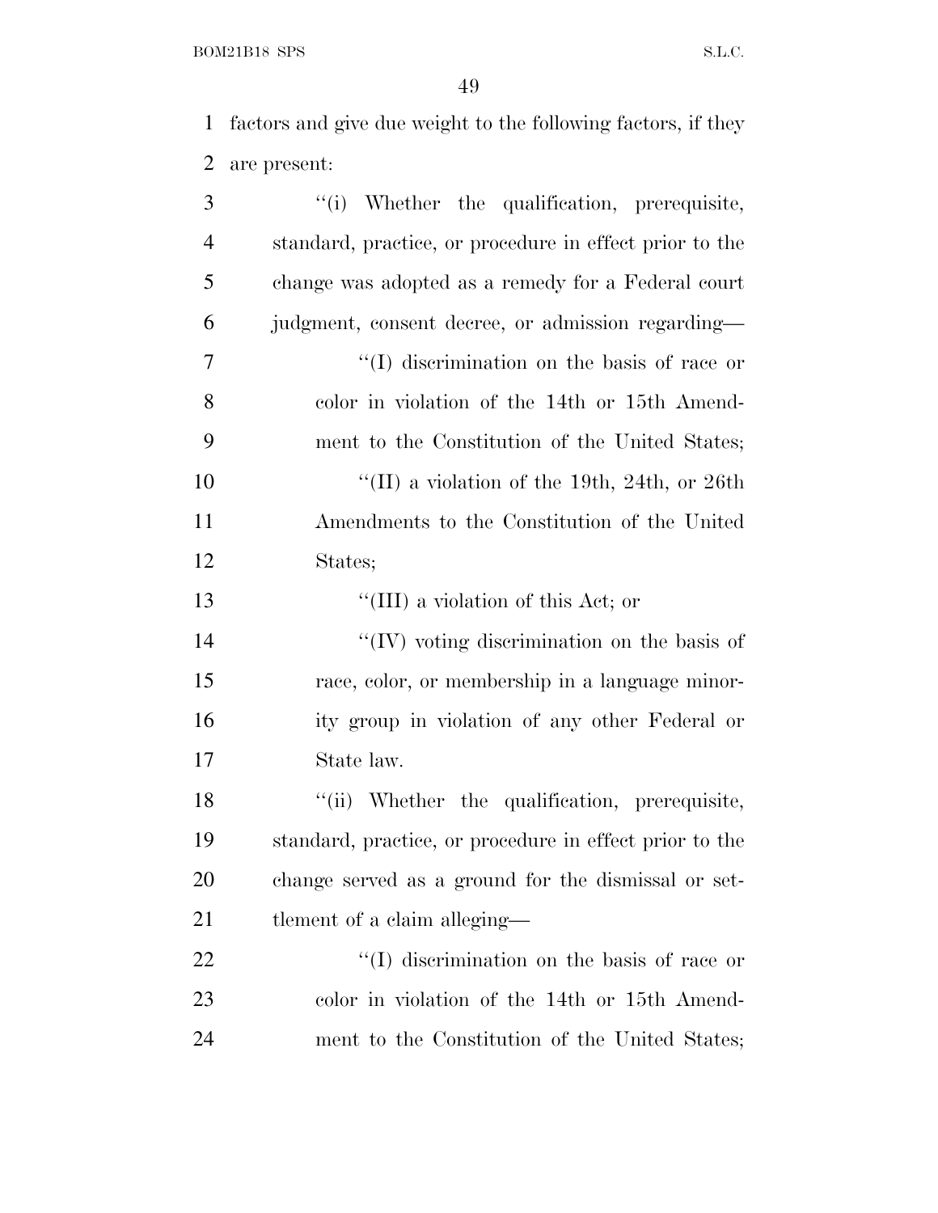factors and give due weight to the following factors, if they are present:

''(i) Whether the qualification, prerequisite, standard, practice, or procedure in effect prior to the change was adopted as a remedy for a Federal court judgment, consent decree, or admission regarding—

''(I) discrimination on the basis of race or color in violation of the 14th or 15th Amendment to the Constitution of the United States;

''(II) a violation of the 19th, 24th, or 26th Amendments to the Constitution of the United States;

''(III) a violation of this Act; or

''(IV) voting discrimination on the basis of race, color, or membership in a language minority group in violation of any other Federal or State law.

''(ii) Whether the qualification, prerequisite, standard, practice, or procedure in effect prior to the change served as a ground for the dismissal or settlement of a claim alleging—

''(I) discrimination on the basis of race or color in violation of the 14th or 15th Amendment to the Constitution of the United States;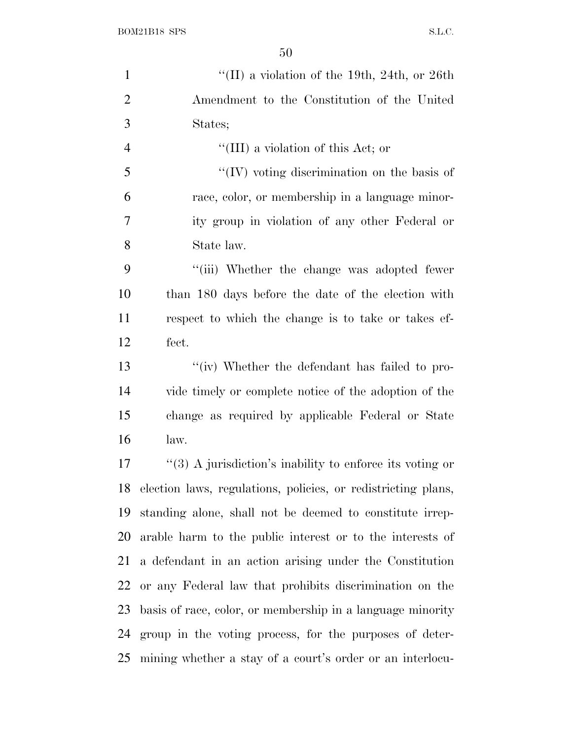''(II) a violation of the 19th, 24th, or 26th Amendment to the Constitution of the United States;

''(III) a violation of this Act; or

''(IV) voting discrimination on the basis of race, color, or membership in a language minority group in violation of any other Federal or State law.

''(iii) Whether the change was adopted fewer than 180 days before the date of the election with respect to which the change is to take or takes effect.

''(iv) Whether the defendant has failed to provide timely or complete notice of the adoption of the change as required by applicable Federal or State law.

''(3) A jurisdiction's inability to enforce its voting or election laws, regulations, policies, or redistricting plans, standing alone, shall not be deemed to constitute irreparable harm to the public interest or to the interests of a defendant in an action arising under the Constitution or any Federal law that prohibits discrimination on the basis of race, color, or membership in a language minority group in the voting process, for the purposes of determining whether a stay of a court's order or an interlocu-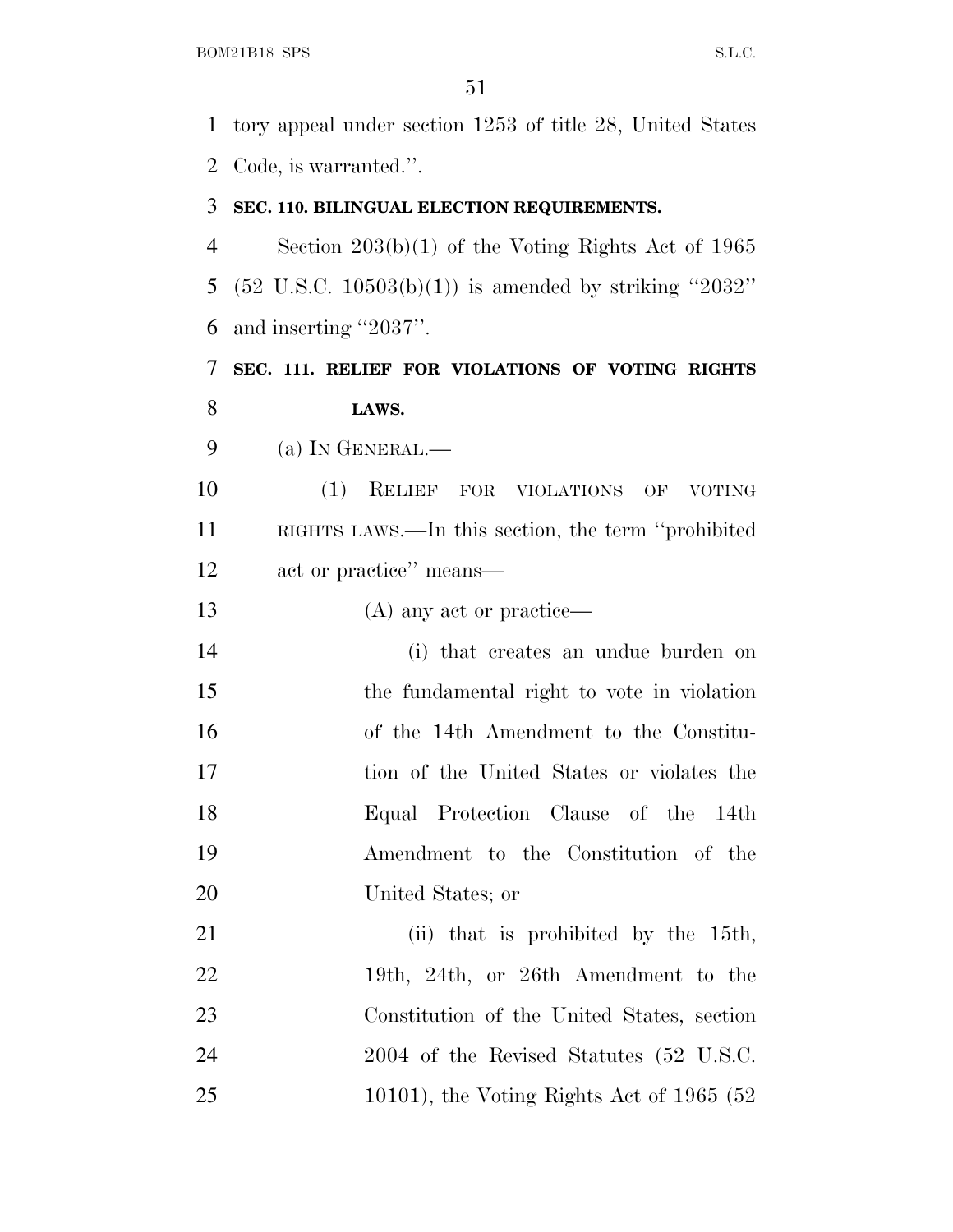tory appeal under section 1253 of title 28, United States Code, is warranted.''.

**SEC. 110. BILINGUAL ELECTION REQUIREMENTS.**

Section 203(b)(1) of the Voting Rights Act of 1965 (52 U.S.C. 10503(b)(1)) is amended by striking ''2032'' and inserting ''2037''.

**SEC. 111. RELIEF FOR VIOLATIONS OF VOTING RIGHTS LAWS.**

(a) IN GENERAL.—

(1) RELIEF FOR VIOLATIONS OF VOTING RIGHTS LAWS.—In this section, the term ''prohibited act or practice'' means—

(A) any act or practice—

(i) that creates an undue burden on the fundamental right to vote in violation of the 14th Amendment to the Constitution of the United States or violates the Equal Protection Clause of the 14th Amendment to the Constitution of the United States; or

(ii) that is prohibited by the 15th, 19th, 24th, or 26th Amendment to the Constitution of the United States, section 2004 of the Revised Statutes (52 U.S.C. 10101), the Voting Rights Act of 1965 (52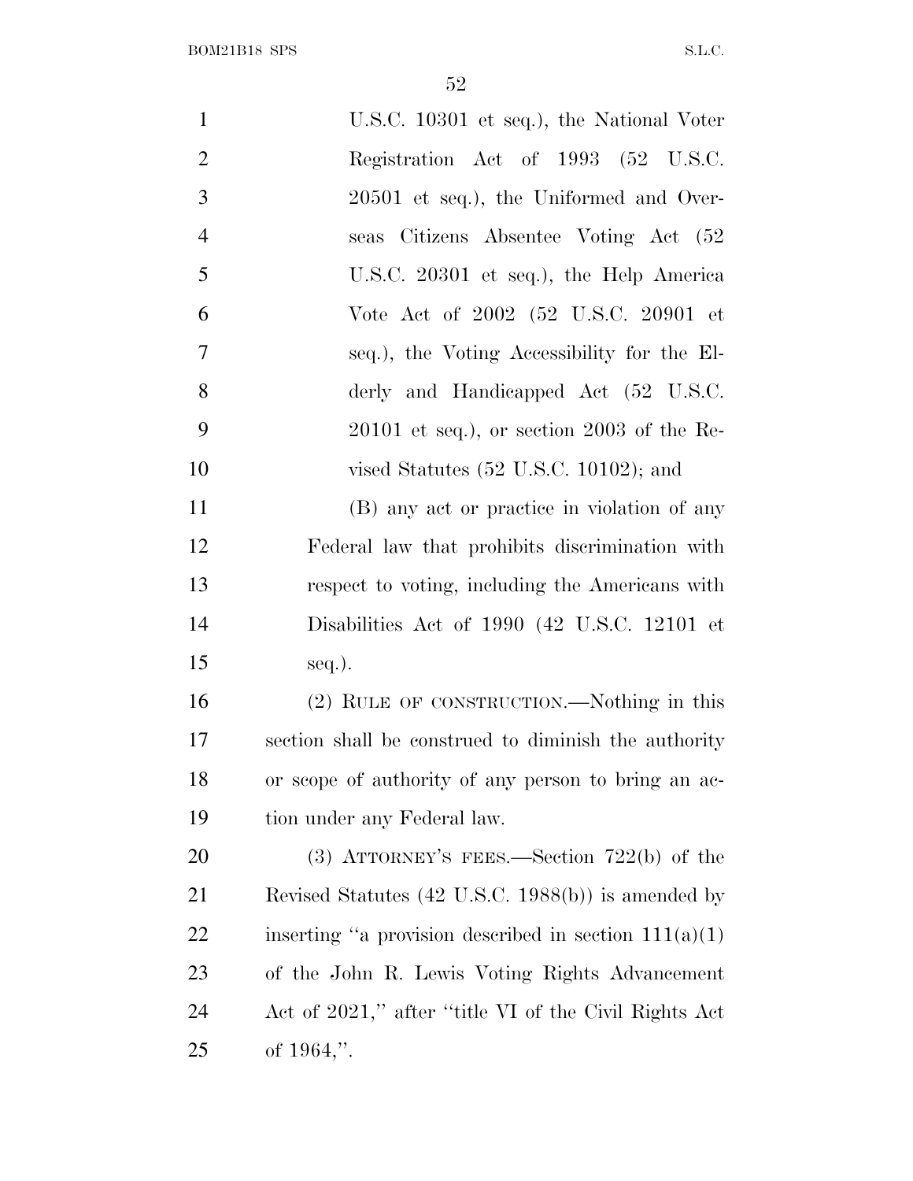U.S.C. 10301 et seq.), the National Voter Registration Act of 1993 (52 U.S.C. 20501 et seq.), the Uniformed and Overseas Citizens Absentee Voting Act (52 U.S.C. 20301 et seq.), the Help America Vote Act of 2002 (52 U.S.C. 20901 et seq.), the Voting Accessibility for the Elderly and Handicapped Act (52 U.S.C. 20101 et seq.), or section 2003 of the Revised Statutes (52 U.S.C. 10102); and

(B) any act or practice in violation of any Federal law that prohibits discrimination with respect to voting, including the Americans with Disabilities Act of 1990 (42 U.S.C. 12101 et seq.).

(2) RULE OF CONSTRUCTION.—Nothing in this section shall be construed to diminish the authority or scope of authority of any person to bring an action under any Federal law.

(3) ATTORNEY'S FEES.—Section 722(b) of the Revised Statutes (42 U.S.C. 1988(b)) is amended by inserting "a provision described in section 111(a)(1) of the John R. Lewis Voting Rights Advancement Act of 2021," after "title VI of the Civil Rights Act of 1964,".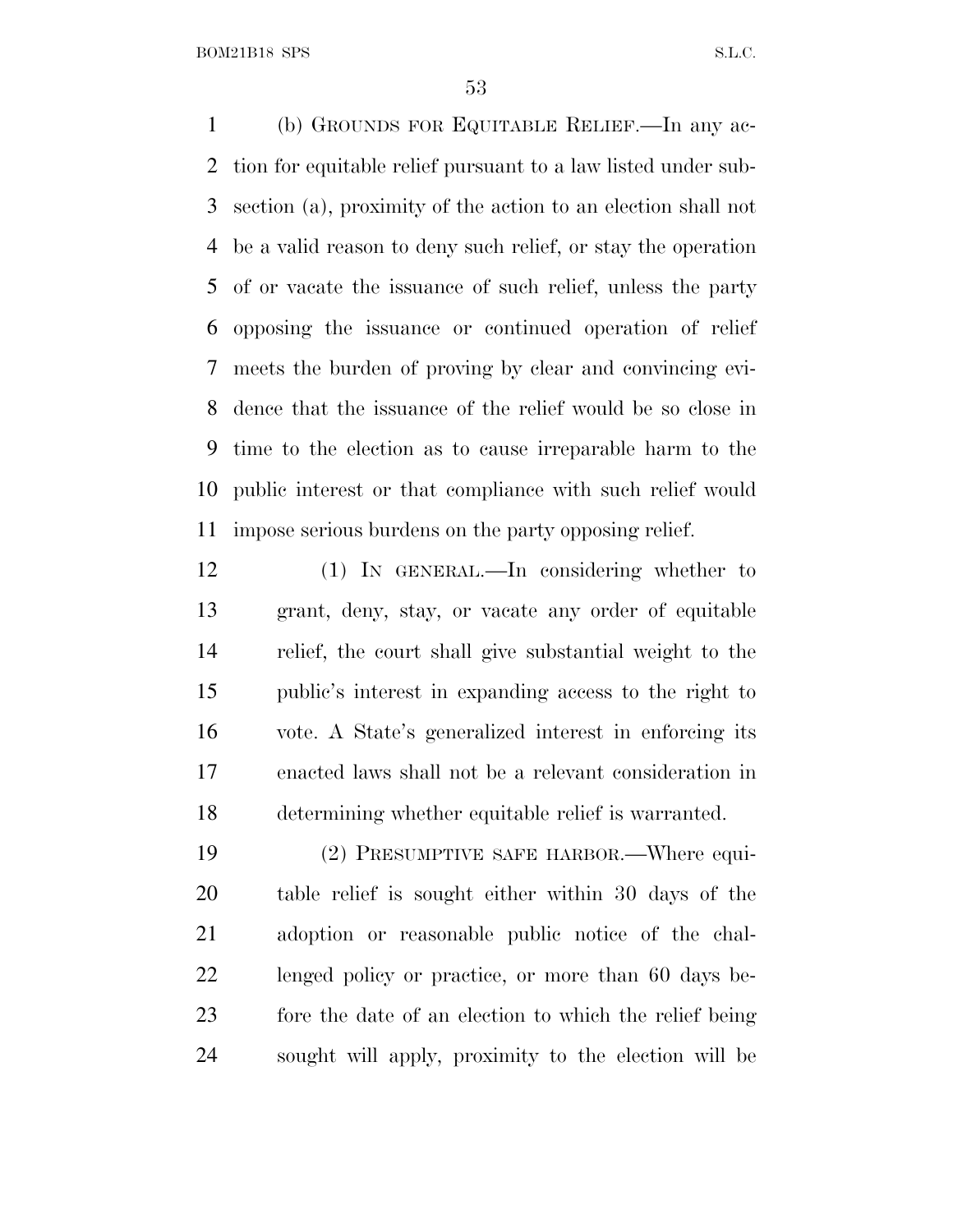(b) GROUNDS FOR EQUITABLE RELIEF.—In any action for equitable relief pursuant to a law listed under subsection (a), proximity of the action to an election shall not be a valid reason to deny such relief, or stay the operation of or vacate the issuance of such relief, unless the party opposing the issuance or continued operation of relief meets the burden of proving by clear and convincing evidence that the issuance of the relief would be so close in time to the election as to cause irreparable harm to the public interest or that compliance with such relief would impose serious burdens on the party opposing relief.

(1) IN GENERAL.—In considering whether to grant, deny, stay, or vacate any order of equitable relief, the court shall give substantial weight to the public's interest in expanding access to the right to vote. A State's generalized interest in enforcing its enacted laws shall not be a relevant consideration in determining whether equitable relief is warranted.

(2) PRESUMPTIVE SAFE HARBOR.—Where equitable relief is sought either within 30 days of the adoption or reasonable public notice of the challenged policy or practice, or more than 60 days before the date of an election to which the relief being sought will apply, proximity to the election will be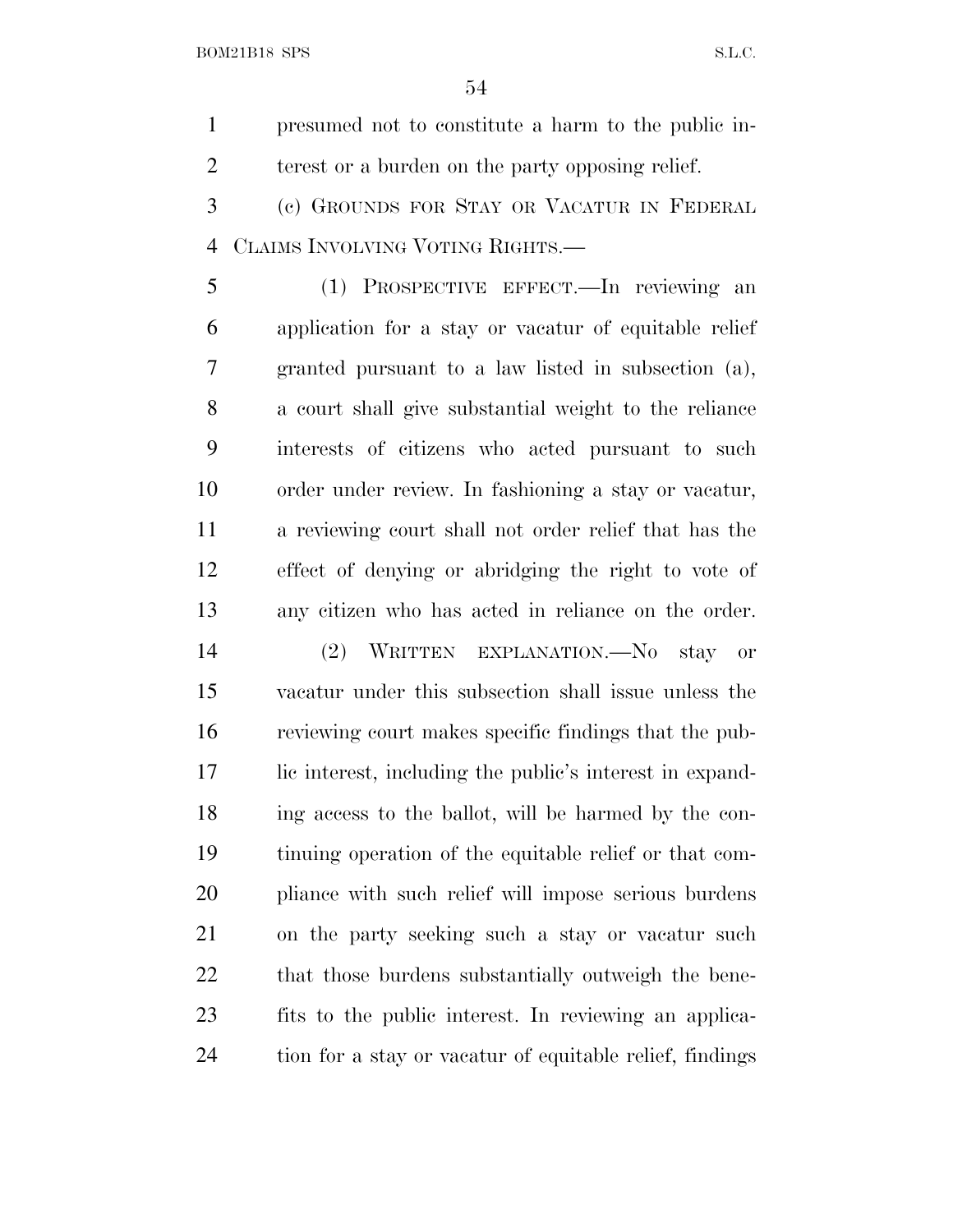presumed not to constitute a harm to the public interest or a burden on the party opposing relief.

(c) GROUNDS FOR STAY OR VACATUR IN FEDERAL CLAIMS INVOLVING VOTING RIGHTS.—

(1) PROSPECTIVE EFFECT.—In reviewing an application for a stay or vacatur of equitable relief granted pursuant to a law listed in subsection (a), a court shall give substantial weight to the reliance interests of citizens who acted pursuant to such order under review. In fashioning a stay or vacatur, a reviewing court shall not order relief that has the effect of denying or abridging the right to vote of any citizen who has acted in reliance on the order.

(2) WRITTEN EXPLANATION.—No stay or vacatur under this subsection shall issue unless the reviewing court makes specific findings that the public interest, including the public's interest in expanding access to the ballot, will be harmed by the continuing operation of the equitable relief or that compliance with such relief will impose serious burdens on the party seeking such a stay or vacatur such that those burdens substantially outweigh the benefits to the public interest. In reviewing an application for a stay or vacatur of equitable relief, findings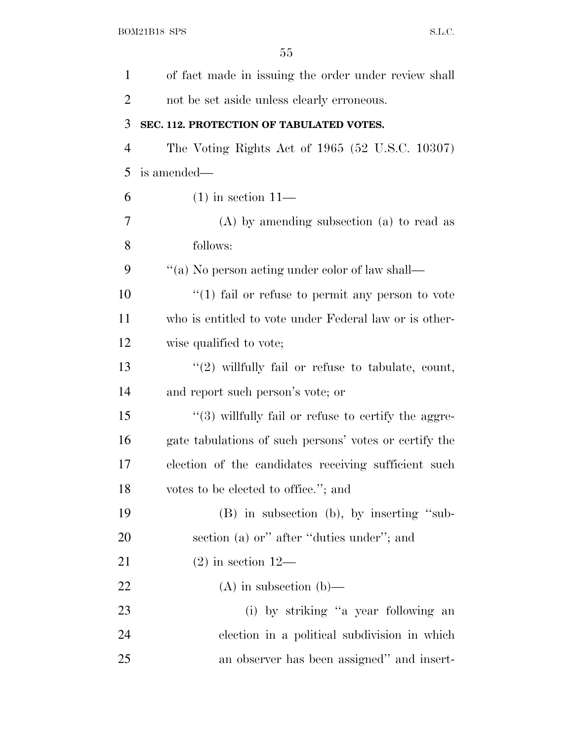of fact made in issuing the order under review shall not be set aside unless clearly erroneous.

**SEC. 112. PROTECTION OF TABULATED VOTES.**

The Voting Rights Act of 1965 (52 U.S.C. 10307) is amended—

(1) in section 11—

(A) by amending subsection (a) to read as follows:

''(a) No person acting under color of law shall—

''(1) fail or refuse to permit any person to vote who is entitled to vote under Federal law or is otherwise qualified to vote;

''(2) willfully fail or refuse to tabulate, count, and report such person's vote; or

''(3) willfully fail or refuse to certify the aggregate tabulations of such persons' votes or certify the election of the candidates receiving sufficient such votes to be elected to office.''; and

(B) in subsection (b), by inserting ''subsection (a) or'' after ''duties under''; and

(2) in section 12—

(A) in subsection (b)—

(i) by striking ''a year following an election in a political subdivision in which an observer has been assigned'' and insert-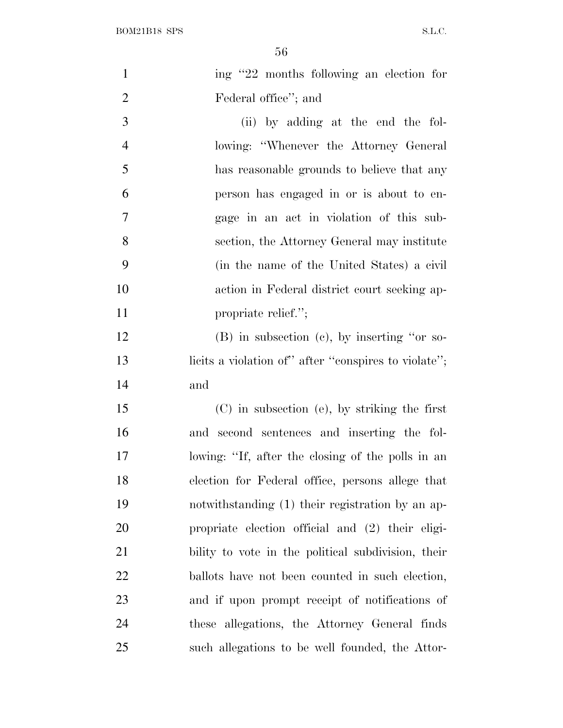ing "22 months following an election for Federal office"; and

(ii) by adding at the end the following: "Whenever the Attorney General has reasonable grounds to believe that any person has engaged in or is about to engage in an act in violation of this subsection, the Attorney General may institute (in the name of the United States) a civil action in Federal district court seeking appropriate relief.";

(B) in subsection (c), by inserting "or solicits a violation of" after "conspires to violate"; and

(C) in subsection (e), by striking the first and second sentences and inserting the following: "If, after the closing of the polls in an election for Federal office, persons allege that notwithstanding (1) their registration by an appropriate election official and (2) their eligibility to vote in the political subdivision, their ballots have not been counted in such election, and if upon prompt receipt of notifications of these allegations, the Attorney General finds such allegations to be well founded, the Attor-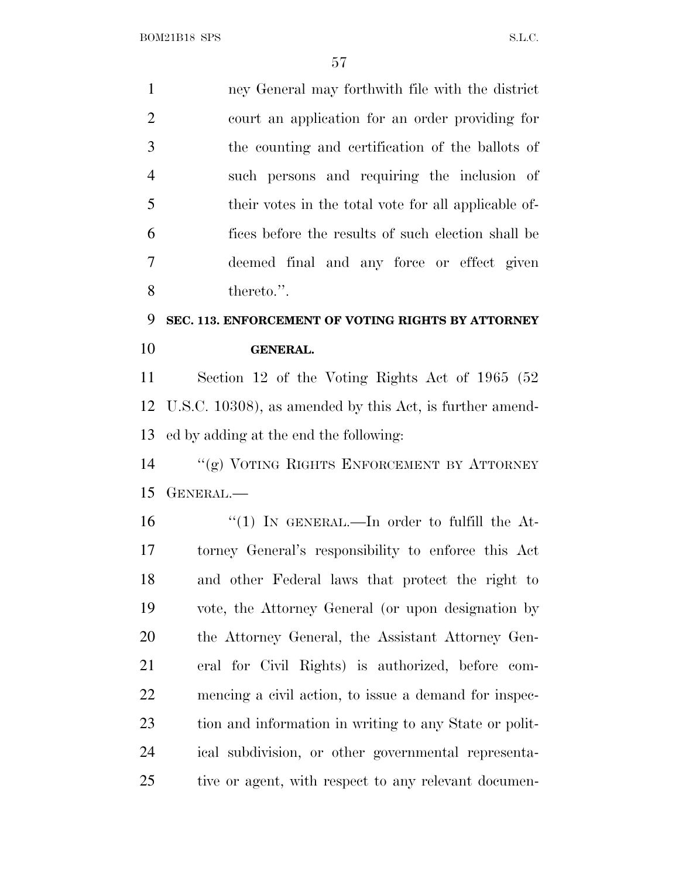ney General may forthwith file with the district court an application for an order providing for the counting and certification of the ballots of such persons and requiring the inclusion of their votes in the total vote for all applicable offices before the results of such election shall be deemed final and any force or effect given thereto.''.

**SEC. 113. ENFORCEMENT OF VOTING RIGHTS BY ATTORNEY GENERAL.**

Section 12 of the Voting Rights Act of 1965 (52 U.S.C. 10308), as amended by this Act, is further amended by adding at the end the following:

''(g) VOTING RIGHTS ENFORCEMENT BY ATTORNEY GENERAL.—

''(1) IN GENERAL.—In order to fulfill the Attorney General's responsibility to enforce this Act and other Federal laws that protect the right to vote, the Attorney General (or upon designation by the Attorney General, the Assistant Attorney General for Civil Rights) is authorized, before commencing a civil action, to issue a demand for inspection and information in writing to any State or political subdivision, or other governmental representative or agent, with respect to any relevant documen-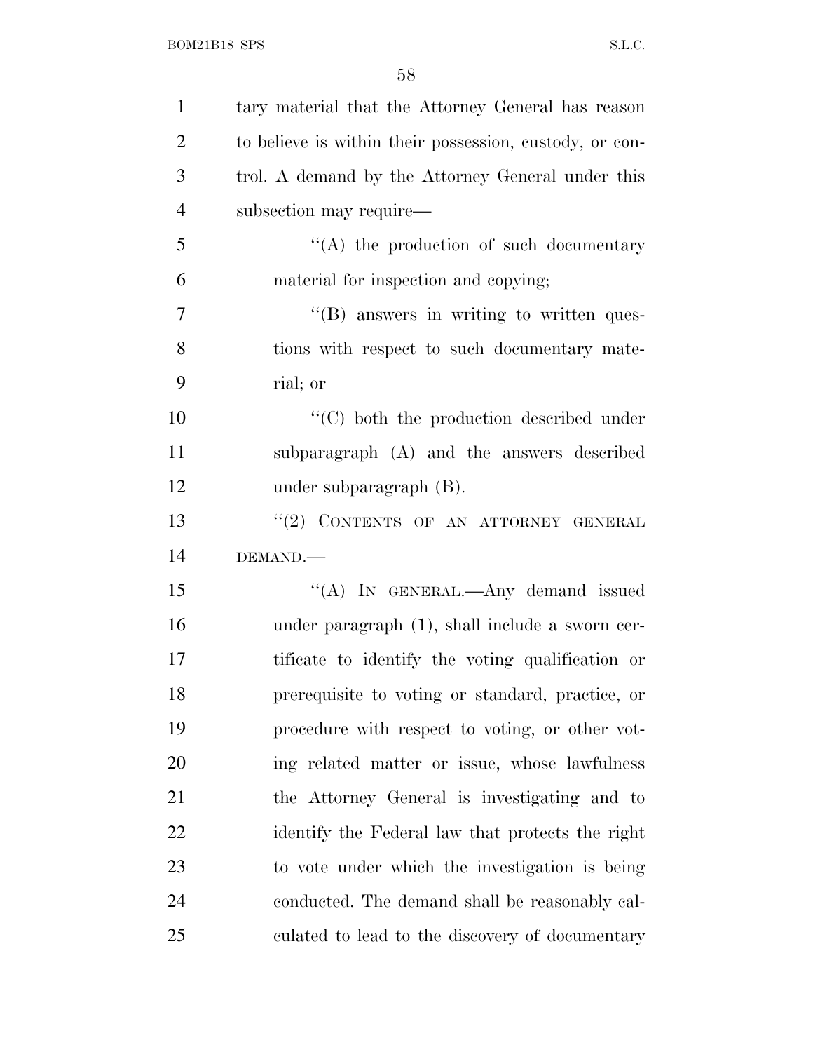tary material that the Attorney General has reason to believe is within their possession, custody, or control. A demand by the Attorney General under this subsection may require—

''(A) the production of such documentary material for inspection and copying;

''(B) answers in writing to written questions with respect to such documentary material; or

''(C) both the production described under subparagraph (A) and the answers described under subparagraph (B).

''(2) CONTENTS OF AN ATTORNEY GENERAL DEMAND.—

''(A) IN GENERAL.—Any demand issued under paragraph (1), shall include a sworn certificate to identify the voting qualification or prerequisite to voting or standard, practice, or procedure with respect to voting, or other voting related matter or issue, whose lawfulness the Attorney General is investigating and to identify the Federal law that protects the right to vote under which the investigation is being conducted. The demand shall be reasonably calculated to lead to the discovery of documentary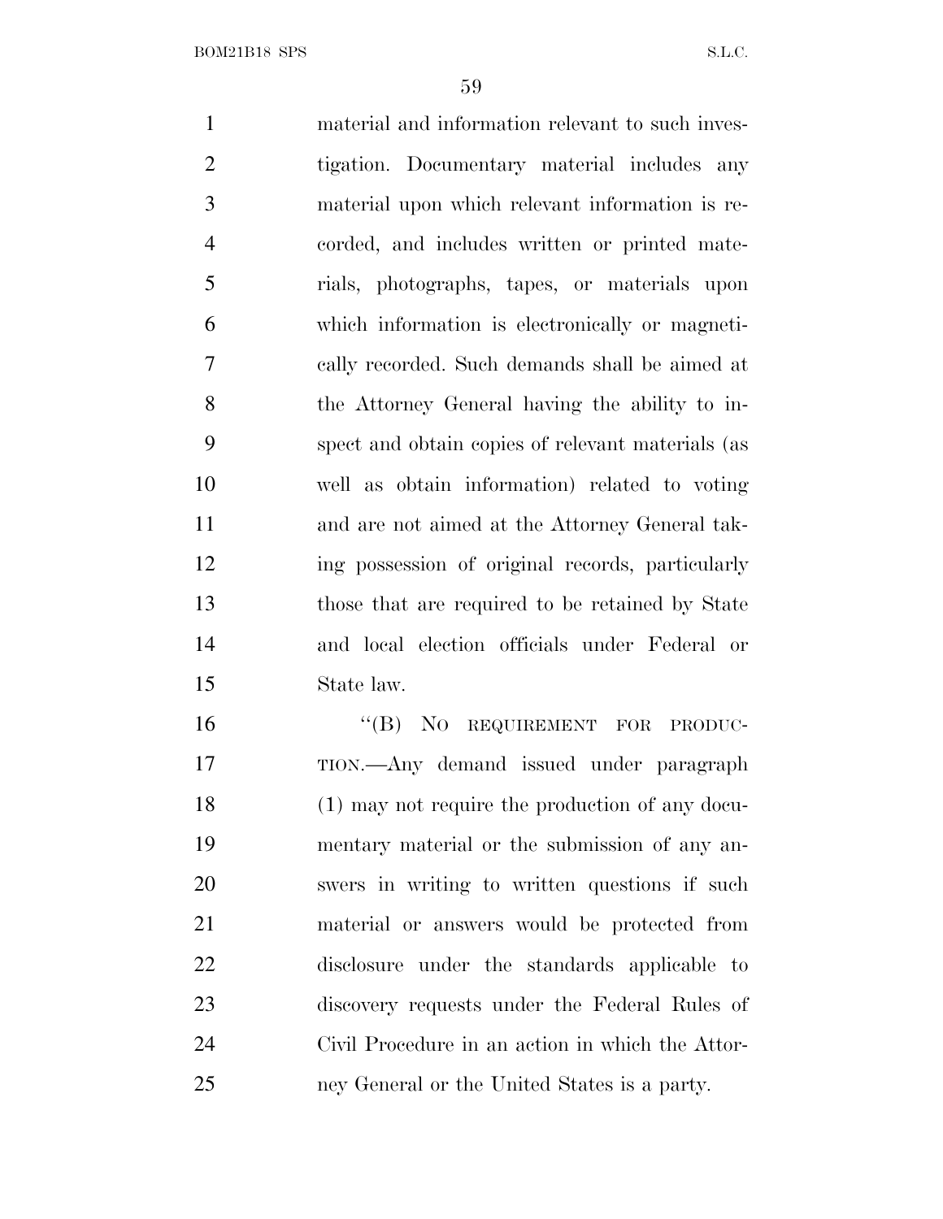material and information relevant to such investigation. Documentary material includes any material upon which relevant information is recorded, and includes written or printed materials, photographs, tapes, or materials upon which information is electronically or magnetically recorded. Such demands shall be aimed at the Attorney General having the ability to inspect and obtain copies of relevant materials (as well as obtain information) related to voting and are not aimed at the Attorney General taking possession of original records, particularly those that are required to be retained by State and local election officials under Federal or State law.

"(B) NO REQUIREMENT FOR PRODUCTION.—Any demand issued under paragraph (1) may not require the production of any documentary material or the submission of any answers in writing to written questions if such material or answers would be protected from disclosure under the standards applicable to discovery requests under the Federal Rules of Civil Procedure in an action in which the Attorney General or the United States is a party.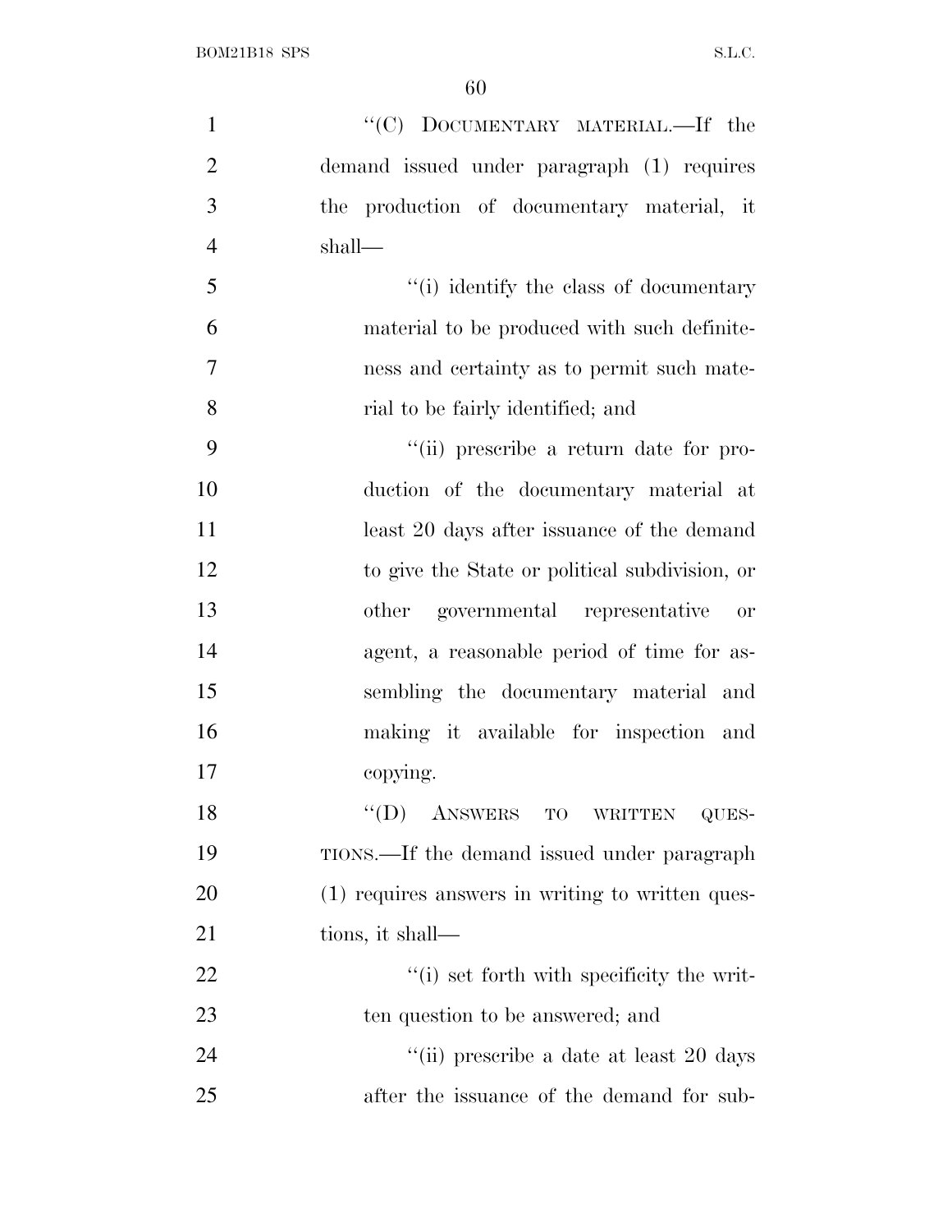"(C) DOCUMENTARY MATERIAL.—If the demand issued under paragraph (1) requires the production of documentary material, it shall—

"(i) identify the class of documentary material to be produced with such definiteness and certainty as to permit such material to be fairly identified; and

"(ii) prescribe a return date for production of the documentary material at least 20 days after issuance of the demand to give the State or political subdivision, or other governmental representative or agent, a reasonable period of time for assembling the documentary material and making it available for inspection and copying.

"(D) ANSWERS TO WRITTEN QUESTIONS.—If the demand issued under paragraph (1) requires answers in writing to written questions, it shall—

"(i) set forth with specificity the written question to be answered; and

"(ii) prescribe a date at least 20 days after the issuance of the demand for sub-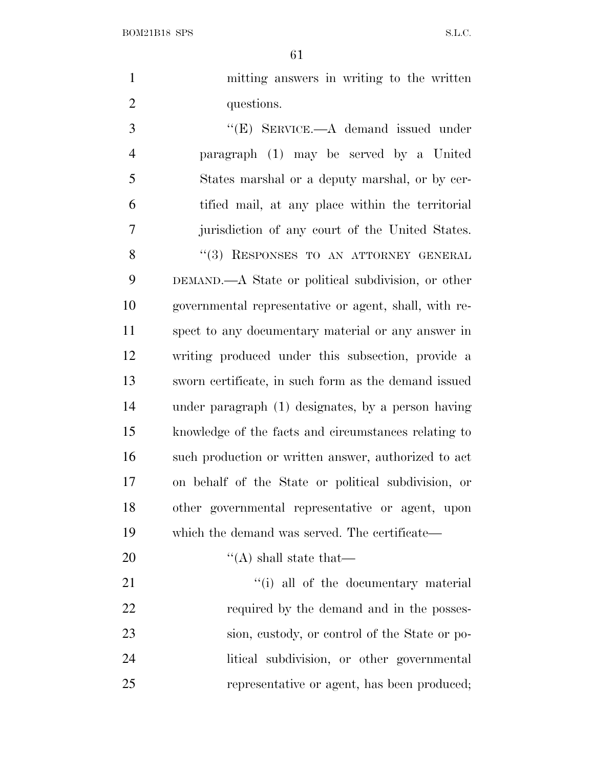mitting answers in writing to the written questions.

''(E) SERVICE.—A demand issued under paragraph (1) may be served by a United States marshal or a deputy marshal, or by certified mail, at any place within the territorial jurisdiction of any court of the United States.

''(3) RESPONSES TO AN ATTORNEY GENERAL DEMAND.—A State or political subdivision, or other governmental representative or agent, shall, with respect to any documentary material or any answer in writing produced under this subsection, provide a sworn certificate, in such form as the demand issued under paragraph (1) designates, by a person having knowledge of the facts and circumstances relating to such production or written answer, authorized to act on behalf of the State or political subdivision, or other governmental representative or agent, upon which the demand was served. The certificate—

''(A) shall state that—

''(i) all of the documentary material required by the demand and in the possession, custody, or control of the State or political subdivision, or other governmental representative or agent, has been produced;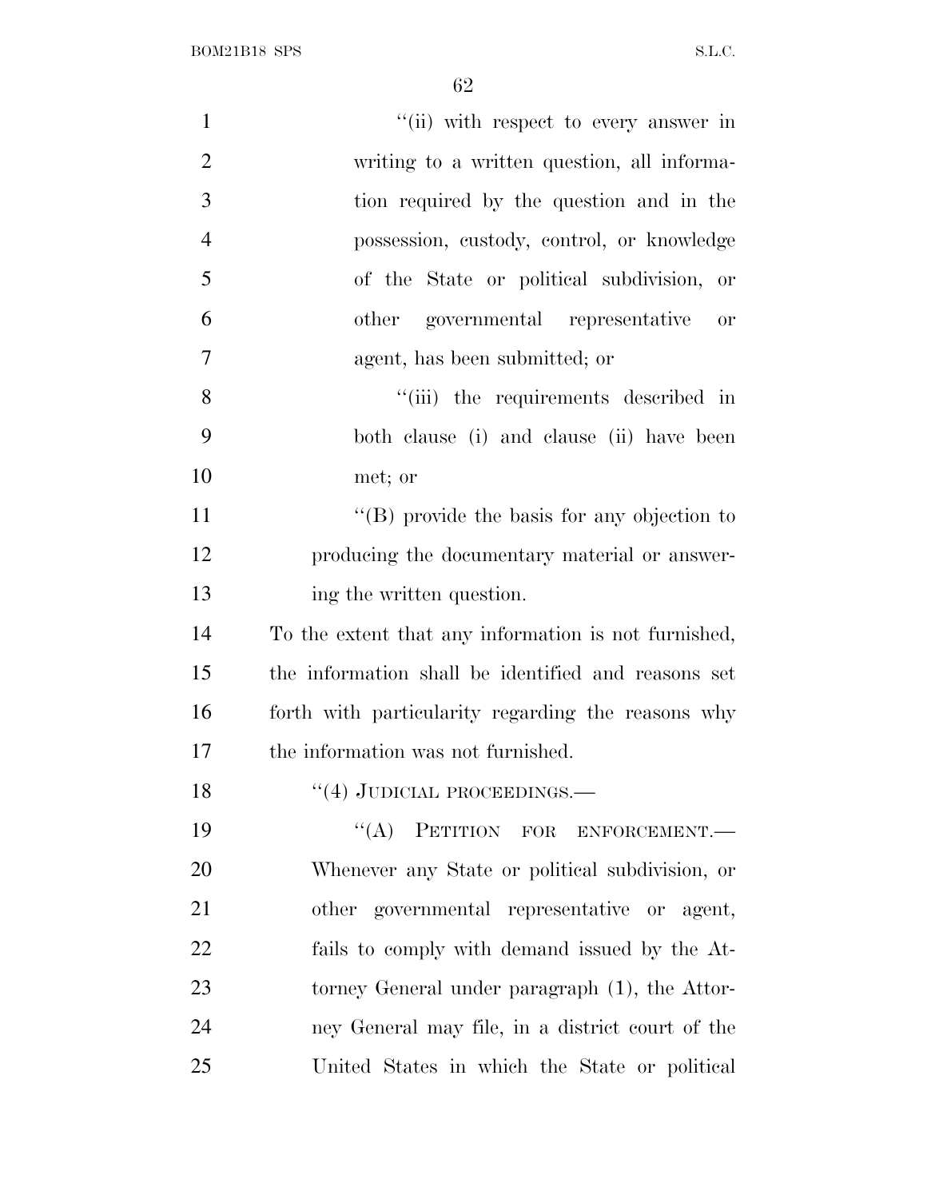''(ii) with respect to every answer in writing to a written question, all information required by the question and in the possession, custody, control, or knowledge of the State or political subdivision, or other governmental representative or agent, has been submitted; or

''(iii) the requirements described in both clause (i) and clause (ii) have been met; or

''(B) provide the basis for any objection to producing the documentary material or answering the written question.

To the extent that any information is not furnished, the information shall be identified and reasons set forth with particularity regarding the reasons why the information was not furnished.

''(4) JUDICIAL PROCEEDINGS.—

''(A) PETITION FOR ENFORCEMENT.— Whenever any State or political subdivision, or other governmental representative or agent, fails to comply with demand issued by the Attorney General under paragraph (1), the Attorney General may file, in a district court of the United States in which the State or political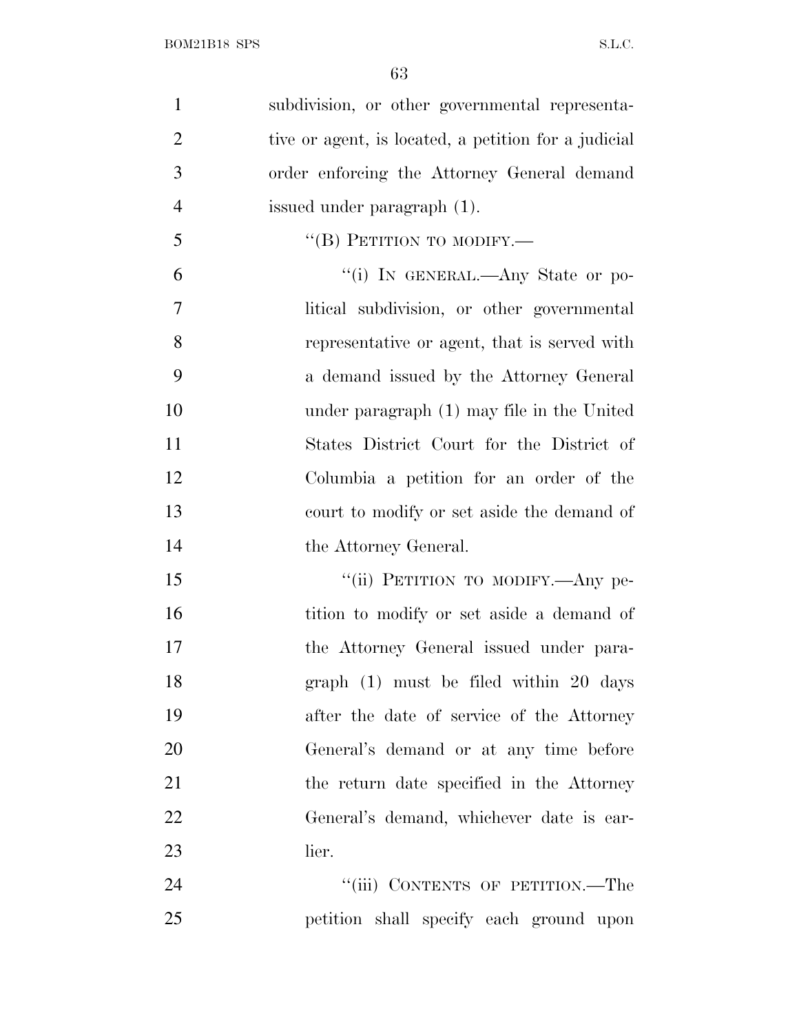subdivision, or other governmental representative or agent, is located, a petition for a judicial order enforcing the Attorney General demand issued under paragraph (1).

"(B) PETITION TO MODIFY.—

"(i) IN GENERAL.—Any State or political subdivision, or other governmental representative or agent, that is served with a demand issued by the Attorney General under paragraph (1) may file in the United States District Court for the District of Columbia a petition for an order of the court to modify or set aside the demand of the Attorney General.

"(ii) PETITION TO MODIFY.—Any petition to modify or set aside a demand of the Attorney General issued under paragraph (1) must be filed within 20 days after the date of service of the Attorney General's demand or at any time before the return date specified in the Attorney General's demand, whichever date is earlier.

"(iii) CONTENTS OF PETITION.—The petition shall specify each ground upon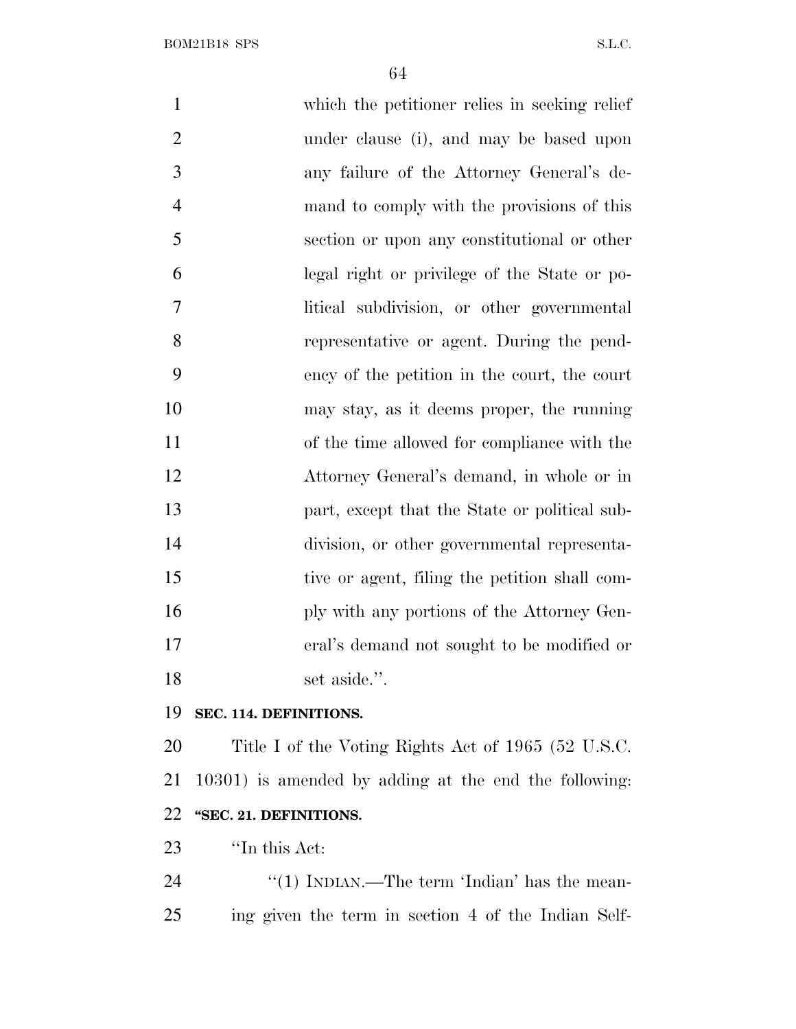which the petitioner relies in seeking relief under clause (i), and may be based upon any failure of the Attorney General's demand to comply with the provisions of this section or upon any constitutional or other legal right or privilege of the State or political subdivision, or other governmental representative or agent. During the pendency of the petition in the court, the court may stay, as it deems proper, the running of the time allowed for compliance with the Attorney General's demand, in whole or in part, except that the State or political subdivision, or other governmental representative or agent, filing the petition shall comply with any portions of the Attorney General's demand not sought to be modified or set aside.''.

**SEC. 114. DEFINITIONS.**

Title I of the Voting Rights Act of 1965 (52 U.S.C. 10301) is amended by adding at the end the following:

**''SEC. 21. DEFINITIONS.**

''In this Act:

''(1) INDIAN.—The term 'Indian' has the meaning given the term in section 4 of the Indian Self-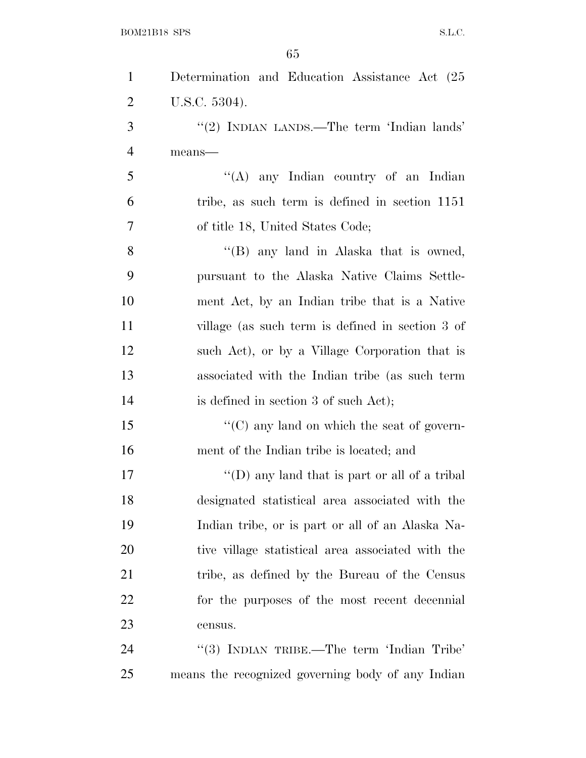Determination and Education Assistance Act (25 U.S.C. 5304).

''(2) INDIAN LANDS.—The term 'Indian lands' means—

''(A) any Indian country of an Indian tribe, as such term is defined in section 1151 of title 18, United States Code;

''(B) any land in Alaska that is owned, pursuant to the Alaska Native Claims Settlement Act, by an Indian tribe that is a Native village (as such term is defined in section 3 of such Act), or by a Village Corporation that is associated with the Indian tribe (as such term is defined in section 3 of such Act);

''(C) any land on which the seat of government of the Indian tribe is located; and

''(D) any land that is part or all of a tribal designated statistical area associated with the Indian tribe, or is part or all of an Alaska Native village statistical area associated with the tribe, as defined by the Bureau of the Census for the purposes of the most recent decennial census.

''(3) INDIAN TRIBE.—The term 'Indian Tribe' means the recognized governing body of any Indian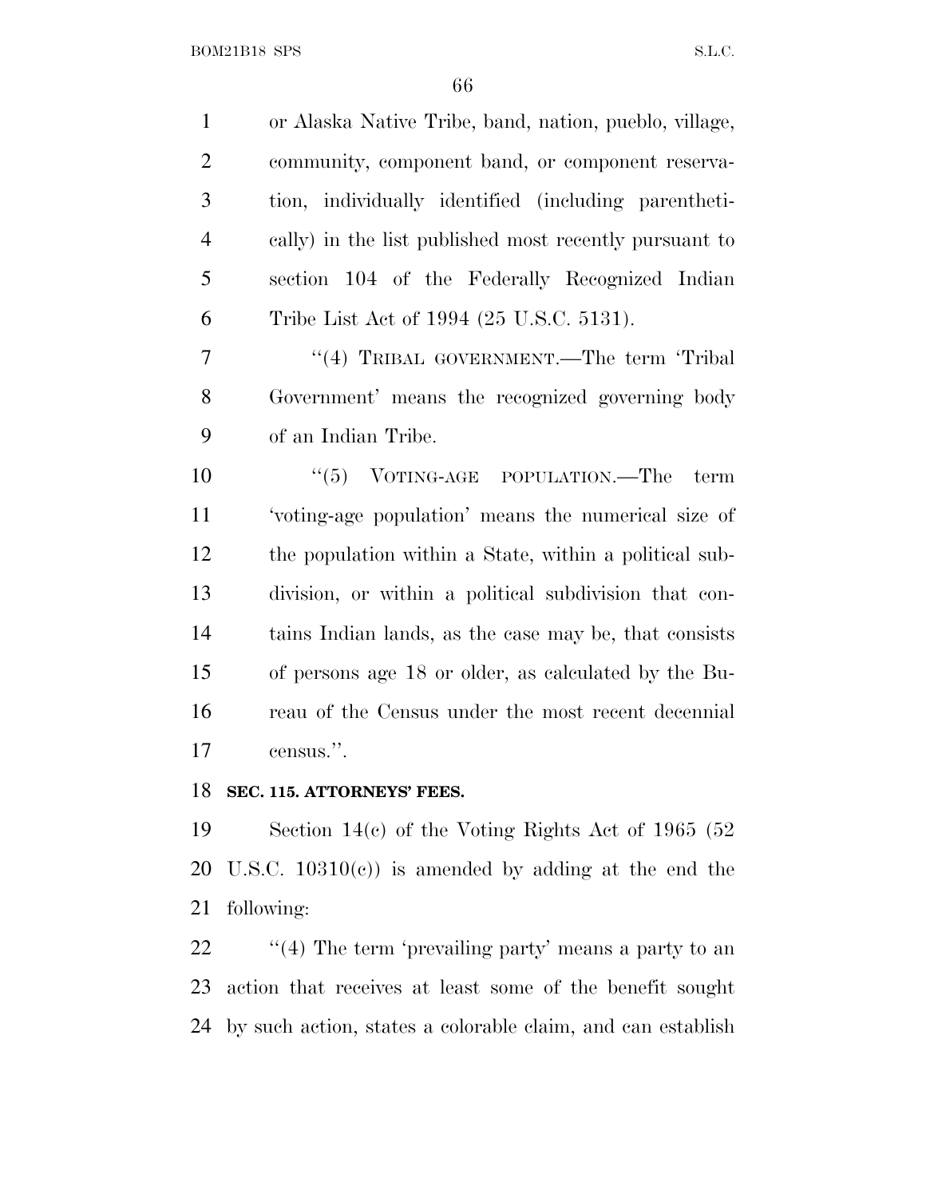or Alaska Native Tribe, band, nation, pueblo, village, community, component band, or component reservation, individually identified (including parenthetically) in the list published most recently pursuant to section 104 of the Federally Recognized Indian Tribe List Act of 1994 (25 U.S.C. 5131).

''(4) TRIBAL GOVERNMENT.—The term 'Tribal Government' means the recognized governing body of an Indian Tribe.

''(5) VOTING-AGE POPULATION.—The term 'voting-age population' means the numerical size of the population within a State, within a political subdivision, or within a political subdivision that contains Indian lands, as the case may be, that consists of persons age 18 or older, as calculated by the Bureau of the Census under the most recent decennial census.''.

**SEC. 115. ATTORNEYS' FEES.**

Section 14(c) of the Voting Rights Act of 1965 (52 U.S.C. 10310(c)) is amended by adding at the end the following:

''(4) The term 'prevailing party' means a party to an action that receives at least some of the benefit sought by such action, states a colorable claim, and can establish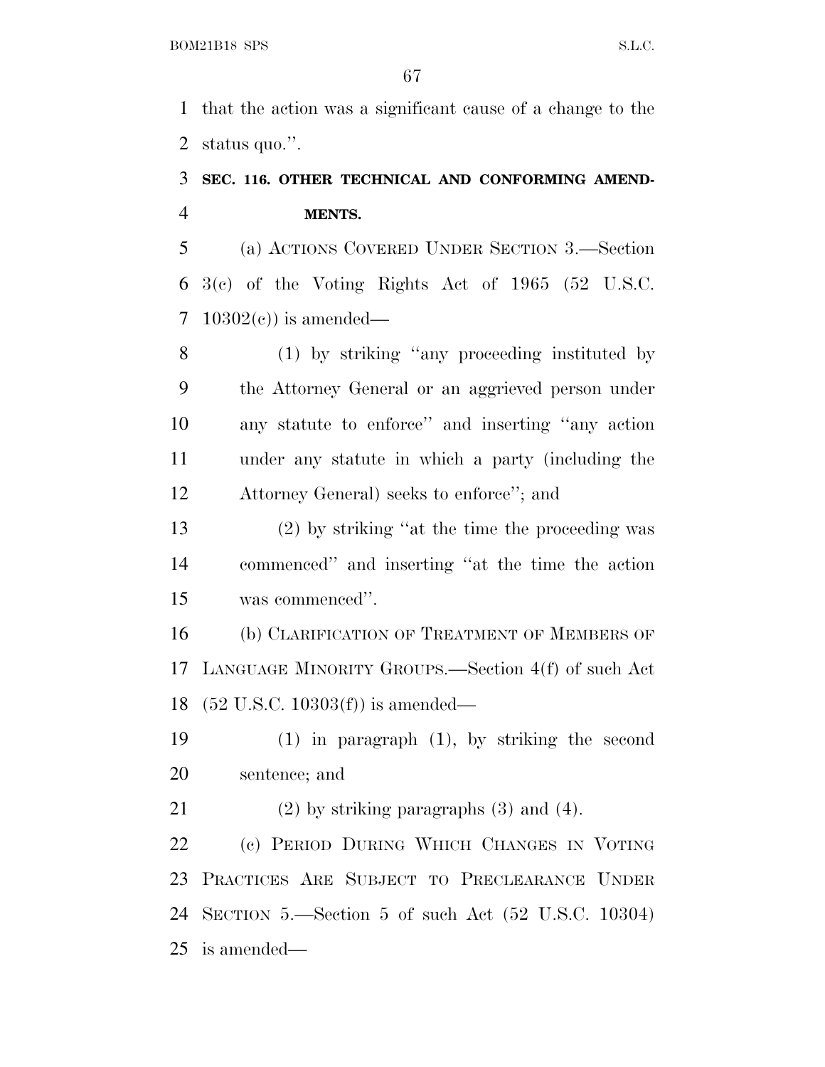that the action was a significant cause of a change to the status quo.''.

### SEC. 116. OTHER TECHNICAL AND CONFORMING AMENDMENTS.

(a) ACTIONS COVERED UNDER SECTION 3.—Section 3(c) of the Voting Rights Act of 1965 (52 U.S.C. 10302(c)) is amended—

(1) by striking ''any proceeding instituted by the Attorney General or an aggrieved person under any statute to enforce'' and inserting ''any action under any statute in which a party (including the Attorney General) seeks to enforce''; and

(2) by striking ''at the time the proceeding was commenced'' and inserting ''at the time the action was commenced''.

(b) CLARIFICATION OF TREATMENT OF MEMBERS OF LANGUAGE MINORITY GROUPS.—Section 4(f) of such Act (52 U.S.C. 10303(f)) is amended—

(1) in paragraph (1), by striking the second sentence; and

(2) by striking paragraphs (3) and (4).

(c) PERIOD DURING WHICH CHANGES IN VOTING PRACTICES ARE SUBJECT TO PRECLEARANCE UNDER SECTION 5.—Section 5 of such Act (52 U.S.C. 10304) is amended—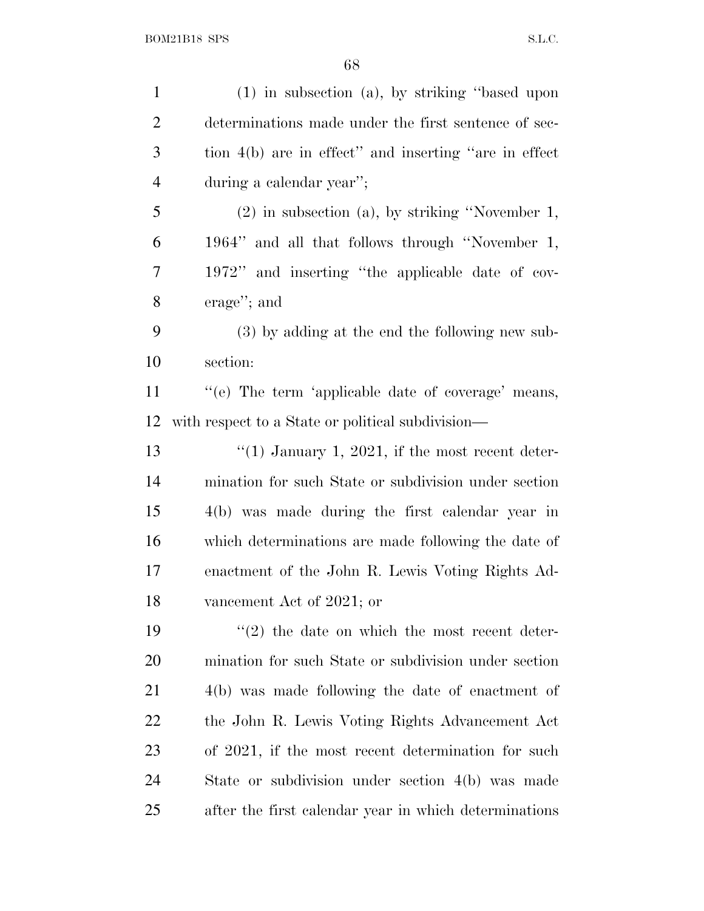(1) in subsection (a), by striking "based upon determinations made under the first sentence of section 4(b) are in effect" and inserting "are in effect during a calendar year";

(2) in subsection (a), by striking "November 1, 1964" and all that follows through "November 1, 1972" and inserting "the applicable date of coverage"; and

(3) by adding at the end the following new subsection:

"(e) The term 'applicable date of coverage' means, with respect to a State or political subdivision—

"(1) January 1, 2021, if the most recent determination for such State or subdivision under section 4(b) was made during the first calendar year in which determinations are made following the date of enactment of the John R. Lewis Voting Rights Advancement Act of 2021; or

"(2) the date on which the most recent determination for such State or subdivision under section 4(b) was made following the date of enactment of the John R. Lewis Voting Rights Advancement Act of 2021, if the most recent determination for such State or subdivision under section 4(b) was made after the first calendar year in which determinations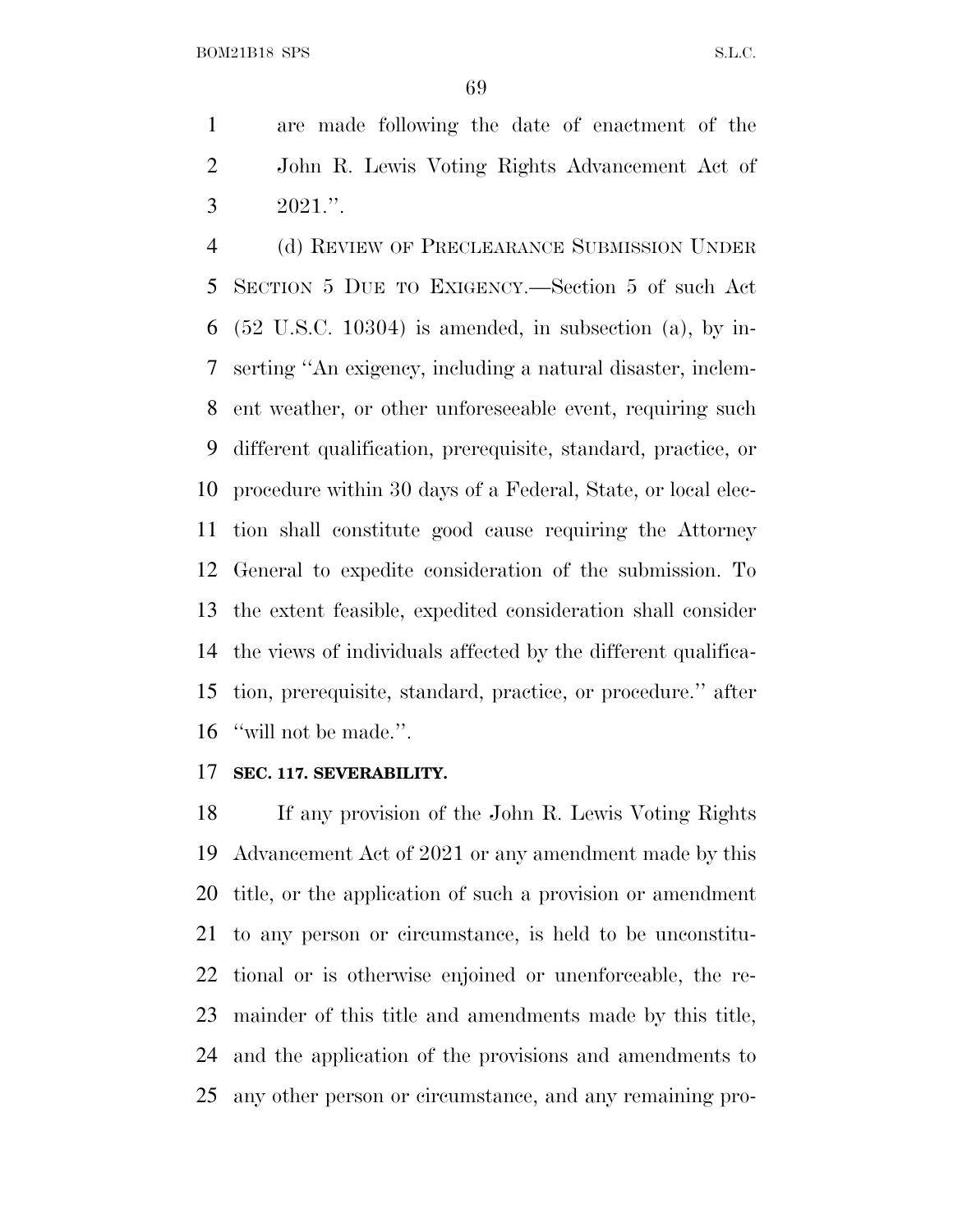are made following the date of enactment of the John R. Lewis Voting Rights Advancement Act of 2021.''.

(d) REVIEW OF PRECLEARANCE SUBMISSION UNDER SECTION 5 DUE TO EXIGENCY.—Section 5 of such Act (52 U.S.C. 10304) is amended, in subsection (a), by inserting ''An exigency, including a natural disaster, inclement weather, or other unforeseeable event, requiring such different qualification, prerequisite, standard, practice, or procedure within 30 days of a Federal, State, or local election shall constitute good cause requiring the Attorney General to expedite consideration of the submission. To the extent feasible, expedited consideration shall consider the views of individuals affected by the different qualification, prerequisite, standard, practice, or procedure.'' after ''will not be made.''.

**SEC. 117. SEVERABILITY.**

If any provision of the John R. Lewis Voting Rights Advancement Act of 2021 or any amendment made by this title, or the application of such a provision or amendment to any person or circumstance, is held to be unconstitutional or is otherwise enjoined or unenforceable, the remainder of this title and amendments made by this title, and the application of the provisions and amendments to any other person or circumstance, and any remaining pro-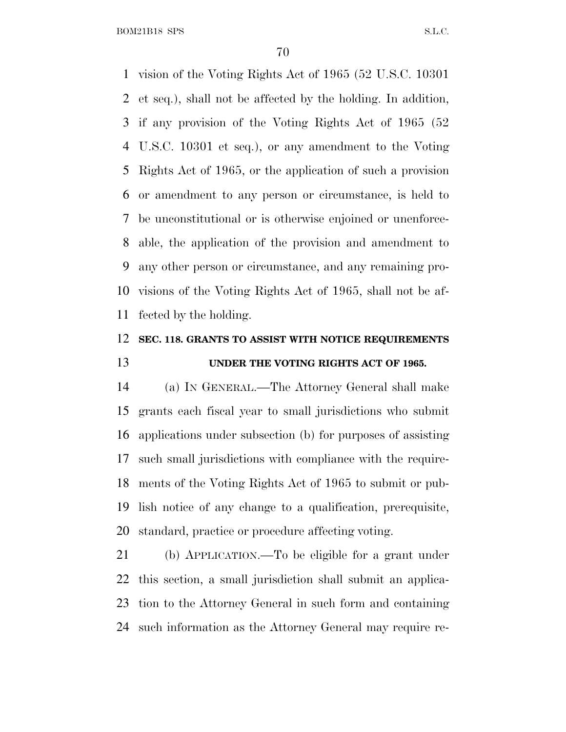vision of the Voting Rights Act of 1965 (52 U.S.C. 10301 et seq.), shall not be affected by the holding. In addition, if any provision of the Voting Rights Act of 1965 (52 U.S.C. 10301 et seq.), or any amendment to the Voting Rights Act of 1965, or the application of such a provision or amendment to any person or circumstance, is held to be unconstitutional or is otherwise enjoined or unenforceable, the application of the provision and amendment to any other person or circumstance, and any remaining provisions of the Voting Rights Act of 1965, shall not be affected by the holding.

## SEC. 118. GRANTS TO ASSIST WITH NOTICE REQUIREMENTS UNDER THE VOTING RIGHTS ACT OF 1965.

(a) IN GENERAL.—The Attorney General shall make grants each fiscal year to small jurisdictions who submit applications under subsection (b) for purposes of assisting such small jurisdictions with compliance with the requirements of the Voting Rights Act of 1965 to submit or publish notice of any change to a qualification, prerequisite, standard, practice or procedure affecting voting.

(b) APPLICATION.—To be eligible for a grant under this section, a small jurisdiction shall submit an application to the Attorney General in such form and containing such information as the Attorney General may require re-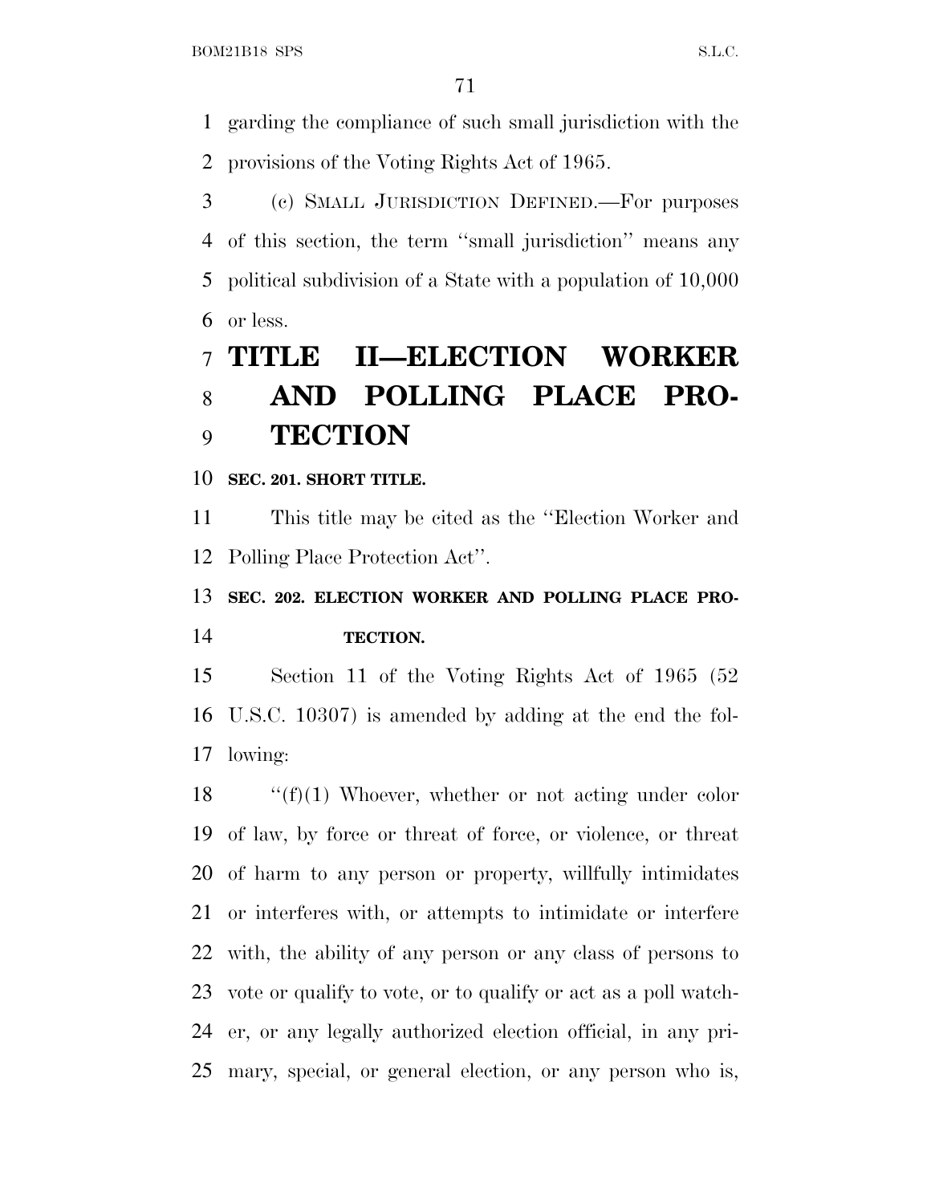garding the compliance of such small jurisdiction with the provisions of the Voting Rights Act of 1965.

(c) SMALL JURISDICTION DEFINED.—For purposes of this section, the term ''small jurisdiction'' means any political subdivision of a State with a population of 10,000 or less.

# TITLE II—ELECTION WORKER AND POLLING PLACE PROTECTION

**SEC. 201. SHORT TITLE.**

This title may be cited as the ''Election Worker and Polling Place Protection Act''.

**SEC. 202. ELECTION WORKER AND POLLING PLACE PROTECTION.**

Section 11 of the Voting Rights Act of 1965 (52 U.S.C. 10307) is amended by adding at the end the following:

''(f)(1) Whoever, whether or not acting under color of law, by force or threat of force, or violence, or threat of harm to any person or property, willfully intimidates or interferes with, or attempts to intimidate or interfere with, the ability of any person or any class of persons to vote or qualify to vote, or to qualify or act as a poll watcher, or any legally authorized election official, in any primary, special, or general election, or any person who is,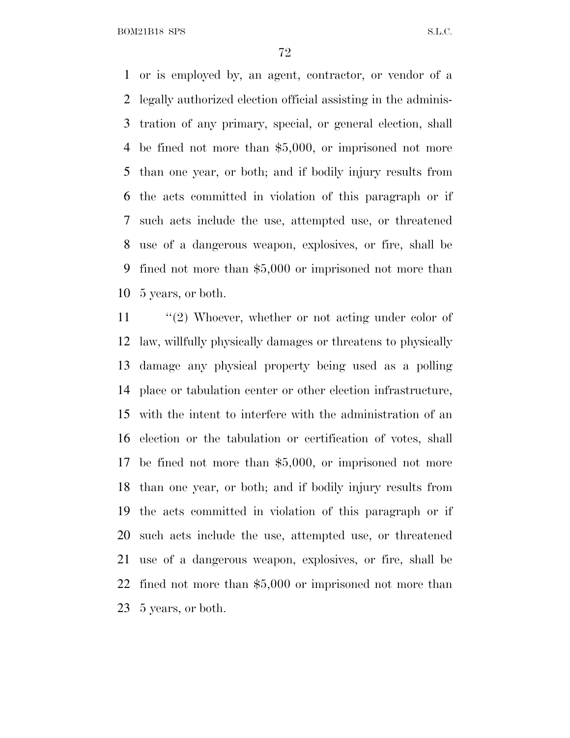or is employed by, an agent, contractor, or vendor of a legally authorized election official assisting in the administration of any primary, special, or general election, shall be fined not more than $5,000, or imprisoned not more than one year, or both; and if bodily injury results from the acts committed in violation of this paragraph or if such acts include the use, attempted use, or threatened use of a dangerous weapon, explosives, or fire, shall be fined not more than $5,000 or imprisoned not more than 5 years, or both.

"(2) Whoever, whether or not acting under color of law, willfully physically damages or threatens to physically damage any physical property being used as a polling place or tabulation center or other election infrastructure, with the intent to interfere with the administration of an election or the tabulation or certification of votes, shall be fined not more than $5,000, or imprisoned not more than one year, or both; and if bodily injury results from the acts committed in violation of this paragraph or if such acts include the use, attempted use, or threatened use of a dangerous weapon, explosives, or fire, shall be fined not more than $5,000 or imprisoned not more than 5 years, or both.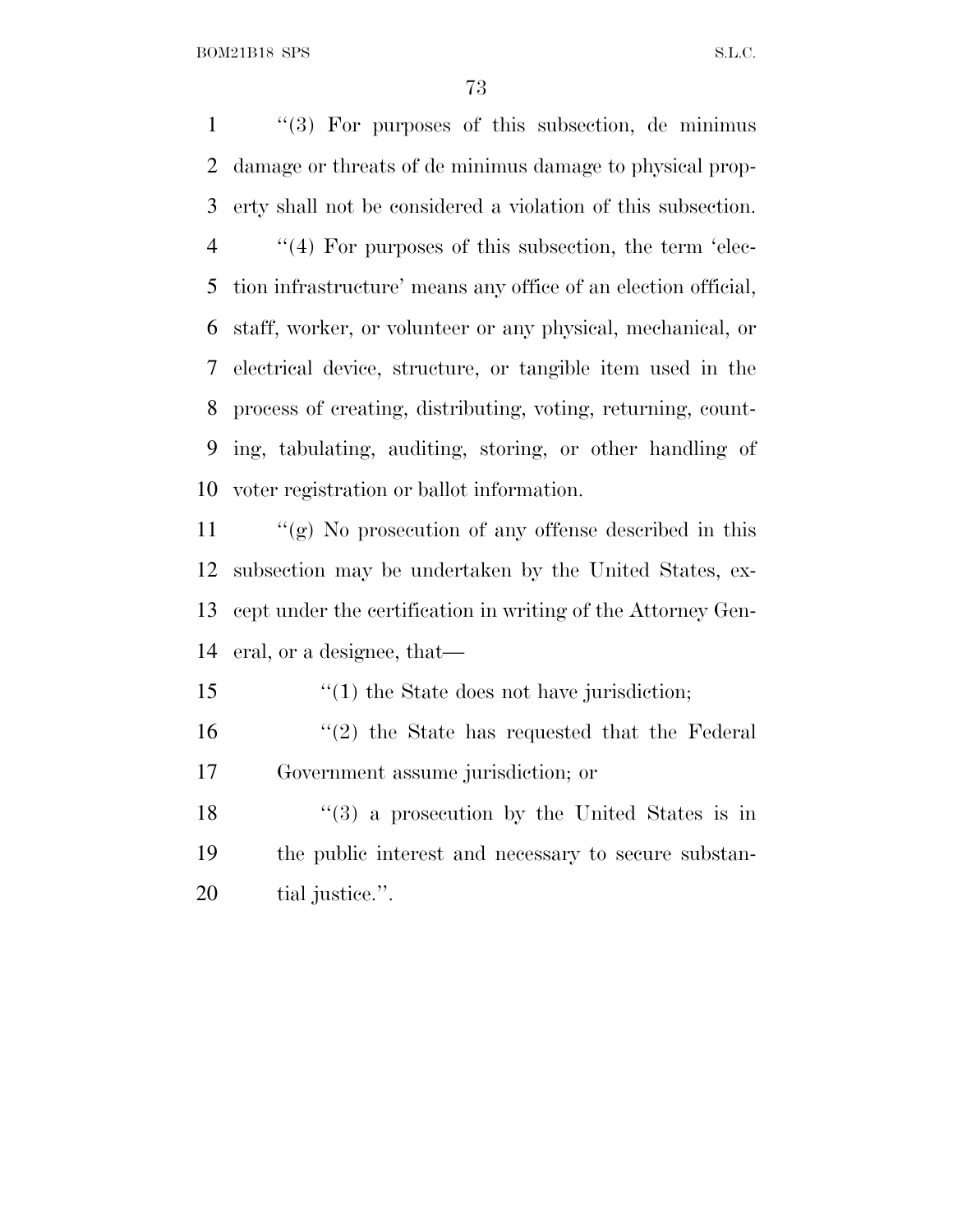''(3) For purposes of this subsection, de minimus damage or threats of de minimus damage to physical property shall not be considered a violation of this subsection.

''(4) For purposes of this subsection, the term 'election infrastructure' means any office of an election official, staff, worker, or volunteer or any physical, mechanical, or electrical device, structure, or tangible item used in the process of creating, distributing, voting, returning, counting, tabulating, auditing, storing, or other handling of voter registration or ballot information.

''(g) No prosecution of any offense described in this subsection may be undertaken by the United States, except under the certification in writing of the Attorney General, or a designee, that—

''(1) the State does not have jurisdiction;

''(2) the State has requested that the Federal Government assume jurisdiction; or

''(3) a prosecution by the United States is in the public interest and necessary to secure substantial justice.''.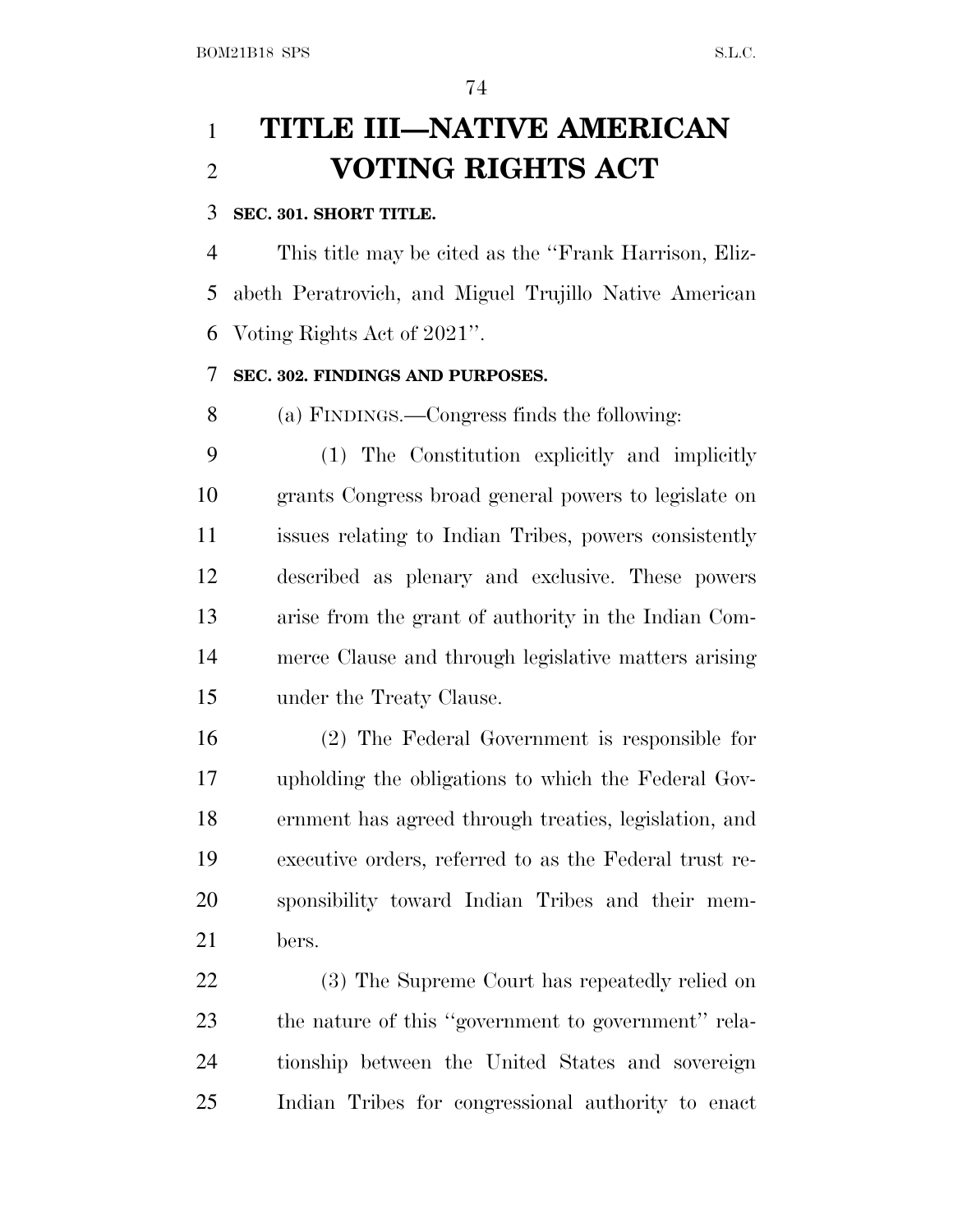# TITLE III—NATIVE AMERICAN VOTING RIGHTS ACT

**SEC. 301. SHORT TITLE.**

This title may be cited as the ''Frank Harrison, Elizabeth Peratrovich, and Miguel Trujillo Native American Voting Rights Act of 2021''.

**SEC. 302. FINDINGS AND PURPOSES.**

(a) FINDINGS.—Congress finds the following:

(1) The Constitution explicitly and implicitly grants Congress broad general powers to legislate on issues relating to Indian Tribes, powers consistently described as plenary and exclusive. These powers arise from the grant of authority in the Indian Commerce Clause and through legislative matters arising under the Treaty Clause.

(2) The Federal Government is responsible for upholding the obligations to which the Federal Government has agreed through treaties, legislation, and executive orders, referred to as the Federal trust responsibility toward Indian Tribes and their members.

(3) The Supreme Court has repeatedly relied on the nature of this ''government to government'' relationship between the United States and sovereign Indian Tribes for congressional authority to enact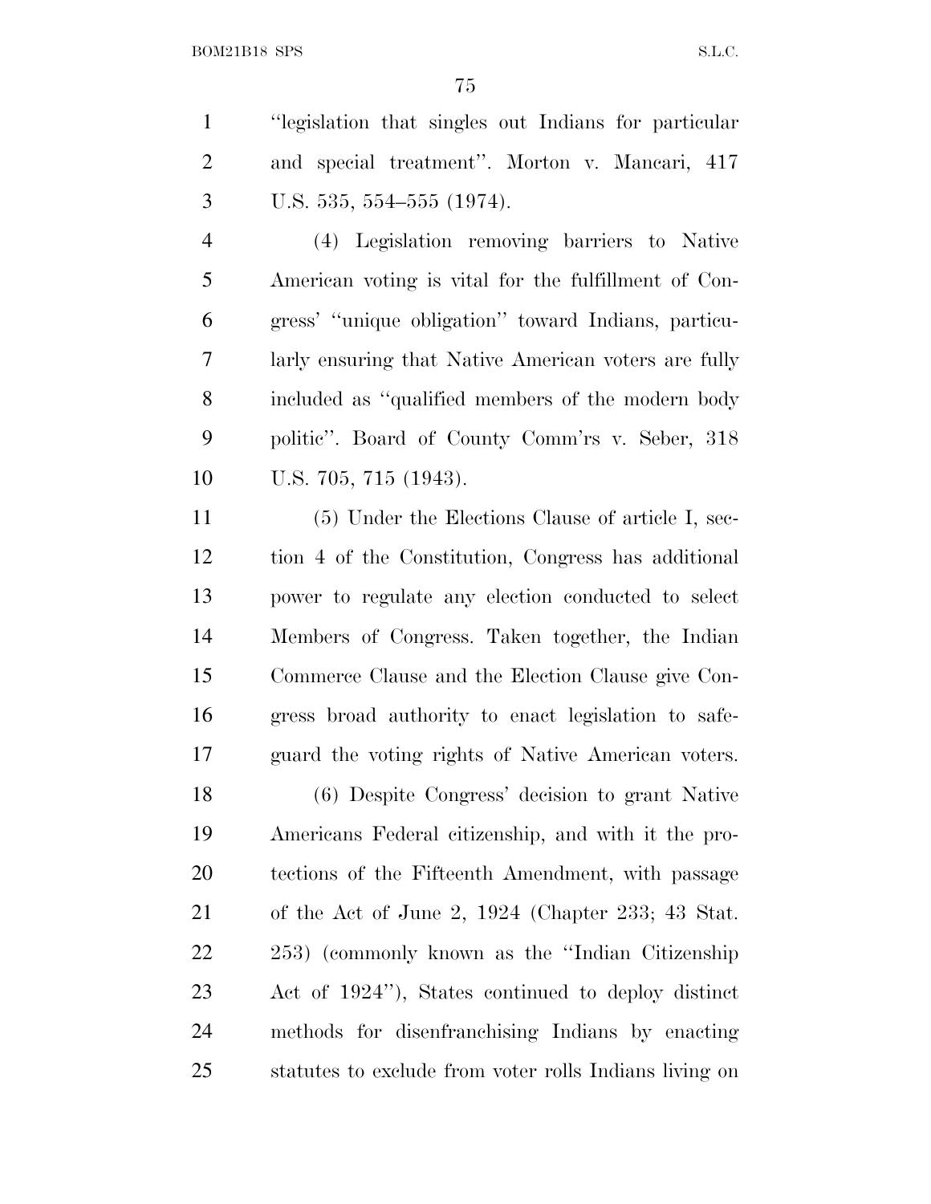"legislation that singles out Indians for particular and special treatment". Morton v. Mancari, 417 U.S. 535, 554–555 (1974).

(4) Legislation removing barriers to Native American voting is vital for the fulfillment of Congress' "unique obligation" toward Indians, particularly ensuring that Native American voters are fully included as "qualified members of the modern body politic". Board of County Comm'rs v. Seber, 318 U.S. 705, 715 (1943).

(5) Under the Elections Clause of article I, section 4 of the Constitution, Congress has additional power to regulate any election conducted to select Members of Congress. Taken together, the Indian Commerce Clause and the Election Clause give Congress broad authority to enact legislation to safeguard the voting rights of Native American voters.

(6) Despite Congress' decision to grant Native Americans Federal citizenship, and with it the protections of the Fifteenth Amendment, with passage of the Act of June 2, 1924 (Chapter 233; 43 Stat. 253) (commonly known as the "Indian Citizenship Act of 1924"), States continued to deploy distinct methods for disenfranchising Indians by enacting statutes to exclude from voter rolls Indians living on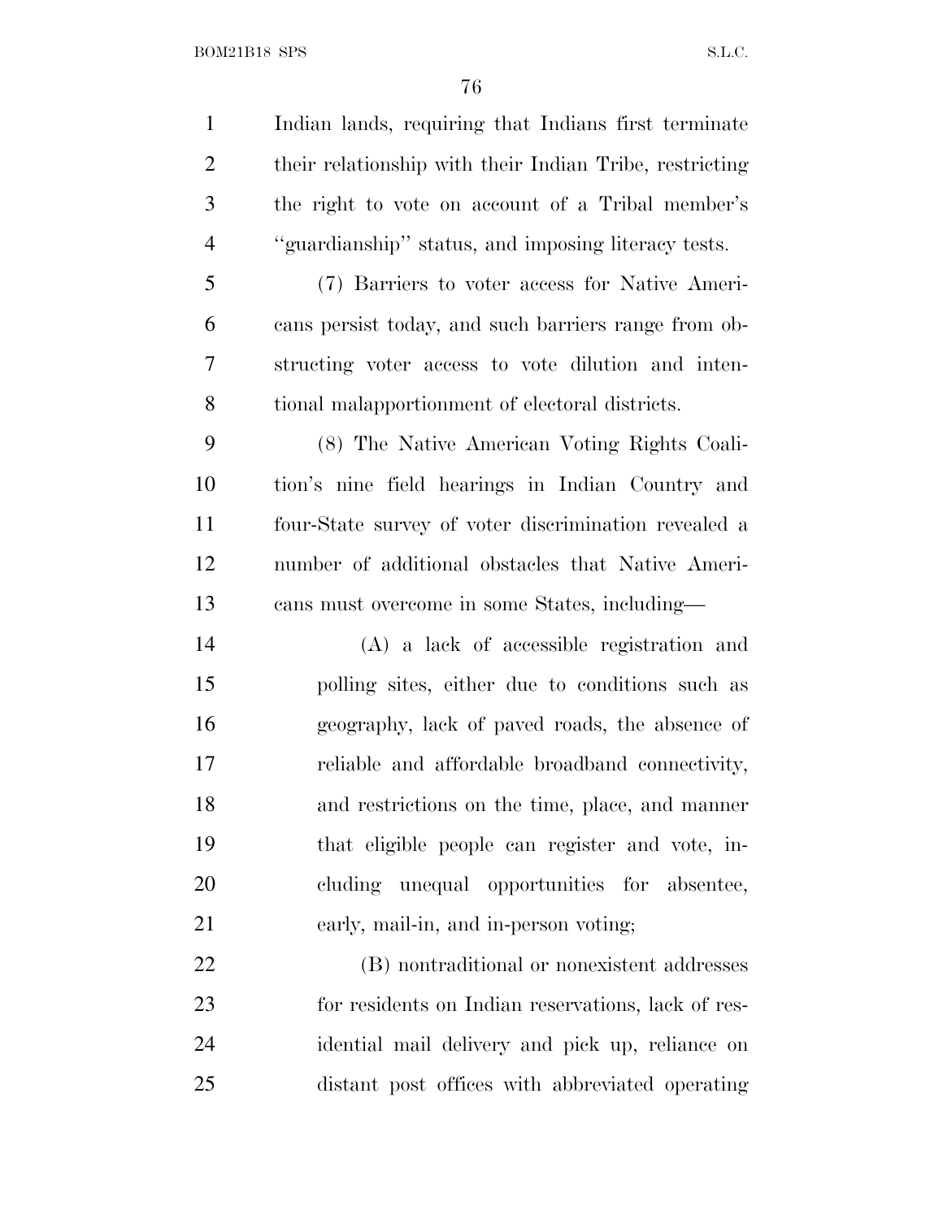Indian lands, requiring that Indians first terminate their relationship with their Indian Tribe, restricting the right to vote on account of a Tribal member's "guardianship" status, and imposing literacy tests.

(7) Barriers to voter access for Native Americans persist today, and such barriers range from obstructing voter access to vote dilution and intentional malapportionment of electoral districts.

(8) The Native American Voting Rights Coalition's nine field hearings in Indian Country and four-State survey of voter discrimination revealed a number of additional obstacles that Native Americans must overcome in some States, including—

(A) a lack of accessible registration and polling sites, either due to conditions such as geography, lack of paved roads, the absence of reliable and affordable broadband connectivity, and restrictions on the time, place, and manner that eligible people can register and vote, including unequal opportunities for absentee, early, mail-in, and in-person voting;

(B) nontraditional or nonexistent addresses for residents on Indian reservations, lack of residential mail delivery and pick up, reliance on distant post offices with abbreviated operating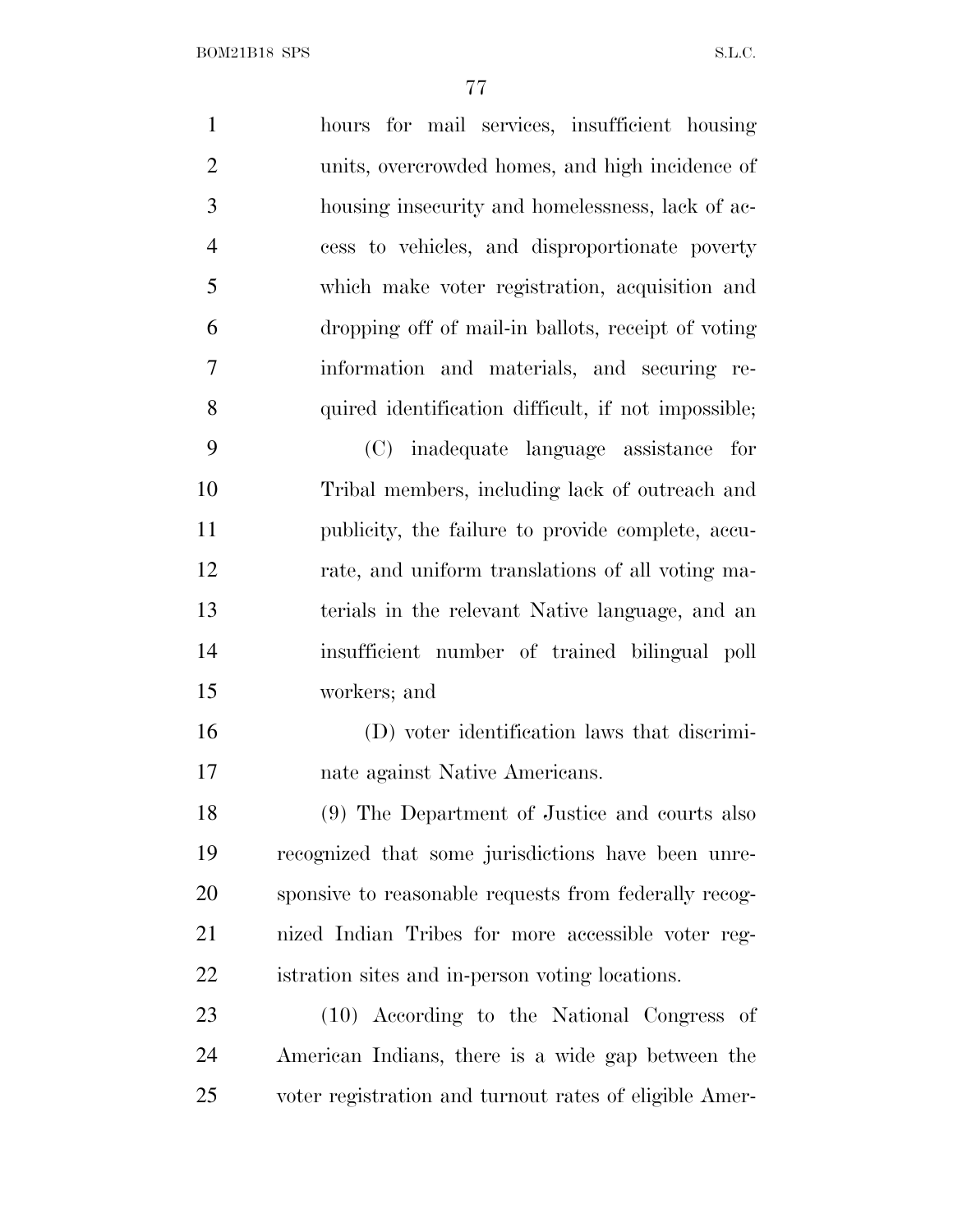hours for mail services, insufficient housing units, overcrowded homes, and high incidence of housing insecurity and homelessness, lack of access to vehicles, and disproportionate poverty which make voter registration, acquisition and dropping off of mail-in ballots, receipt of voting information and materials, and securing required identification difficult, if not impossible;

(C) inadequate language assistance for Tribal members, including lack of outreach and publicity, the failure to provide complete, accurate, and uniform translations of all voting materials in the relevant Native language, and an insufficient number of trained bilingual poll workers; and

(D) voter identification laws that discriminate against Native Americans.

(9) The Department of Justice and courts also recognized that some jurisdictions have been unresponsive to reasonable requests from federally recognized Indian Tribes for more accessible voter registration sites and in-person voting locations.

(10) According to the National Congress of American Indians, there is a wide gap between the voter registration and turnout rates of eligible Amer-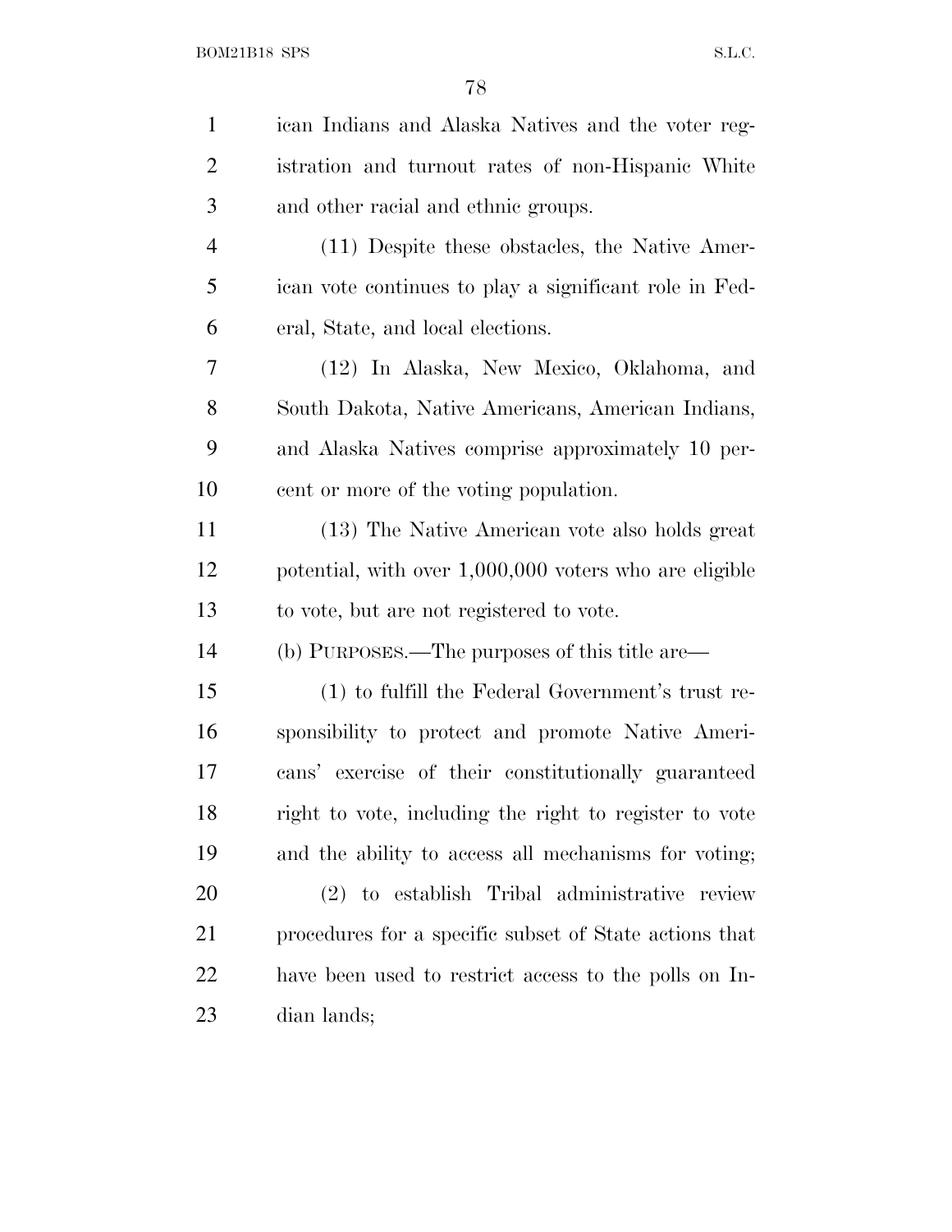ican Indians and Alaska Natives and the voter registration and turnout rates of non-Hispanic White and other racial and ethnic groups.

(11) Despite these obstacles, the Native American vote continues to play a significant role in Federal, State, and local elections.

(12) In Alaska, New Mexico, Oklahoma, and South Dakota, Native Americans, American Indians, and Alaska Natives comprise approximately 10 percent or more of the voting population.

(13) The Native American vote also holds great potential, with over 1,000,000 voters who are eligible to vote, but are not registered to vote.

(b) PURPOSES.—The purposes of this title are—

(1) to fulfill the Federal Government's trust responsibility to protect and promote Native Americans' exercise of their constitutionally guaranteed right to vote, including the right to register to vote and the ability to access all mechanisms for voting;

(2) to establish Tribal administrative review procedures for a specific subset of State actions that have been used to restrict access to the polls on Indian lands;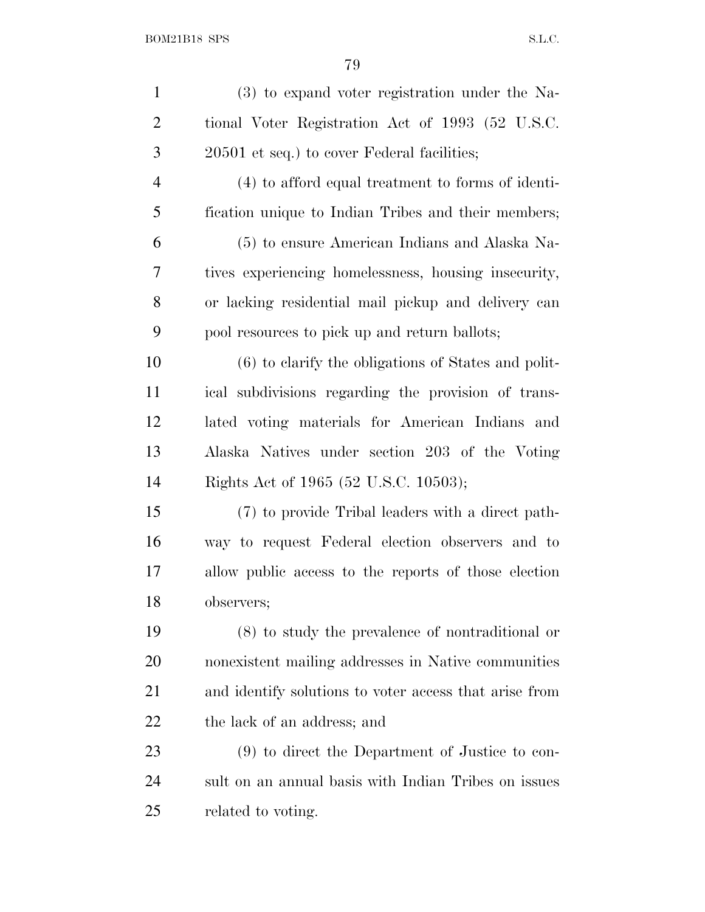(3) to expand voter registration under the National Voter Registration Act of 1993 (52 U.S.C. 20501 et seq.) to cover Federal facilities;

(4) to afford equal treatment to forms of identification unique to Indian Tribes and their members;

(5) to ensure American Indians and Alaska Natives experiencing homelessness, housing insecurity, or lacking residential mail pickup and delivery can pool resources to pick up and return ballots;

(6) to clarify the obligations of States and political subdivisions regarding the provision of translated voting materials for American Indians and Alaska Natives under section 203 of the Voting Rights Act of 1965 (52 U.S.C. 10503);

(7) to provide Tribal leaders with a direct pathway to request Federal election observers and to allow public access to the reports of those election observers;

(8) to study the prevalence of nontraditional or nonexistent mailing addresses in Native communities and identify solutions to voter access that arise from the lack of an address; and

(9) to direct the Department of Justice to consult on an annual basis with Indian Tribes on issues related to voting.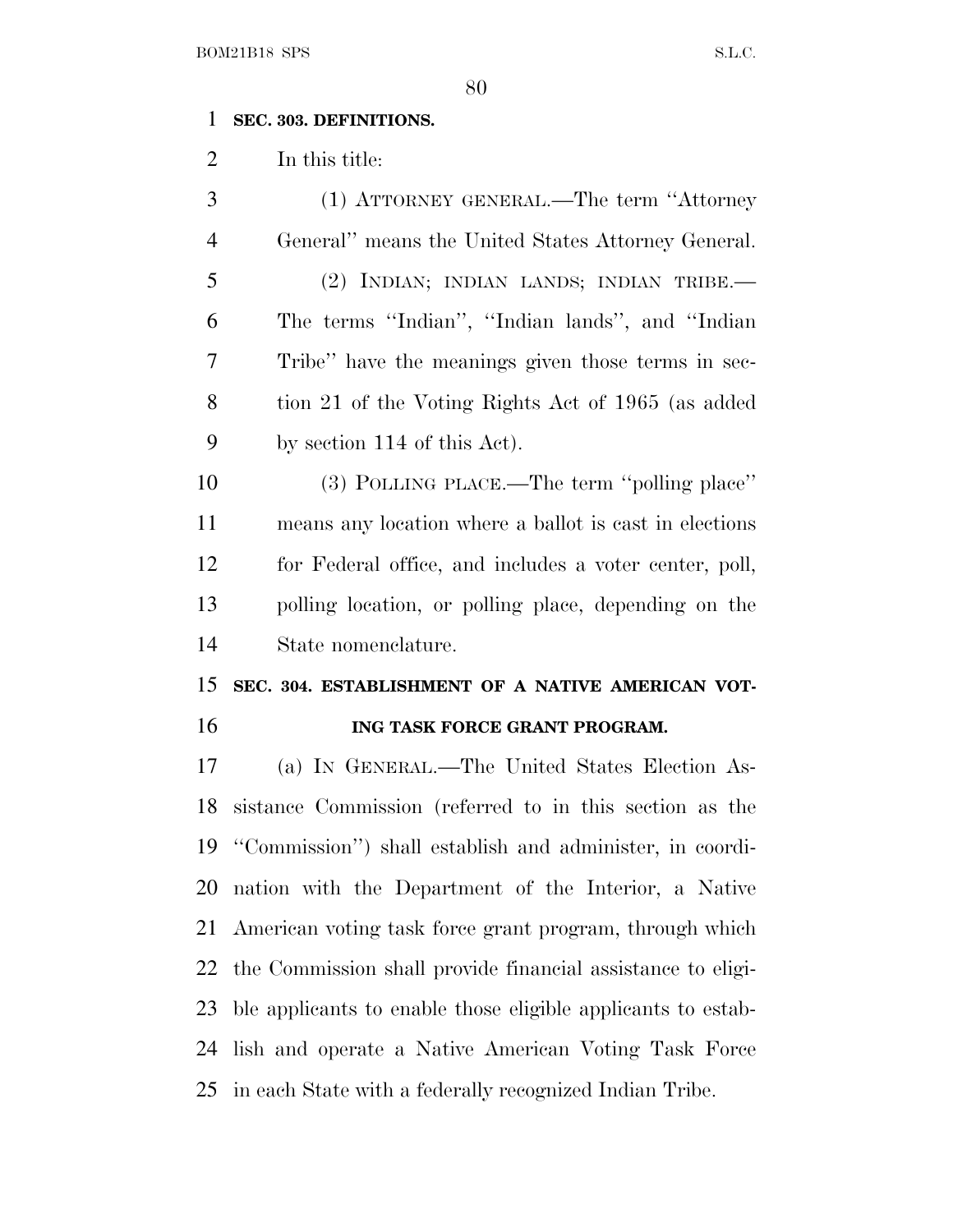**SEC. 303. DEFINITIONS.**

In this title:

(1) ATTORNEY GENERAL.—The term ''Attorney General'' means the United States Attorney General.

(2) INDIAN; INDIAN LANDS; INDIAN TRIBE.—The terms ''Indian'', ''Indian lands'', and ''Indian Tribe'' have the meanings given those terms in section 21 of the Voting Rights Act of 1965 (as added by section 114 of this Act).

(3) POLLING PLACE.—The term ''polling place'' means any location where a ballot is cast in elections for Federal office, and includes a voter center, poll, polling location, or polling place, depending on the State nomenclature.

**SEC. 304. ESTABLISHMENT OF A NATIVE AMERICAN VOTING TASK FORCE GRANT PROGRAM.**

(a) IN GENERAL.—The United States Election Assistance Commission (referred to in this section as the ''Commission'') shall establish and administer, in coordination with the Department of the Interior, a Native American voting task force grant program, through which the Commission shall provide financial assistance to eligible applicants to enable those eligible applicants to establish and operate a Native American Voting Task Force in each State with a federally recognized Indian Tribe.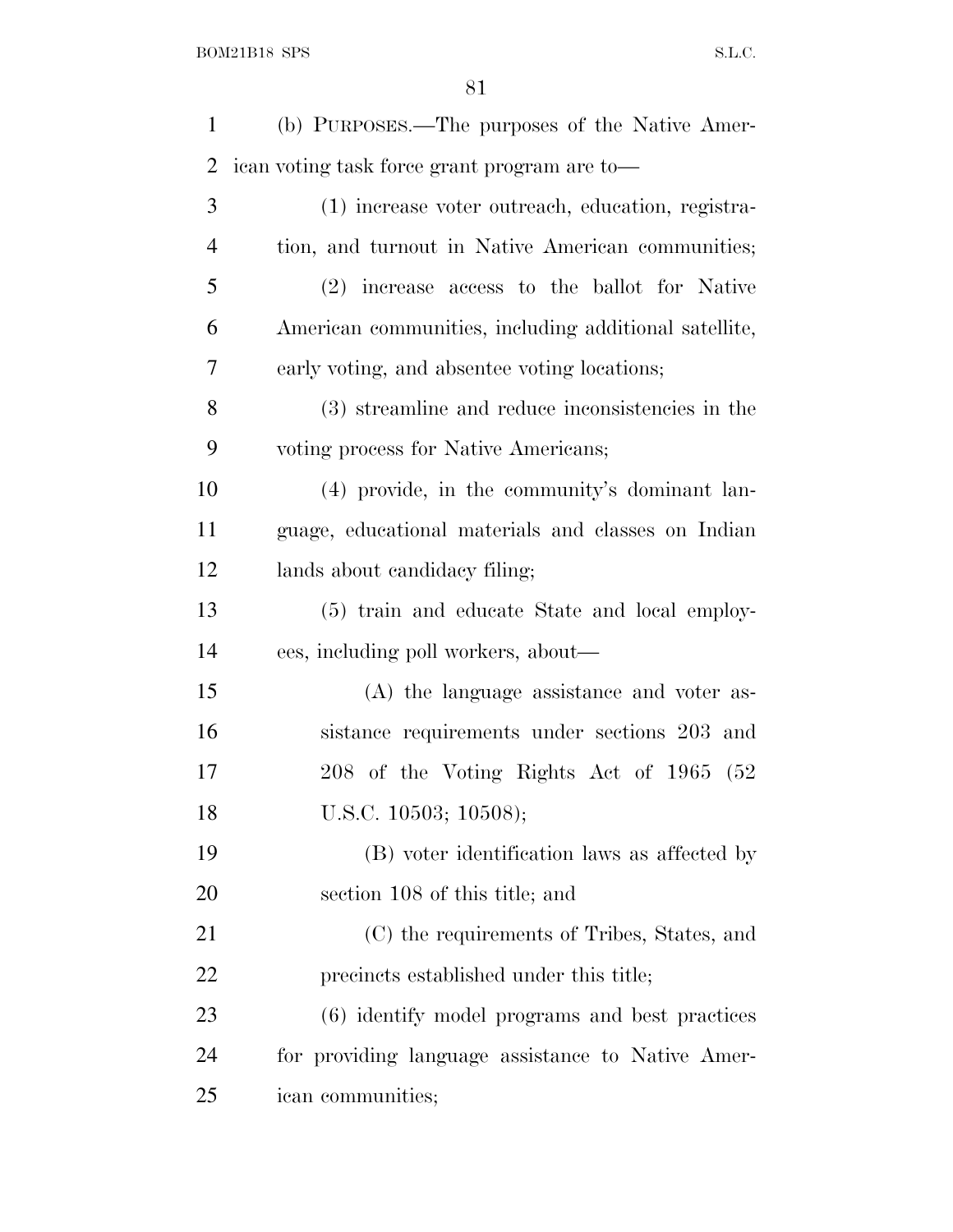(b) PURPOSES.—The purposes of the Native American voting task force grant program are to—

(1) increase voter outreach, education, registration, and turnout in Native American communities;

(2) increase access to the ballot for Native American communities, including additional satellite, early voting, and absentee voting locations;

(3) streamline and reduce inconsistencies in the voting process for Native Americans;

(4) provide, in the community's dominant language, educational materials and classes on Indian lands about candidacy filing;

(5) train and educate State and local employees, including poll workers, about—

(A) the language assistance and voter assistance requirements under sections 203 and 208 of the Voting Rights Act of 1965 (52 U.S.C. 10503; 10508);

(B) voter identification laws as affected by section 108 of this title; and

(C) the requirements of Tribes, States, and precincts established under this title;

(6) identify model programs and best practices for providing language assistance to Native American communities;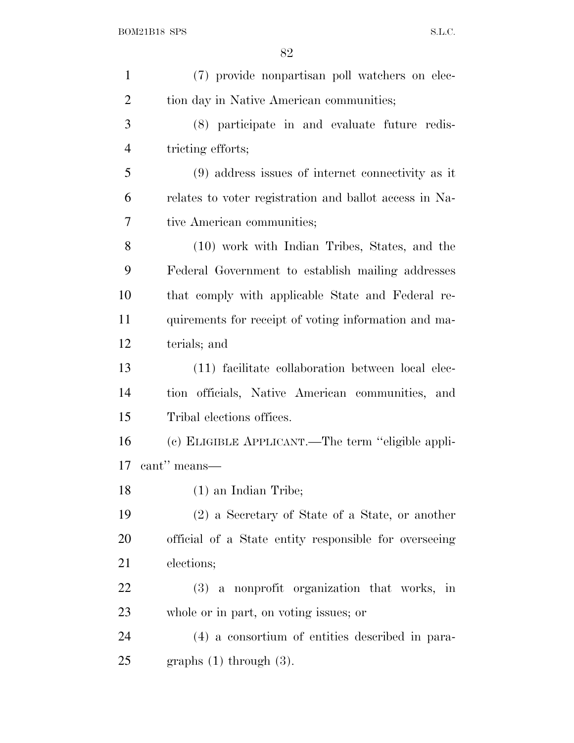(7) provide nonpartisan poll watchers on election day in Native American communities;

(8) participate in and evaluate future redistricting efforts;

(9) address issues of internet connectivity as it relates to voter registration and ballot access in Native American communities;

(10) work with Indian Tribes, States, and the Federal Government to establish mailing addresses that comply with applicable State and Federal requirements for receipt of voting information and materials; and

(11) facilitate collaboration between local election officials, Native American communities, and Tribal elections offices.

(c) ELIGIBLE APPLICANT.—The term "eligible applicant" means—

(1) an Indian Tribe;

(2) a Secretary of State of a State, or another official of a State entity responsible for overseeing elections;

(3) a nonprofit organization that works, in whole or in part, on voting issues; or

(4) a consortium of entities described in paragraphs (1) through (3).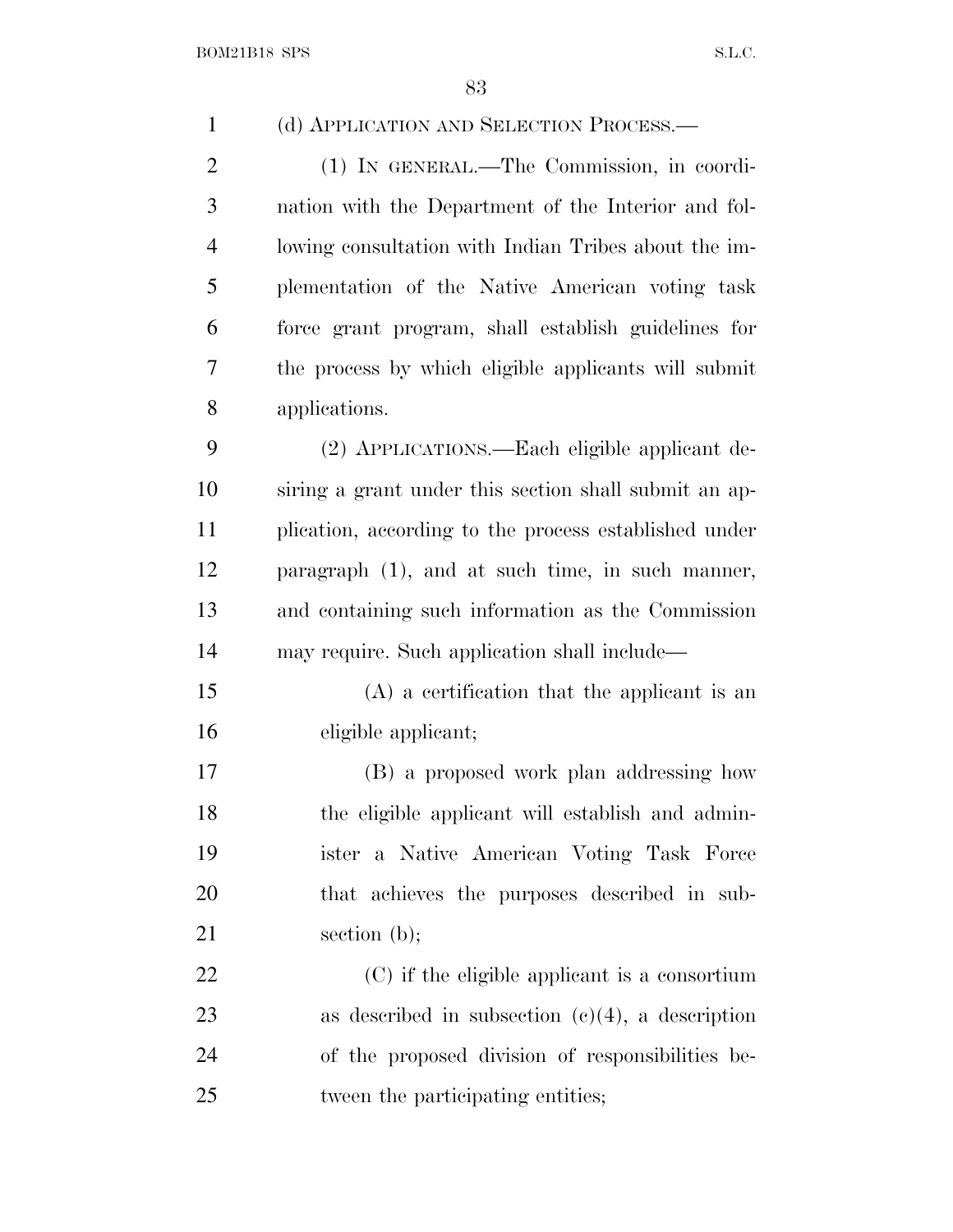(d) APPLICATION AND SELECTION PROCESS.—

(1) IN GENERAL.—The Commission, in coordination with the Department of the Interior and following consultation with Indian Tribes about the implementation of the Native American voting task force grant program, shall establish guidelines for the process by which eligible applicants will submit applications.

(2) APPLICATIONS.—Each eligible applicant desiring a grant under this section shall submit an application, according to the process established under paragraph (1), and at such time, in such manner, and containing such information as the Commission may require. Such application shall include—

(A) a certification that the applicant is an eligible applicant;

(B) a proposed work plan addressing how the eligible applicant will establish and administer a Native American Voting Task Force that achieves the purposes described in subsection (b);

(C) if the eligible applicant is a consortium as described in subsection (c)(4), a description of the proposed division of responsibilities between the participating entities;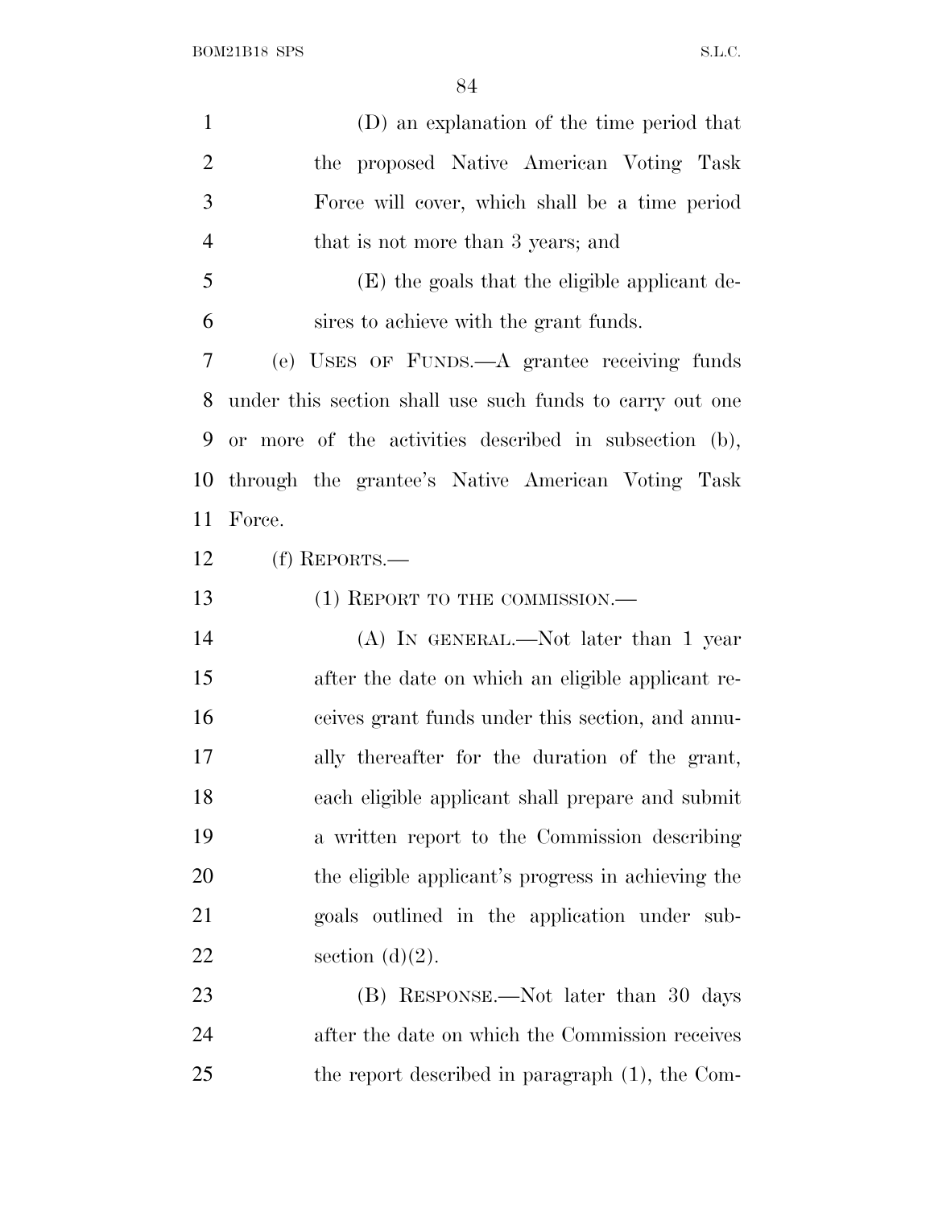(D) an explanation of the time period that the proposed Native American Voting Task Force will cover, which shall be a time period that is not more than 3 years; and

(E) the goals that the eligible applicant desires to achieve with the grant funds.

(e) USES OF FUNDS.—A grantee receiving funds under this section shall use such funds to carry out one or more of the activities described in subsection (b), through the grantee's Native American Voting Task Force.

(f) REPORTS.—

(1) REPORT TO THE COMMISSION.—

(A) IN GENERAL.—Not later than 1 year after the date on which an eligible applicant receives grant funds under this section, and annually thereafter for the duration of the grant, each eligible applicant shall prepare and submit a written report to the Commission describing the eligible applicant's progress in achieving the goals outlined in the application under subsection (d)(2).

(B) RESPONSE.—Not later than 30 days after the date on which the Commission receives the report described in paragraph (1), the Com-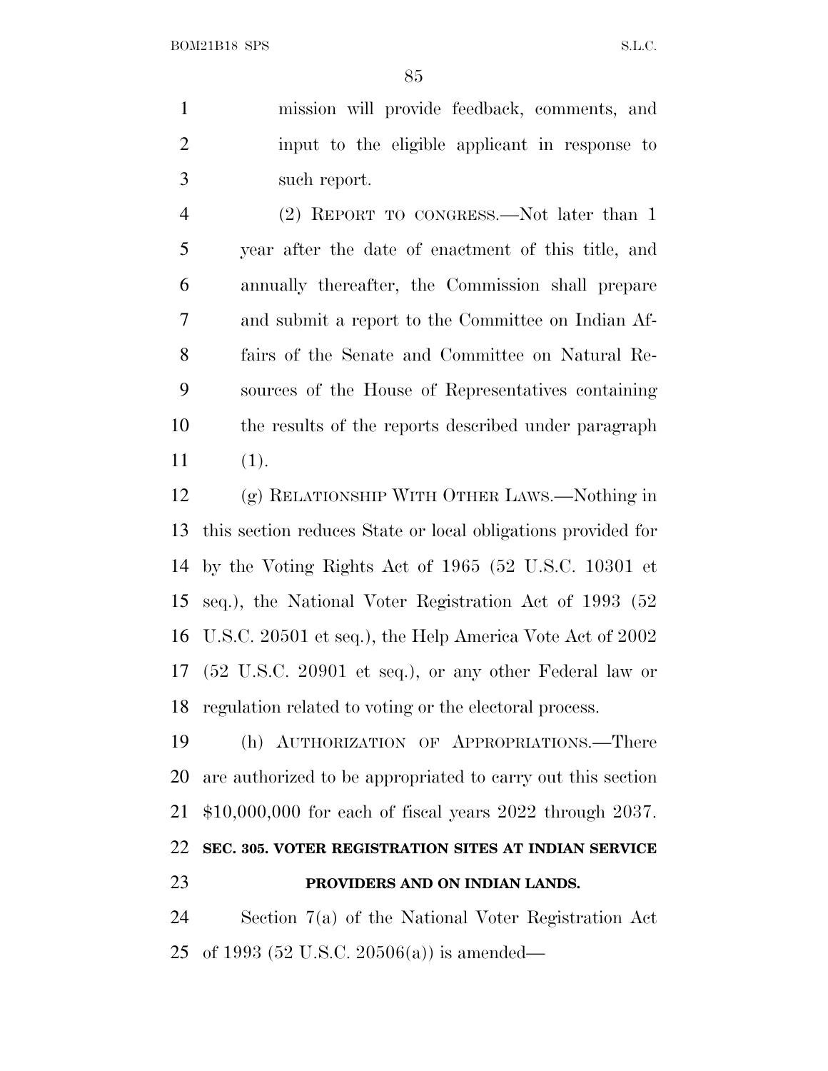mission will provide feedback, comments, and input to the eligible applicant in response to such report.

(2) REPORT TO CONGRESS.—Not later than 1 year after the date of enactment of this title, and annually thereafter, the Commission shall prepare and submit a report to the Committee on Indian Affairs of the Senate and Committee on Natural Resources of the House of Representatives containing the results of the reports described under paragraph (1).

(g) RELATIONSHIP WITH OTHER LAWS.—Nothing in this section reduces State or local obligations provided for by the Voting Rights Act of 1965 (52 U.S.C. 10301 et seq.), the National Voter Registration Act of 1993 (52 U.S.C. 20501 et seq.), the Help America Vote Act of 2002 (52 U.S.C. 20901 et seq.), or any other Federal law or regulation related to voting or the electoral process.

(h) AUTHORIZATION OF APPROPRIATIONS.—There are authorized to be appropriated to carry out this section $10,000,000 for each of fiscal years 2022 through 2037.

**SEC. 305. VOTER REGISTRATION SITES AT INDIAN SERVICE PROVIDERS AND ON INDIAN LANDS.**

Section 7(a) of the National Voter Registration Act of 1993 (52 U.S.C. 20506(a)) is amended—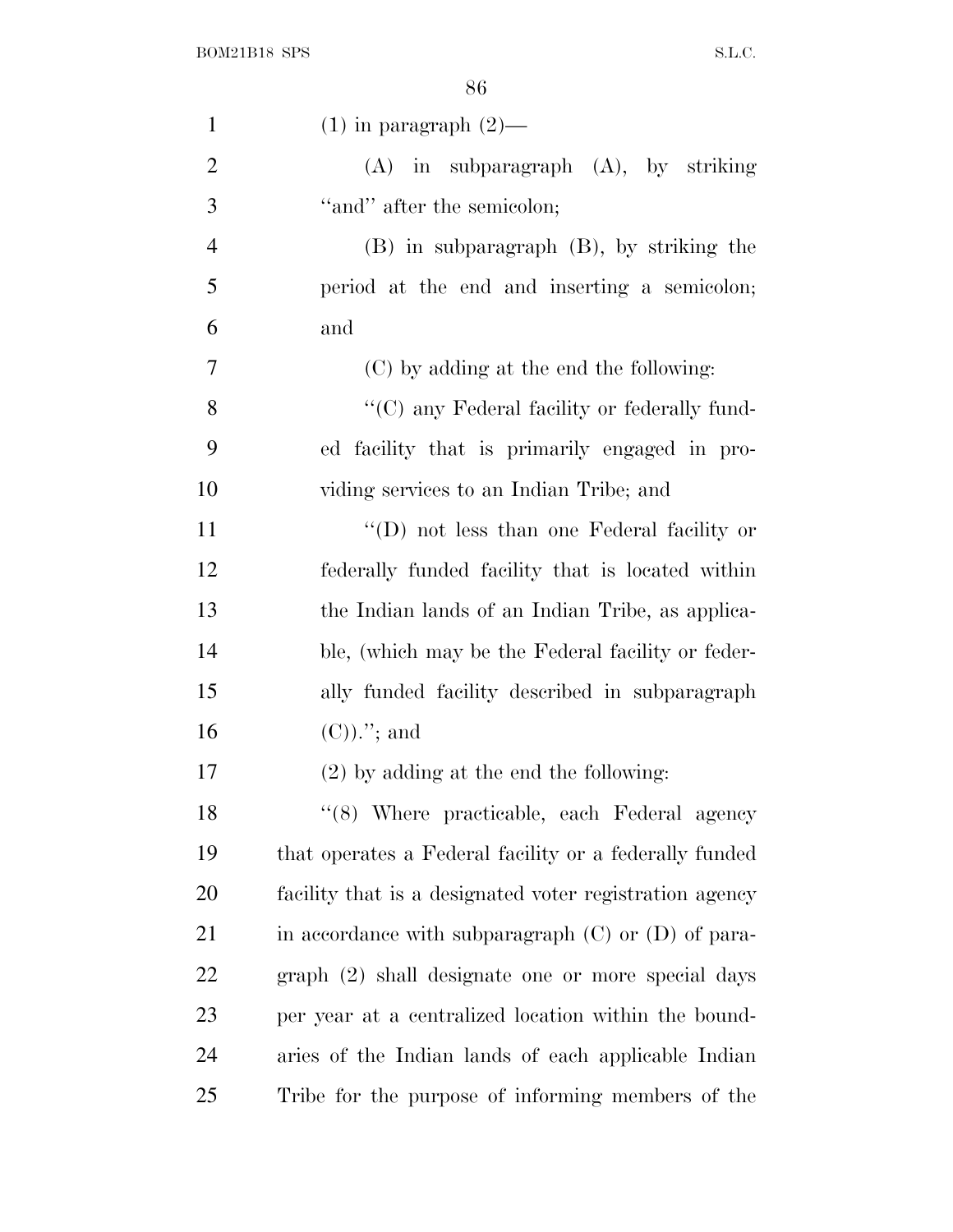(1) in paragraph (2)—

(A) in subparagraph (A), by striking ''and'' after the semicolon;

(B) in subparagraph (B), by striking the period at the end and inserting a semicolon; and

(C) by adding at the end the following:

''(C) any Federal facility or federally funded facility that is primarily engaged in providing services to an Indian Tribe; and

''(D) not less than one Federal facility or federally funded facility that is located within the Indian lands of an Indian Tribe, as applicable, (which may be the Federal facility or federally funded facility described in subparagraph (C)).''; and

(2) by adding at the end the following:

''(8) Where practicable, each Federal agency that operates a Federal facility or a federally funded facility that is a designated voter registration agency in accordance with subparagraph (C) or (D) of paragraph (2) shall designate one or more special days per year at a centralized location within the boundaries of the Indian lands of each applicable Indian Tribe for the purpose of informing members of the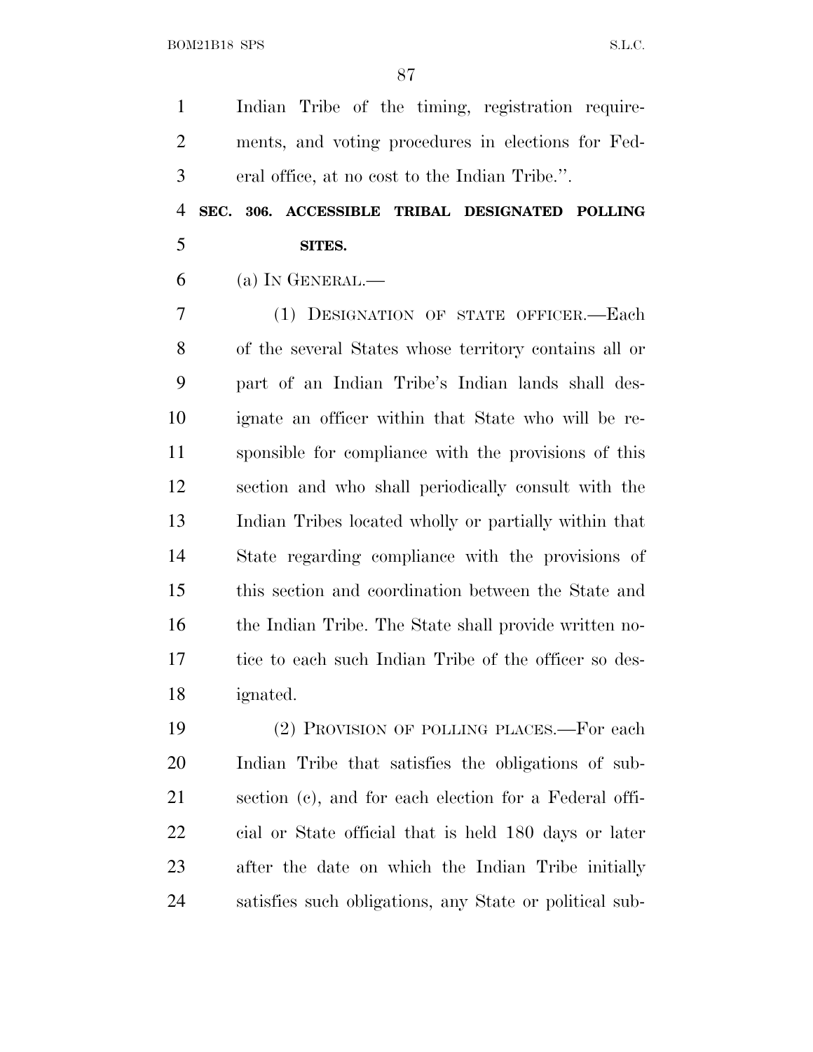Indian Tribe of the timing, registration requirements, and voting procedures in elections for Federal office, at no cost to the Indian Tribe.".

**SEC. 306. ACCESSIBLE TRIBAL DESIGNATED POLLING SITES.**

(a) IN GENERAL.—

(1) DESIGNATION OF STATE OFFICER.—Each of the several States whose territory contains all or part of an Indian Tribe's Indian lands shall designate an officer within that State who will be responsible for compliance with the provisions of this section and who shall periodically consult with the Indian Tribes located wholly or partially within that State regarding compliance with the provisions of this section and coordination between the State and the Indian Tribe. The State shall provide written notice to each such Indian Tribe of the officer so designated.

(2) PROVISION OF POLLING PLACES.—For each Indian Tribe that satisfies the obligations of subsection (c), and for each election for a Federal official or State official that is held 180 days or later after the date on which the Indian Tribe initially satisfies such obligations, any State or political sub-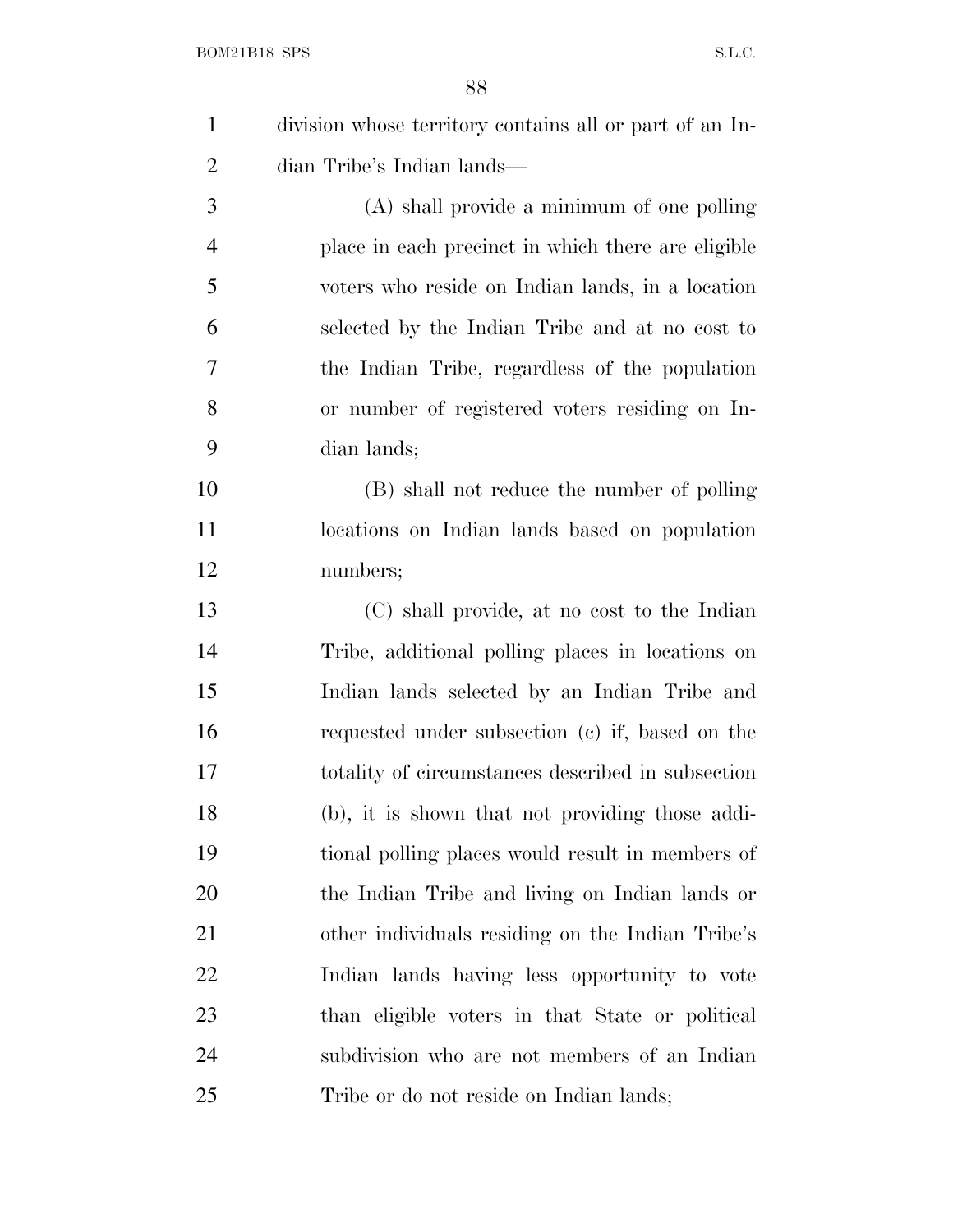division whose territory contains all or part of an Indian Tribe's Indian lands—

(A) shall provide a minimum of one polling place in each precinct in which there are eligible voters who reside on Indian lands, in a location selected by the Indian Tribe and at no cost to the Indian Tribe, regardless of the population or number of registered voters residing on Indian lands;

(B) shall not reduce the number of polling locations on Indian lands based on population numbers;

(C) shall provide, at no cost to the Indian Tribe, additional polling places in locations on Indian lands selected by an Indian Tribe and requested under subsection (c) if, based on the totality of circumstances described in subsection (b), it is shown that not providing those additional polling places would result in members of the Indian Tribe and living on Indian lands or other individuals residing on the Indian Tribe's Indian lands having less opportunity to vote than eligible voters in that State or political subdivision who are not members of an Indian Tribe or do not reside on Indian lands;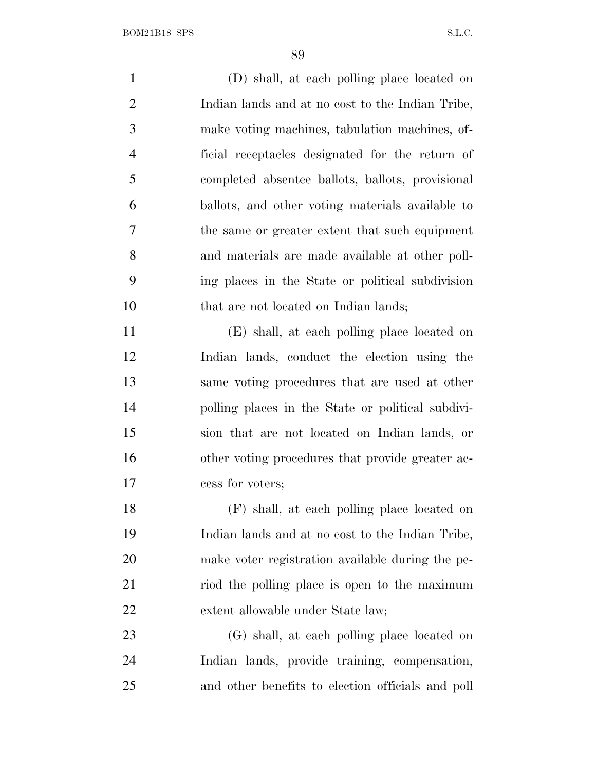(D) shall, at each polling place located on Indian lands and at no cost to the Indian Tribe, make voting machines, tabulation machines, official receptacles designated for the return of completed absentee ballots, ballots, provisional ballots, and other voting materials available to the same or greater extent that such equipment and materials are made available at other polling places in the State or political subdivision that are not located on Indian lands;

(E) shall, at each polling place located on Indian lands, conduct the election using the same voting procedures that are used at other polling places in the State or political subdivision that are not located on Indian lands, or other voting procedures that provide greater access for voters;

(F) shall, at each polling place located on Indian lands and at no cost to the Indian Tribe, make voter registration available during the period the polling place is open to the maximum extent allowable under State law;

(G) shall, at each polling place located on Indian lands, provide training, compensation, and other benefits to election officials and poll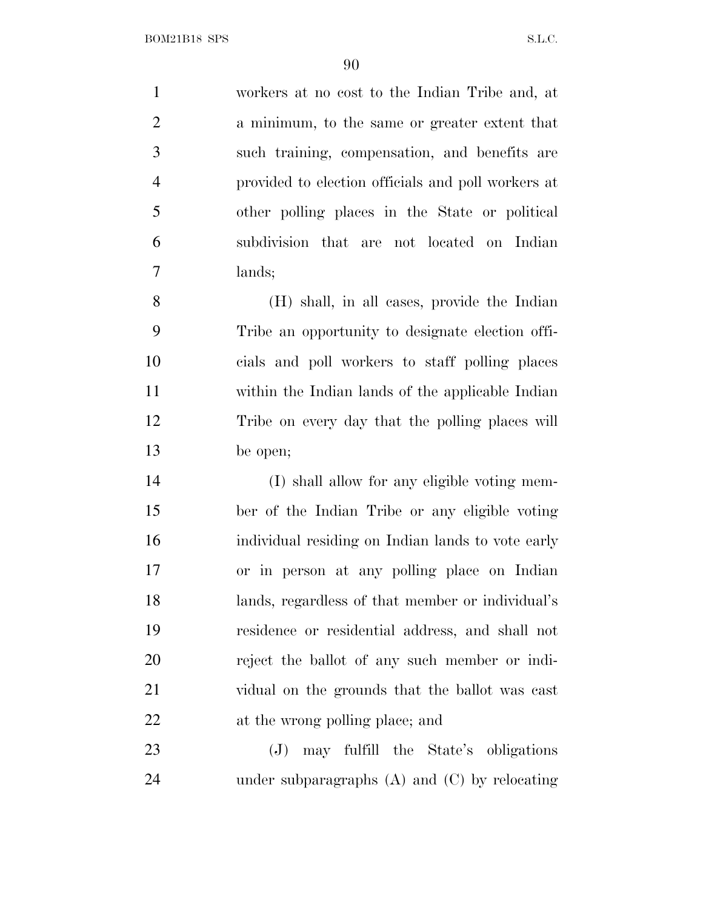workers at no cost to the Indian Tribe and, at a minimum, to the same or greater extent that such training, compensation, and benefits are provided to election officials and poll workers at other polling places in the State or political subdivision that are not located on Indian lands;

(H) shall, in all cases, provide the Indian Tribe an opportunity to designate election officials and poll workers to staff polling places within the Indian lands of the applicable Indian Tribe on every day that the polling places will be open;

(I) shall allow for any eligible voting member of the Indian Tribe or any eligible voting individual residing on Indian lands to vote early or in person at any polling place on Indian lands, regardless of that member or individual's residence or residential address, and shall not reject the ballot of any such member or individual on the grounds that the ballot was cast at the wrong polling place; and

(J) may fulfill the State's obligations under subparagraphs (A) and (C) by relocating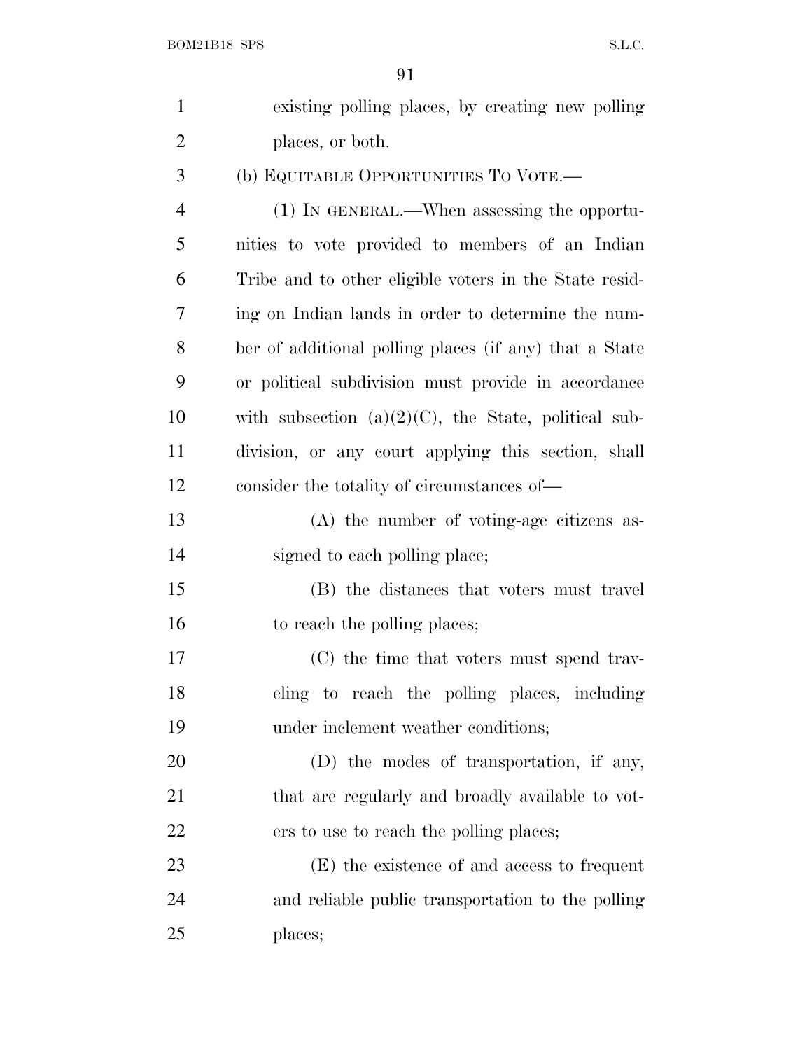existing polling places, by creating new polling places, or both.

(b) EQUITABLE OPPORTUNITIES TO VOTE.—

(1) IN GENERAL.—When assessing the opportunities to vote provided to members of an Indian Tribe and to other eligible voters in the State residing on Indian lands in order to determine the number of additional polling places (if any) that a State or political subdivision must provide in accordance with subsection (a)(2)(C), the State, political subdivision, or any court applying this section, shall consider the totality of circumstances of—

(A) the number of voting-age citizens assigned to each polling place;

(B) the distances that voters must travel to reach the polling places;

(C) the time that voters must spend traveling to reach the polling places, including under inclement weather conditions;

(D) the modes of transportation, if any, that are regularly and broadly available to voters to use to reach the polling places;

(E) the existence of and access to frequent and reliable public transportation to the polling places;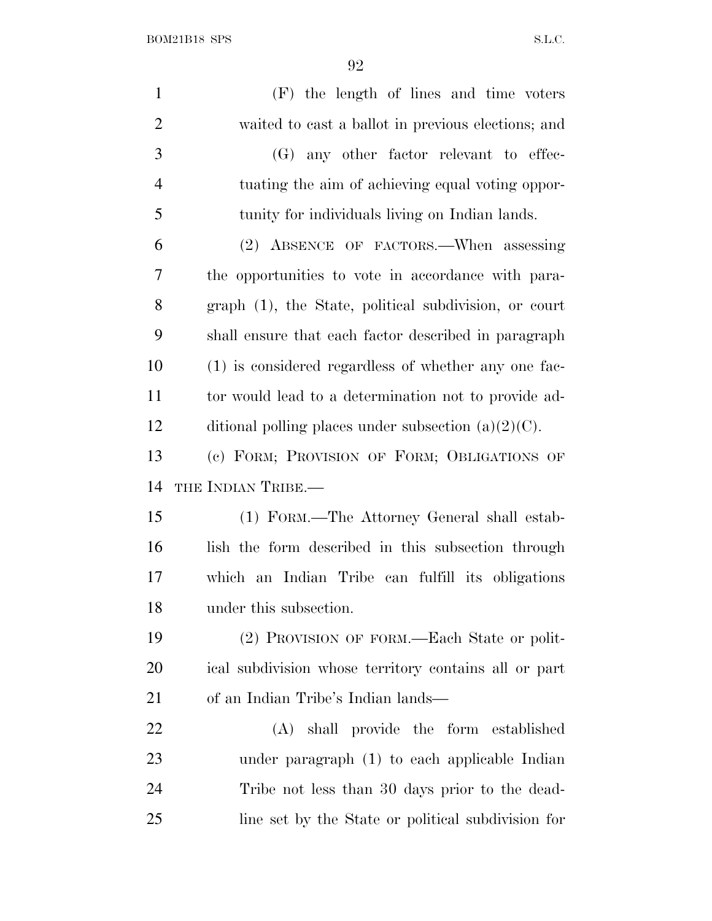(F) the length of lines and time voters waited to cast a ballot in previous elections; and

(G) any other factor relevant to effectuating the aim of achieving equal voting opportunity for individuals living on Indian lands.

(2) ABSENCE OF FACTORS.—When assessing the opportunities to vote in accordance with paragraph (1), the State, political subdivision, or court shall ensure that each factor described in paragraph (1) is considered regardless of whether any one factor would lead to a determination not to provide additional polling places under subsection (a)(2)(C).

(c) FORM; PROVISION OF FORM; OBLIGATIONS OF THE INDIAN TRIBE.—

(1) FORM.—The Attorney General shall establish the form described in this subsection through which an Indian Tribe can fulfill its obligations under this subsection.

(2) PROVISION OF FORM.—Each State or political subdivision whose territory contains all or part of an Indian Tribe's Indian lands—

(A) shall provide the form established under paragraph (1) to each applicable Indian Tribe not less than 30 days prior to the deadline set by the State or political subdivision for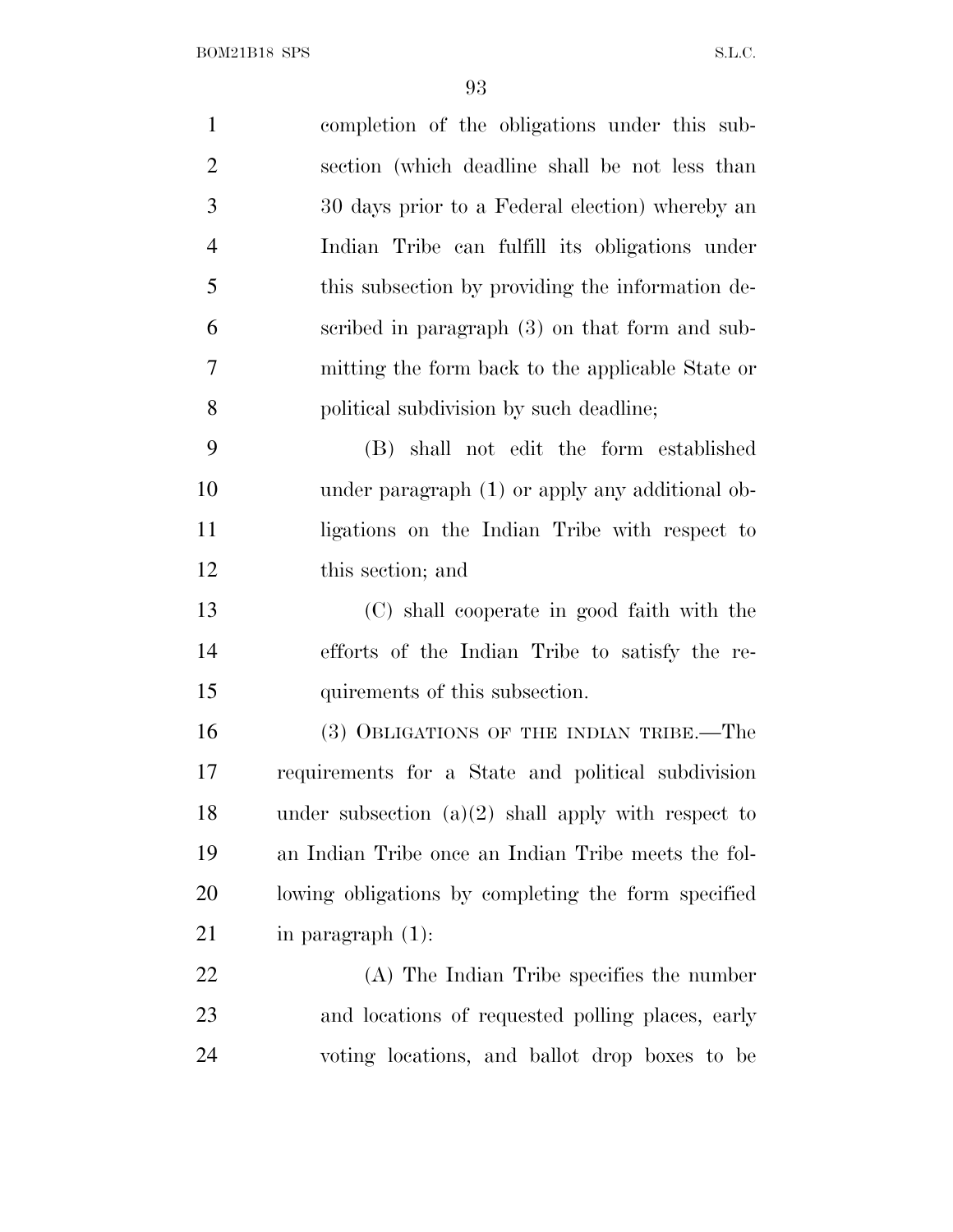completion of the obligations under this subsection (which deadline shall be not less than 30 days prior to a Federal election) whereby an Indian Tribe can fulfill its obligations under this subsection by providing the information described in paragraph (3) on that form and submitting the form back to the applicable State or political subdivision by such deadline;

(B) shall not edit the form established under paragraph (1) or apply any additional obligations on the Indian Tribe with respect to this section; and

(C) shall cooperate in good faith with the efforts of the Indian Tribe to satisfy the requirements of this subsection.

(3) OBLIGATIONS OF THE INDIAN TRIBE.—The requirements for a State and political subdivision under subsection (a)(2) shall apply with respect to an Indian Tribe once an Indian Tribe meets the following obligations by completing the form specified in paragraph (1):

(A) The Indian Tribe specifies the number and locations of requested polling places, early voting locations, and ballot drop boxes to be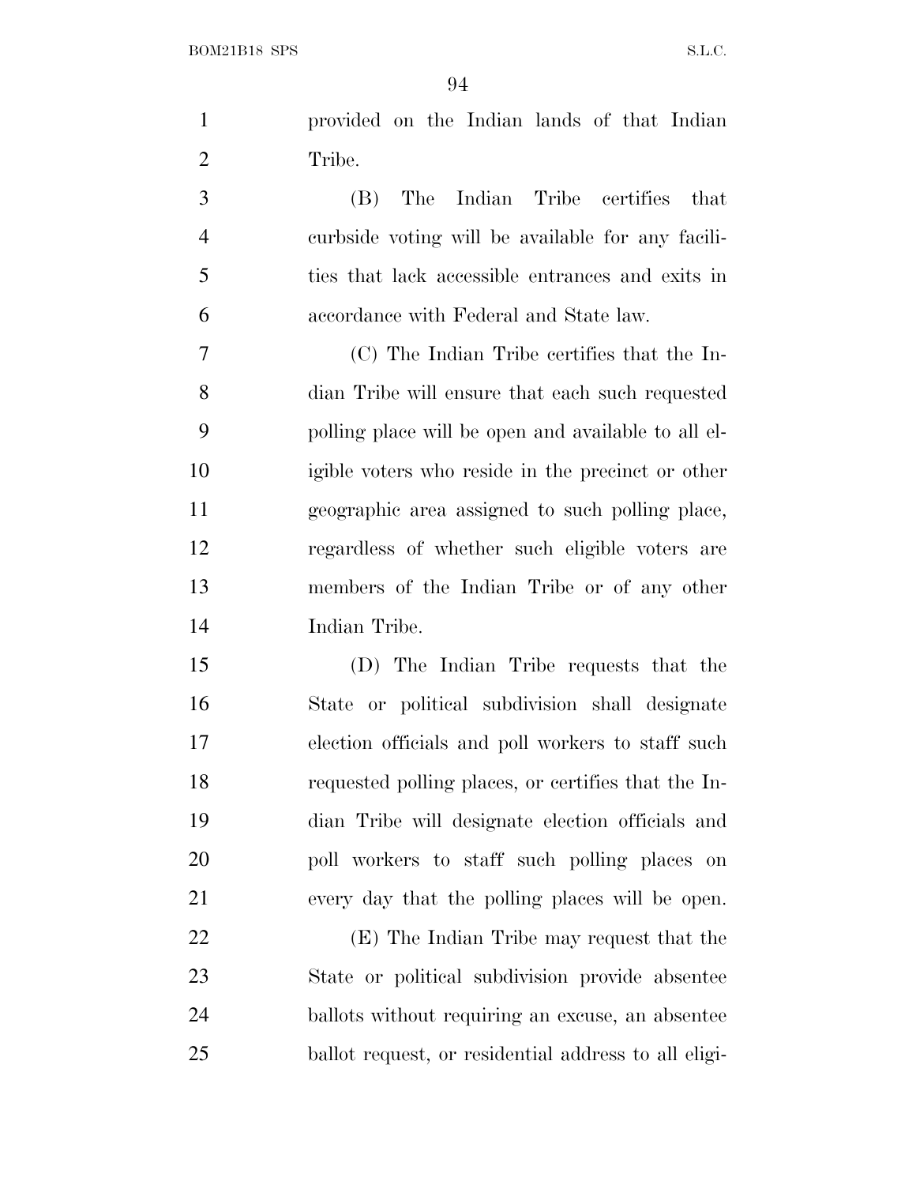provided on the Indian lands of that Indian Tribe.

(B) The Indian Tribe certifies that curbside voting will be available for any facilities that lack accessible entrances and exits in accordance with Federal and State law.

(C) The Indian Tribe certifies that the Indian Tribe will ensure that each such requested polling place will be open and available to all eligible voters who reside in the precinct or other geographic area assigned to such polling place, regardless of whether such eligible voters are members of the Indian Tribe or of any other Indian Tribe.

(D) The Indian Tribe requests that the State or political subdivision shall designate election officials and poll workers to staff such requested polling places, or certifies that the Indian Tribe will designate election officials and poll workers to staff such polling places on every day that the polling places will be open.

(E) The Indian Tribe may request that the State or political subdivision provide absentee ballots without requiring an excuse, an absentee ballot request, or residential address to all eligi-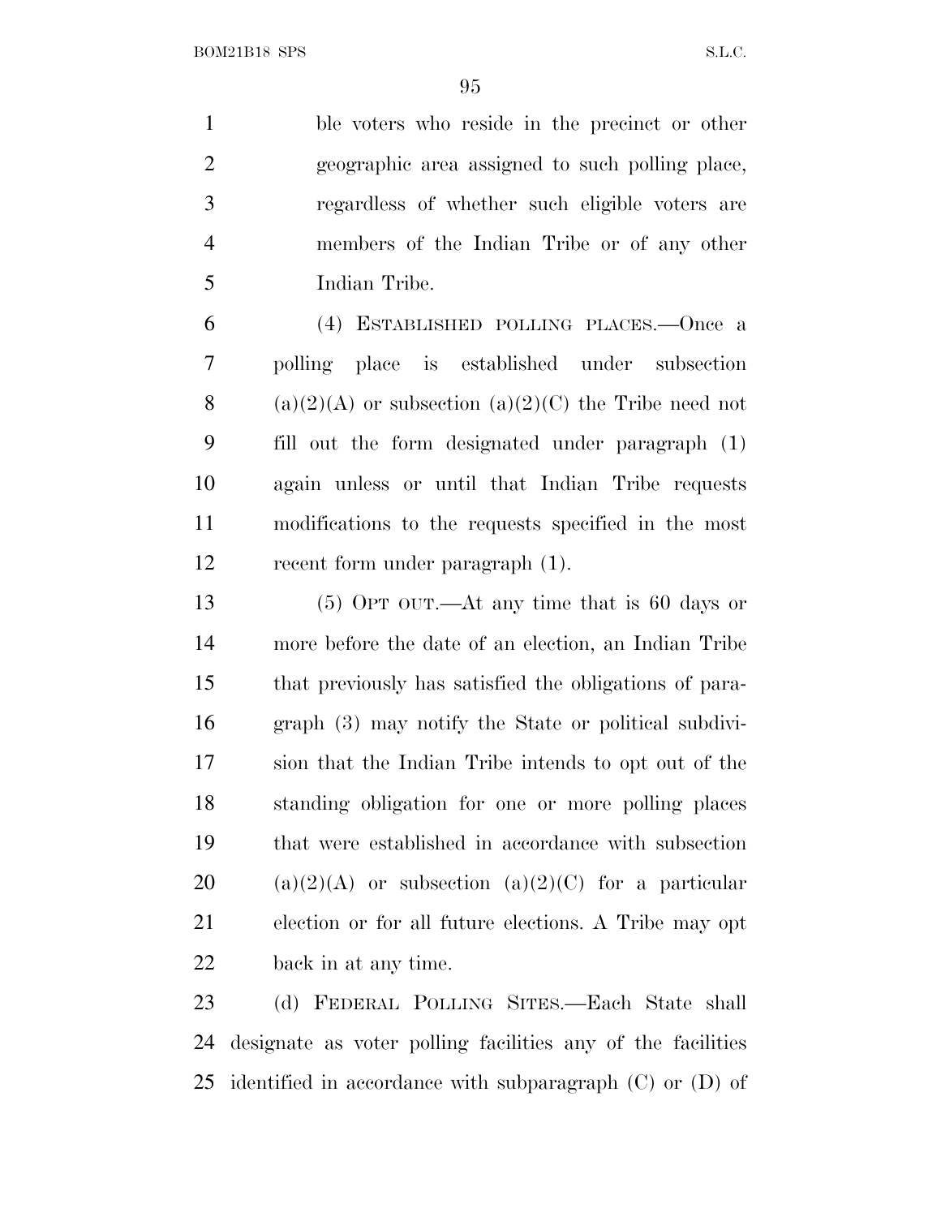ble voters who reside in the precinct or other geographic area assigned to such polling place, regardless of whether such eligible voters are members of the Indian Tribe or of any other Indian Tribe.

(4) ESTABLISHED POLLING PLACES.—Once a polling place is established under subsection (a)(2)(A) or subsection (a)(2)(C) the Tribe need not fill out the form designated under paragraph (1) again unless or until that Indian Tribe requests modifications to the requests specified in the most recent form under paragraph (1).

(5) OPT OUT.—At any time that is 60 days or more before the date of an election, an Indian Tribe that previously has satisfied the obligations of paragraph (3) may notify the State or political subdivision that the Indian Tribe intends to opt out of the standing obligation for one or more polling places that were established in accordance with subsection (a)(2)(A) or subsection (a)(2)(C) for a particular election or for all future elections. A Tribe may opt back in at any time.

(d) FEDERAL POLLING SITES.—Each State shall designate as voter polling facilities any of the facilities identified in accordance with subparagraph (C) or (D) of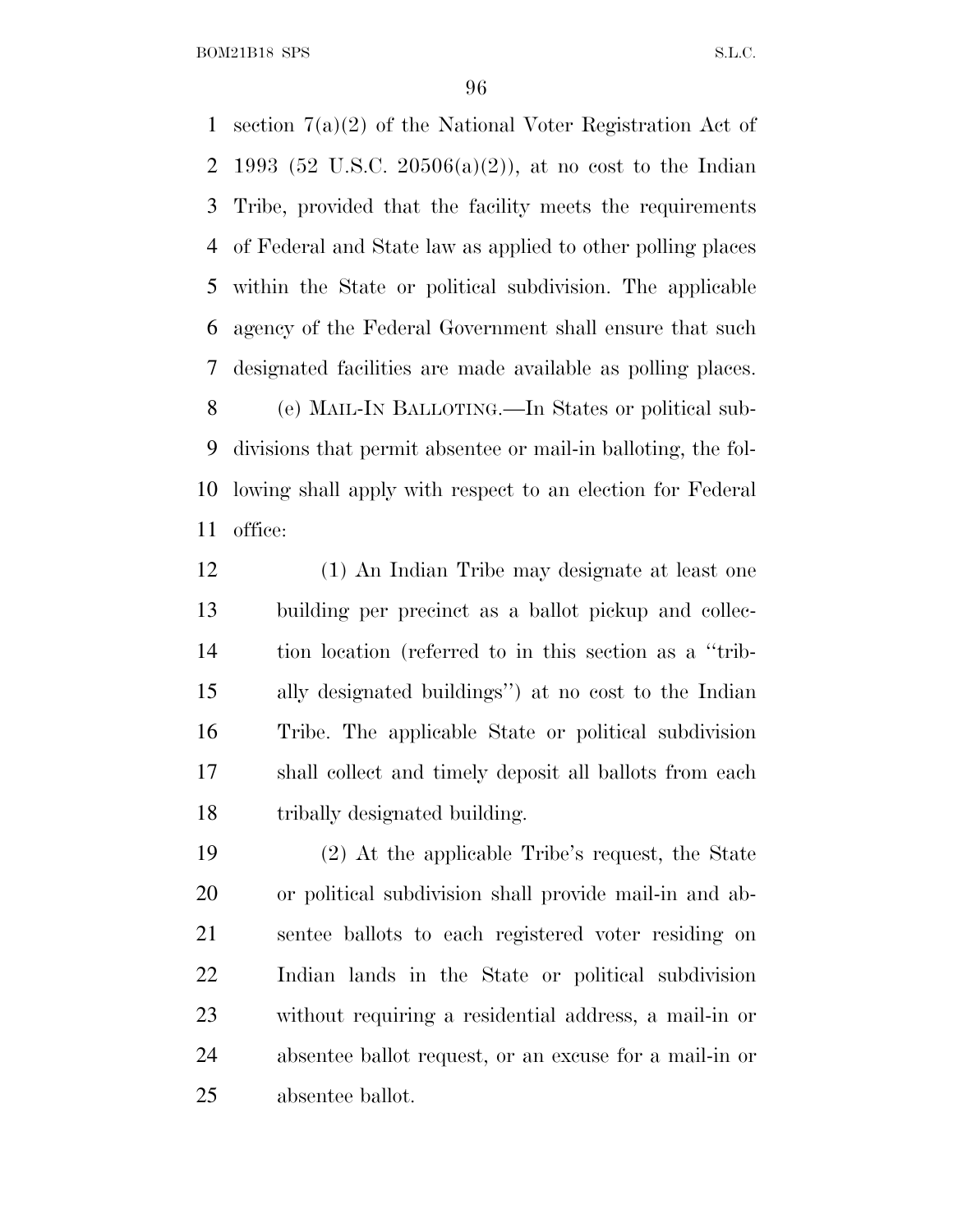section 7(a)(2) of the National Voter Registration Act of 1993 (52 U.S.C. 20506(a)(2)), at no cost to the Indian Tribe, provided that the facility meets the requirements of Federal and State law as applied to other polling places within the State or political subdivision. The applicable agency of the Federal Government shall ensure that such designated facilities are made available as polling places.

(e) MAIL-IN BALLOTING.—In States or political subdivisions that permit absentee or mail-in balloting, the following shall apply with respect to an election for Federal office:

(1) An Indian Tribe may designate at least one building per precinct as a ballot pickup and collection location (referred to in this section as a "tribally designated buildings") at no cost to the Indian Tribe. The applicable State or political subdivision shall collect and timely deposit all ballots from each tribally designated building.

(2) At the applicable Tribe's request, the State or political subdivision shall provide mail-in and absentee ballots to each registered voter residing on Indian lands in the State or political subdivision without requiring a residential address, a mail-in or absentee ballot request, or an excuse for a mail-in or absentee ballot.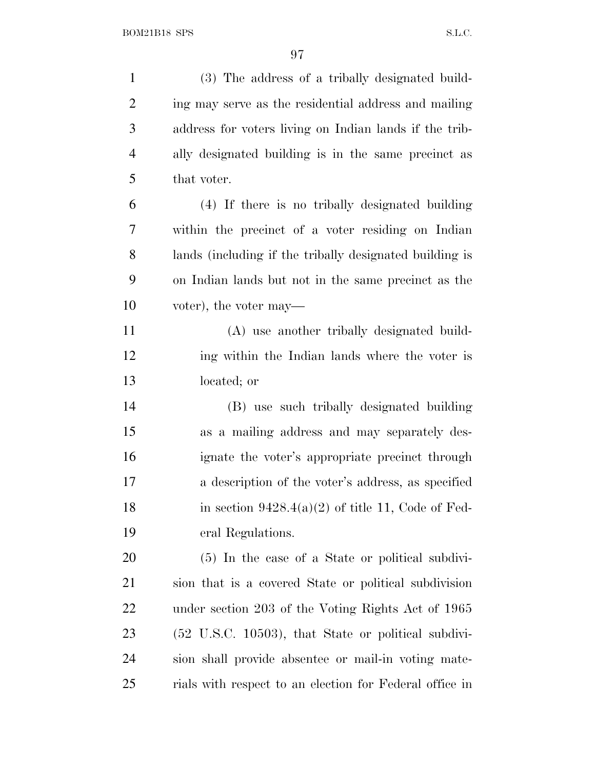(3) The address of a tribally designated building may serve as the residential address and mailing address for voters living on Indian lands if the tribally designated building is in the same precinct as that voter.

(4) If there is no tribally designated building within the precinct of a voter residing on Indian lands (including if the tribally designated building is on Indian lands but not in the same precinct as the voter), the voter may—

(A) use another tribally designated building within the Indian lands where the voter is located; or

(B) use such tribally designated building as a mailing address and may separately designate the voter's appropriate precinct through a description of the voter's address, as specified in section 9428.4(a)(2) of title 11, Code of Federal Regulations.

(5) In the case of a State or political subdivision that is a covered State or political subdivision under section 203 of the Voting Rights Act of 1965 (52 U.S.C. 10503), that State or political subdivision shall provide absentee or mail-in voting materials with respect to an election for Federal office in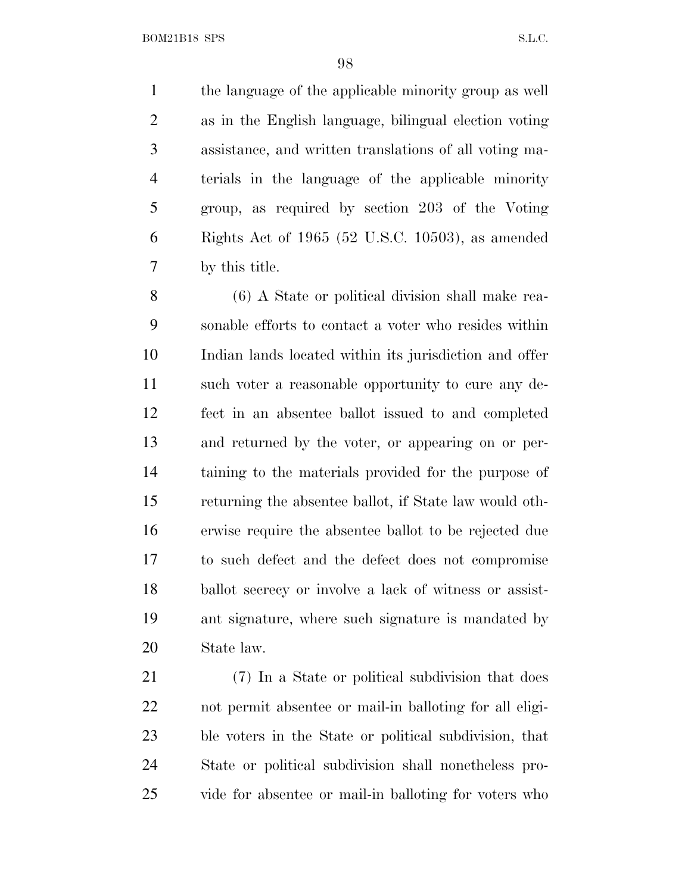the language of the applicable minority group as well as in the English language, bilingual election voting assistance, and written translations of all voting materials in the language of the applicable minority group, as required by section 203 of the Voting Rights Act of 1965 (52 U.S.C. 10503), as amended by this title.

(6) A State or political division shall make reasonable efforts to contact a voter who resides within Indian lands located within its jurisdiction and offer such voter a reasonable opportunity to cure any defect in an absentee ballot issued to and completed and returned by the voter, or appearing on or pertaining to the materials provided for the purpose of returning the absentee ballot, if State law would otherwise require the absentee ballot to be rejected due to such defect and the defect does not compromise ballot secrecy or involve a lack of witness or assistant signature, where such signature is mandated by State law.

(7) In a State or political subdivision that does not permit absentee or mail-in balloting for all eligible voters in the State or political subdivision, that State or political subdivision shall nonetheless provide for absentee or mail-in balloting for voters who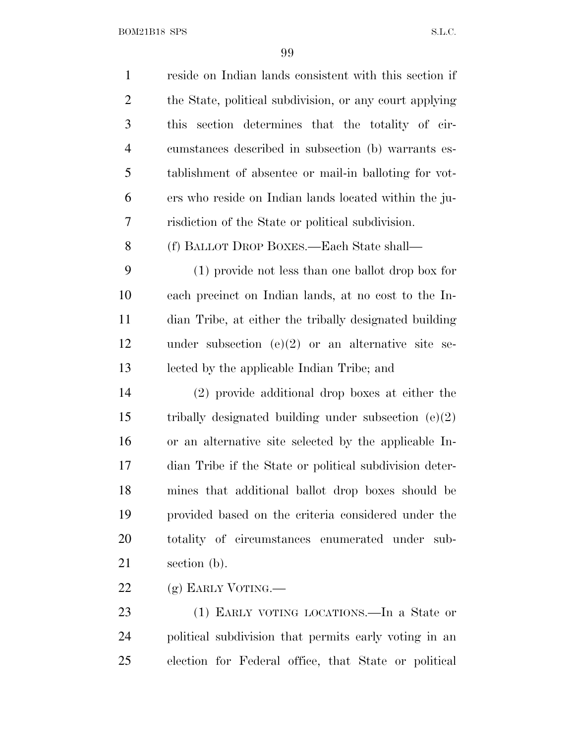reside on Indian lands consistent with this section if the State, political subdivision, or any court applying this section determines that the totality of circumstances described in subsection (b) warrants establishment of absentee or mail-in balloting for voters who reside on Indian lands located within the jurisdiction of the State or political subdivision.

(f) BALLOT DROP BOXES.—Each State shall—

(1) provide not less than one ballot drop box for each precinct on Indian lands, at no cost to the Indian Tribe, at either the tribally designated building under subsection (e)(2) or an alternative site selected by the applicable Indian Tribe; and

(2) provide additional drop boxes at either the tribally designated building under subsection (e)(2) or an alternative site selected by the applicable Indian Tribe if the State or political subdivision determines that additional ballot drop boxes should be provided based on the criteria considered under the totality of circumstances enumerated under subsection (b).

(g) EARLY VOTING.—

(1) EARLY VOTING LOCATIONS.—In a State or political subdivision that permits early voting in an election for Federal office, that State or political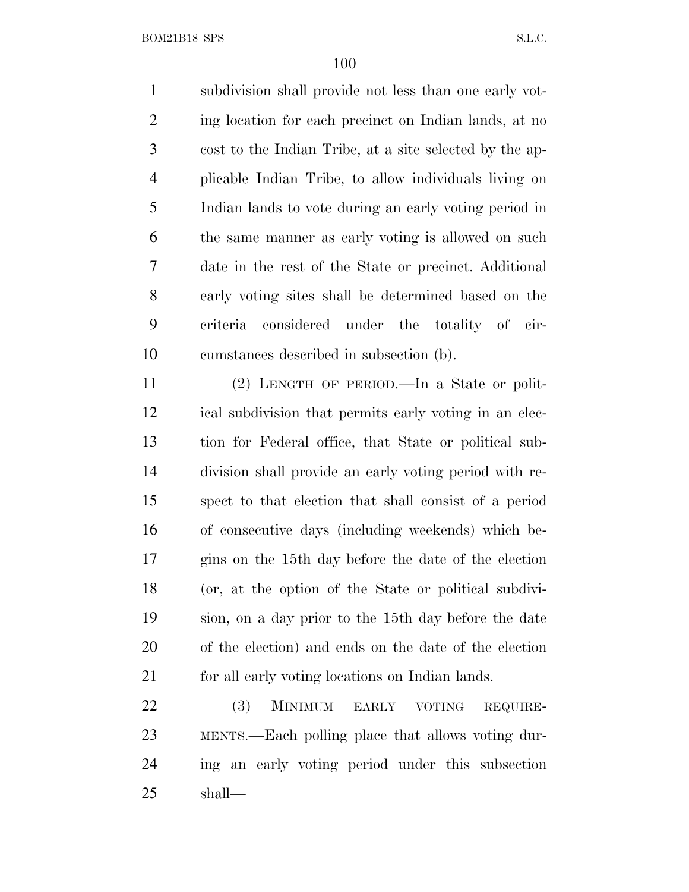subdivision shall provide not less than one early voting location for each precinct on Indian lands, at no cost to the Indian Tribe, at a site selected by the applicable Indian Tribe, to allow individuals living on Indian lands to vote during an early voting period in the same manner as early voting is allowed on such date in the rest of the State or precinct. Additional early voting sites shall be determined based on the criteria considered under the totality of circumstances described in subsection (b).

(2) LENGTH OF PERIOD.—In a State or political subdivision that permits early voting in an election for Federal office, that State or political subdivision shall provide an early voting period with respect to that election that shall consist of a period of consecutive days (including weekends) which begins on the 15th day before the date of the election (or, at the option of the State or political subdivision, on a day prior to the 15th day before the date of the election) and ends on the date of the election for all early voting locations on Indian lands.

(3) MINIMUM EARLY VOTING REQUIREMENTS.—Each polling place that allows voting during an early voting period under this subsection shall—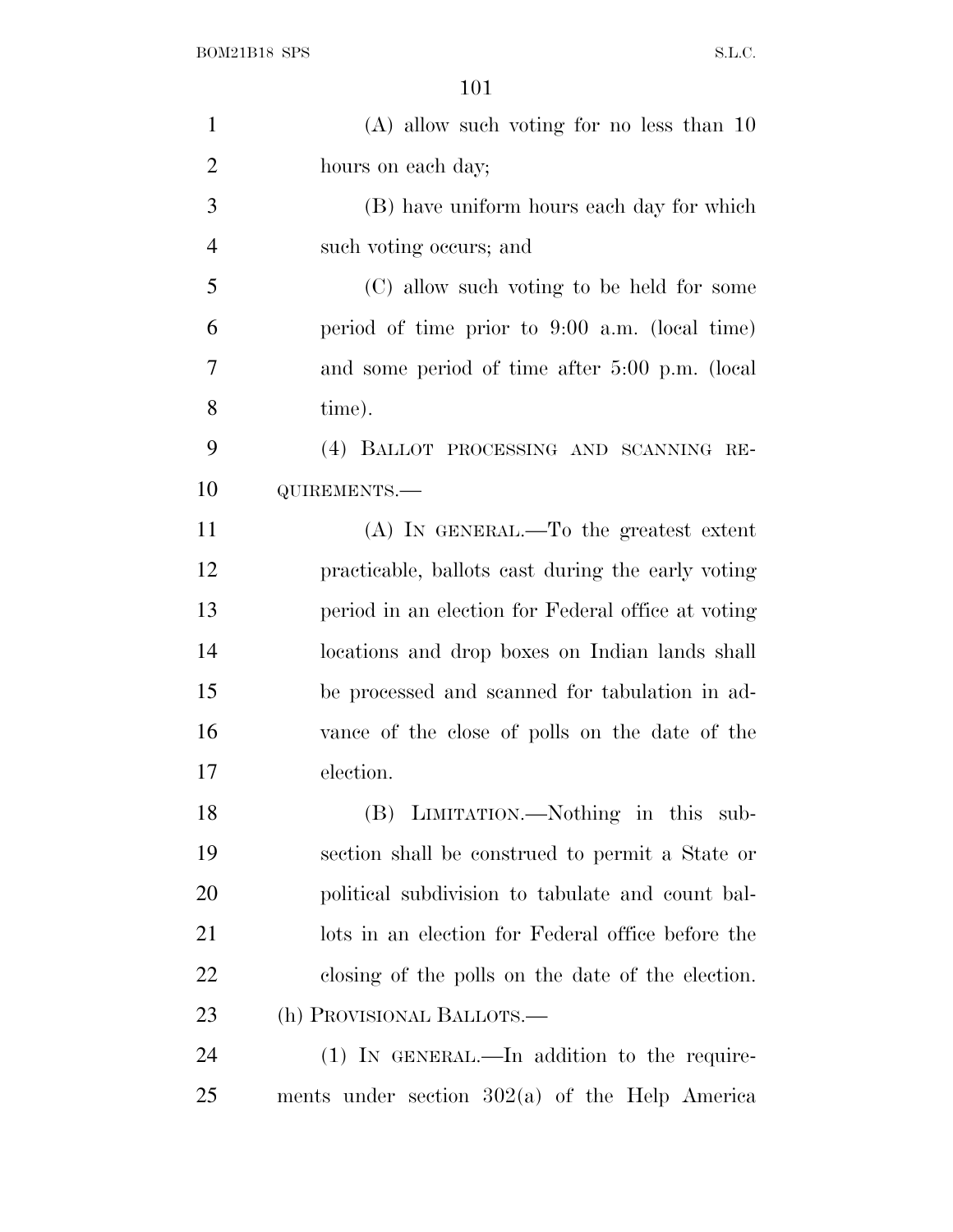(A) allow such voting for no less than 10 hours on each day;

(B) have uniform hours each day for which such voting occurs; and

(C) allow such voting to be held for some period of time prior to 9:00 a.m. (local time) and some period of time after 5:00 p.m. (local time).

(4) BALLOT PROCESSING AND SCANNING REQUIREMENTS.—

(A) IN GENERAL.—To the greatest extent practicable, ballots cast during the early voting period in an election for Federal office at voting locations and drop boxes on Indian lands shall be processed and scanned for tabulation in advance of the close of polls on the date of the election.

(B) LIMITATION.—Nothing in this subsection shall be construed to permit a State or political subdivision to tabulate and count ballots in an election for Federal office before the closing of the polls on the date of the election.

(h) PROVISIONAL BALLOTS.—

(1) IN GENERAL.—In addition to the requirements under section 302(a) of the Help America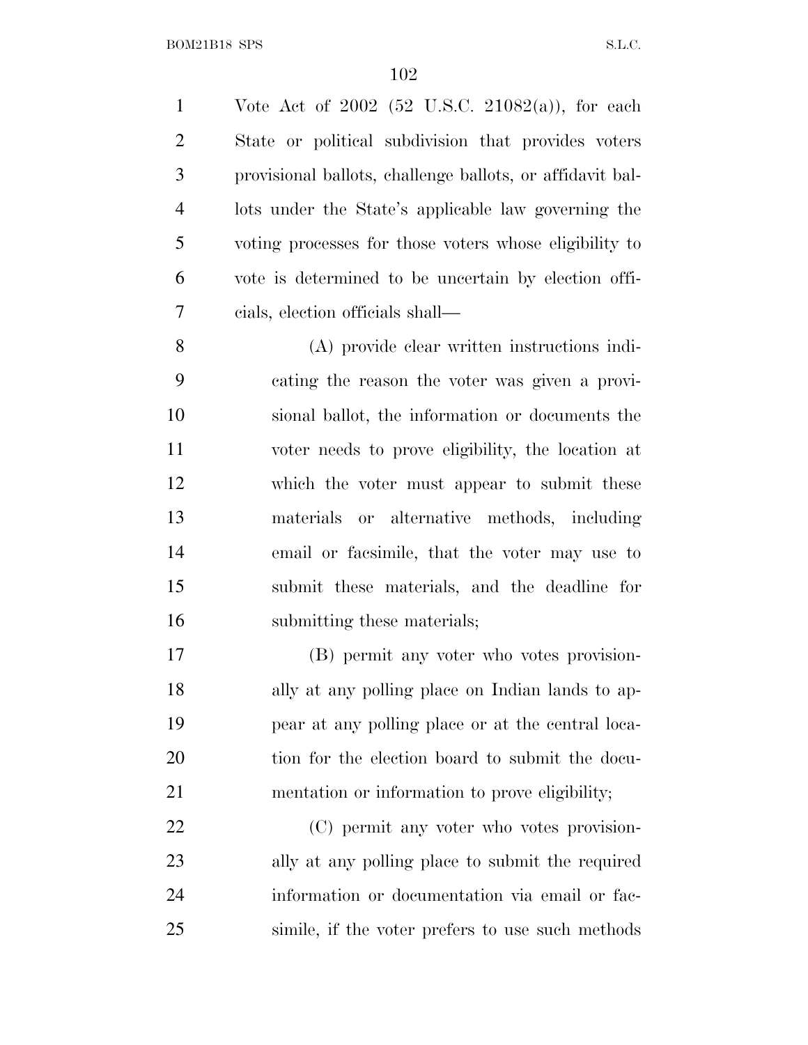Vote Act of 2002 (52 U.S.C. 21082(a)), for each State or political subdivision that provides voters provisional ballots, challenge ballots, or affidavit ballots under the State's applicable law governing the voting processes for those voters whose eligibility to vote is determined to be uncertain by election officials, election officials shall—

(A) provide clear written instructions indicating the reason the voter was given a provisional ballot, the information or documents the voter needs to prove eligibility, the location at which the voter must appear to submit these materials or alternative methods, including email or facsimile, that the voter may use to submit these materials, and the deadline for submitting these materials;

(B) permit any voter who votes provisionally at any polling place on Indian lands to appear at any polling place or at the central location for the election board to submit the documentation or information to prove eligibility;

(C) permit any voter who votes provisionally at any polling place to submit the required information or documentation via email or facsimile, if the voter prefers to use such methods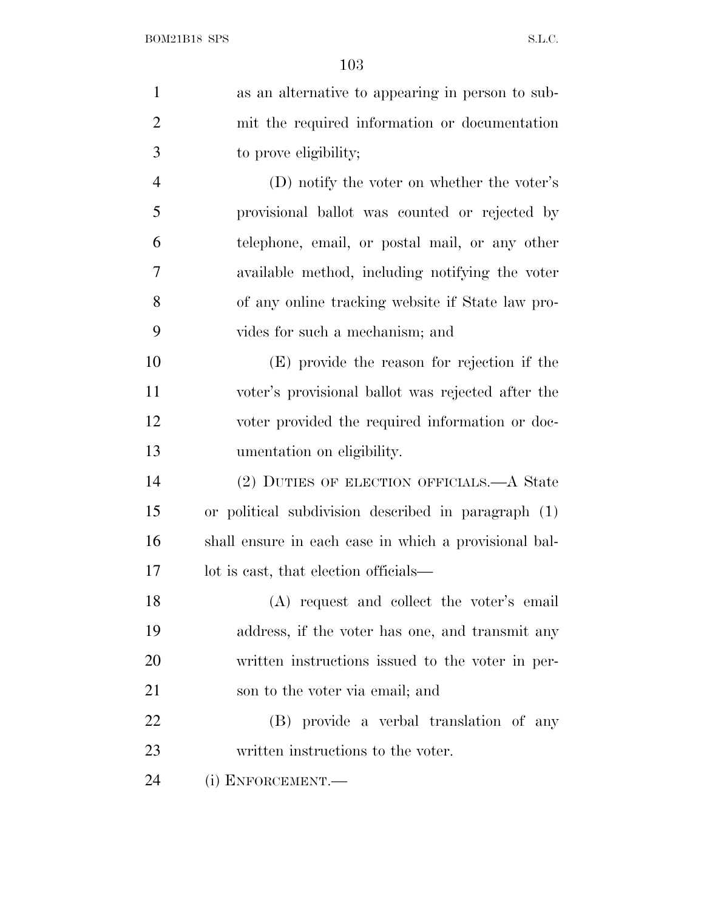as an alternative to appearing in person to submit the required information or documentation to prove eligibility;

(D) notify the voter on whether the voter's provisional ballot was counted or rejected by telephone, email, or postal mail, or any other available method, including notifying the voter of any online tracking website if State law provides for such a mechanism; and

(E) provide the reason for rejection if the voter's provisional ballot was rejected after the voter provided the required information or documentation on eligibility.

(2) DUTIES OF ELECTION OFFICIALS.—A State or political subdivision described in paragraph (1) shall ensure in each case in which a provisional ballot is cast, that election officials—

(A) request and collect the voter's email address, if the voter has one, and transmit any written instructions issued to the voter in person to the voter via email; and

(B) provide a verbal translation of any written instructions to the voter.

(i) ENFORCEMENT.—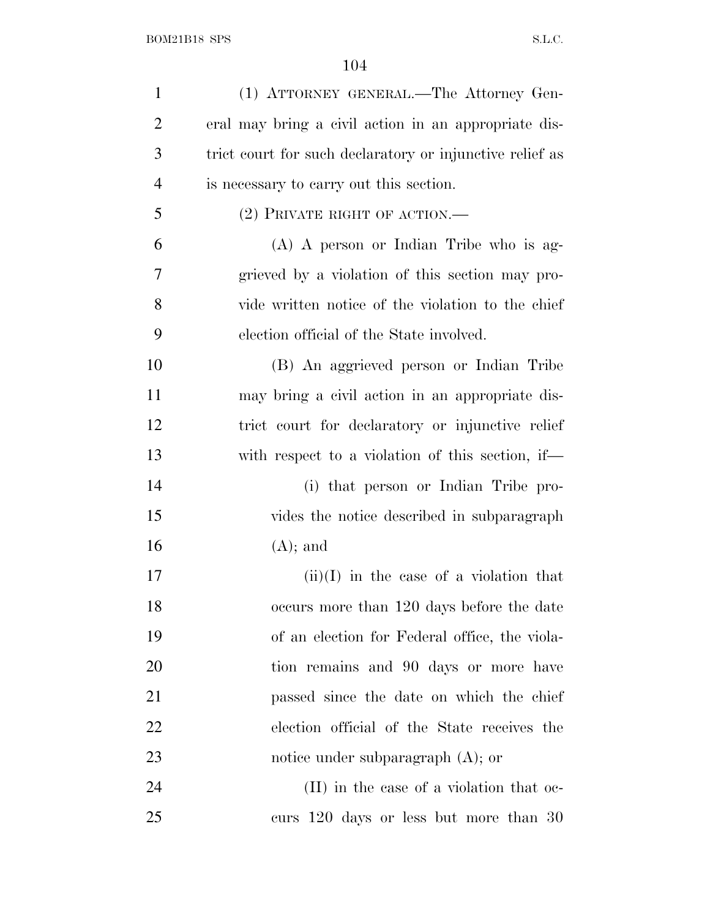(1) ATTORNEY GENERAL.—The Attorney General may bring a civil action in an appropriate district court for such declaratory or injunctive relief as is necessary to carry out this section.

(2) PRIVATE RIGHT OF ACTION.—

(A) A person or Indian Tribe who is aggrieved by a violation of this section may provide written notice of the violation to the chief election official of the State involved.

(B) An aggrieved person or Indian Tribe may bring a civil action in an appropriate district court for declaratory or injunctive relief with respect to a violation of this section, if—

(i) that person or Indian Tribe provides the notice described in subparagraph (A); and

(ii)(I) in the case of a violation that occurs more than 120 days before the date of an election for Federal office, the violation remains and 90 days or more have passed since the date on which the chief election official of the State receives the notice under subparagraph (A); or

(II) in the case of a violation that occurs 120 days or less but more than 30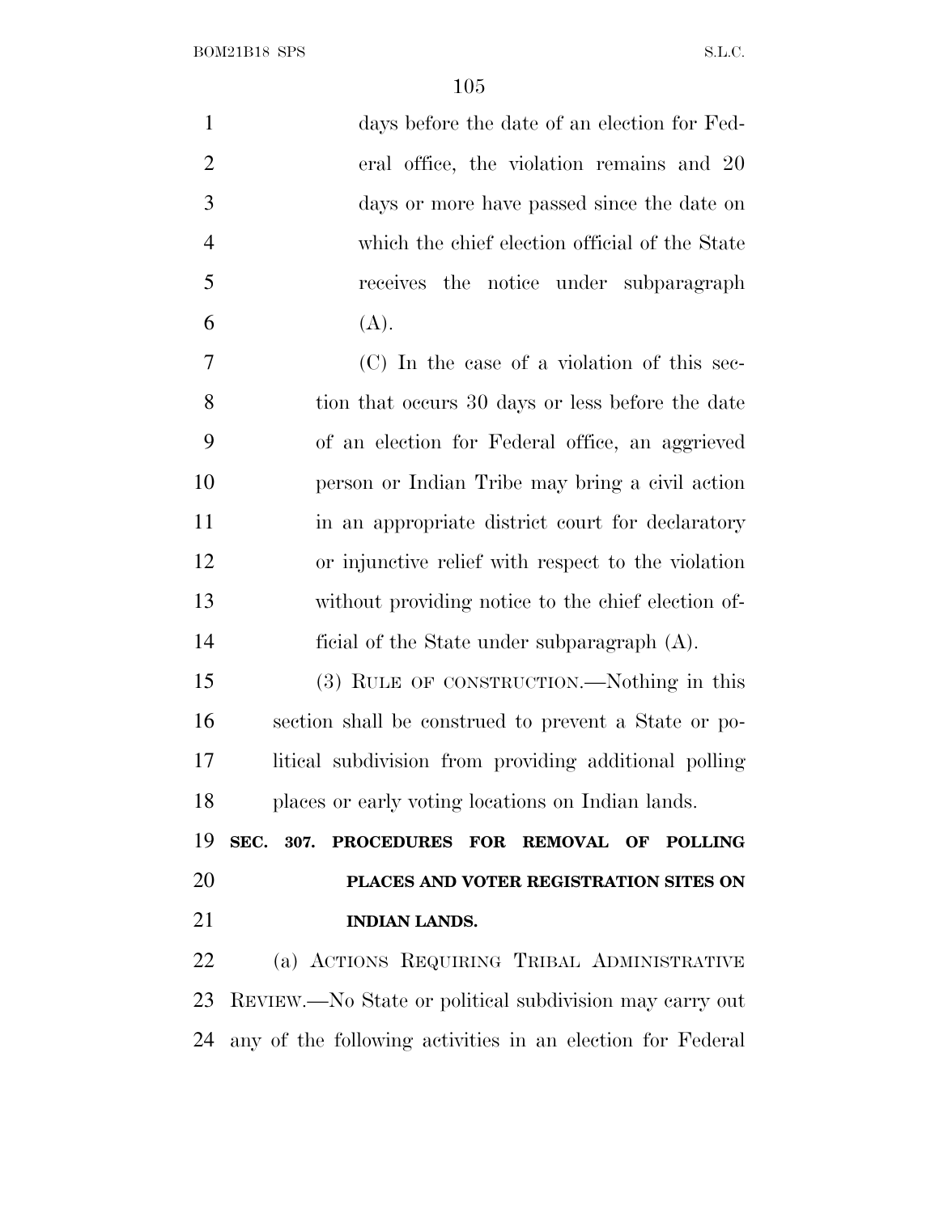days before the date of an election for Federal office, the violation remains and 20 days or more have passed since the date on which the chief election official of the State receives the notice under subparagraph (A).

(C) In the case of a violation of this section that occurs 30 days or less before the date of an election for Federal office, an aggrieved person or Indian Tribe may bring a civil action in an appropriate district court for declaratory or injunctive relief with respect to the violation without providing notice to the chief election official of the State under subparagraph (A).

(3) RULE OF CONSTRUCTION.—Nothing in this section shall be construed to prevent a State or political subdivision from providing additional polling places or early voting locations on Indian lands.

### SEC. 307. PROCEDURES FOR REMOVAL OF POLLING PLACES AND VOTER REGISTRATION SITES ON INDIAN LANDS.

(a) ACTIONS REQUIRING TRIBAL ADMINISTRATIVE REVIEW.—No State or political subdivision may carry out any of the following activities in an election for Federal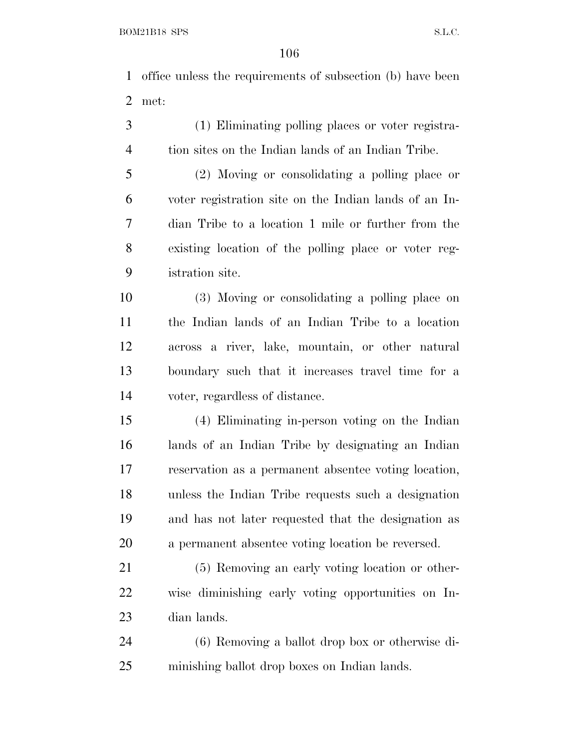office unless the requirements of subsection (b) have been met:

(1) Eliminating polling places or voter registration sites on the Indian lands of an Indian Tribe.

(2) Moving or consolidating a polling place or voter registration site on the Indian lands of an Indian Tribe to a location 1 mile or further from the existing location of the polling place or voter registration site.

(3) Moving or consolidating a polling place on the Indian lands of an Indian Tribe to a location across a river, lake, mountain, or other natural boundary such that it increases travel time for a voter, regardless of distance.

(4) Eliminating in-person voting on the Indian lands of an Indian Tribe by designating an Indian reservation as a permanent absentee voting location, unless the Indian Tribe requests such a designation and has not later requested that the designation as a permanent absentee voting location be reversed.

(5) Removing an early voting location or otherwise diminishing early voting opportunities on Indian lands.

(6) Removing a ballot drop box or otherwise diminishing ballot drop boxes on Indian lands.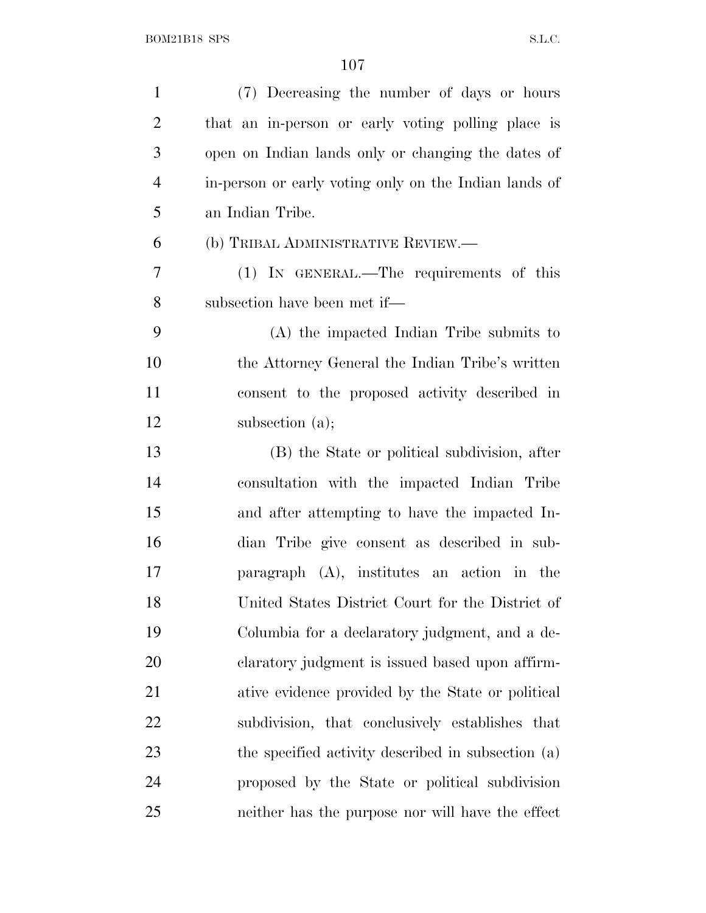(7) Decreasing the number of days or hours that an in-person or early voting polling place is open on Indian lands only or changing the dates of in-person or early voting only on the Indian lands of an Indian Tribe.

(b) TRIBAL ADMINISTRATIVE REVIEW.—

(1) IN GENERAL.—The requirements of this subsection have been met if—

(A) the impacted Indian Tribe submits to the Attorney General the Indian Tribe's written consent to the proposed activity described in subsection (a);

(B) the State or political subdivision, after consultation with the impacted Indian Tribe and after attempting to have the impacted Indian Tribe give consent as described in subparagraph (A), institutes an action in the United States District Court for the District of Columbia for a declaratory judgment, and a declaratory judgment is issued based upon affirmative evidence provided by the State or political subdivision, that conclusively establishes that the specified activity described in subsection (a) proposed by the State or political subdivision neither has the purpose nor will have the effect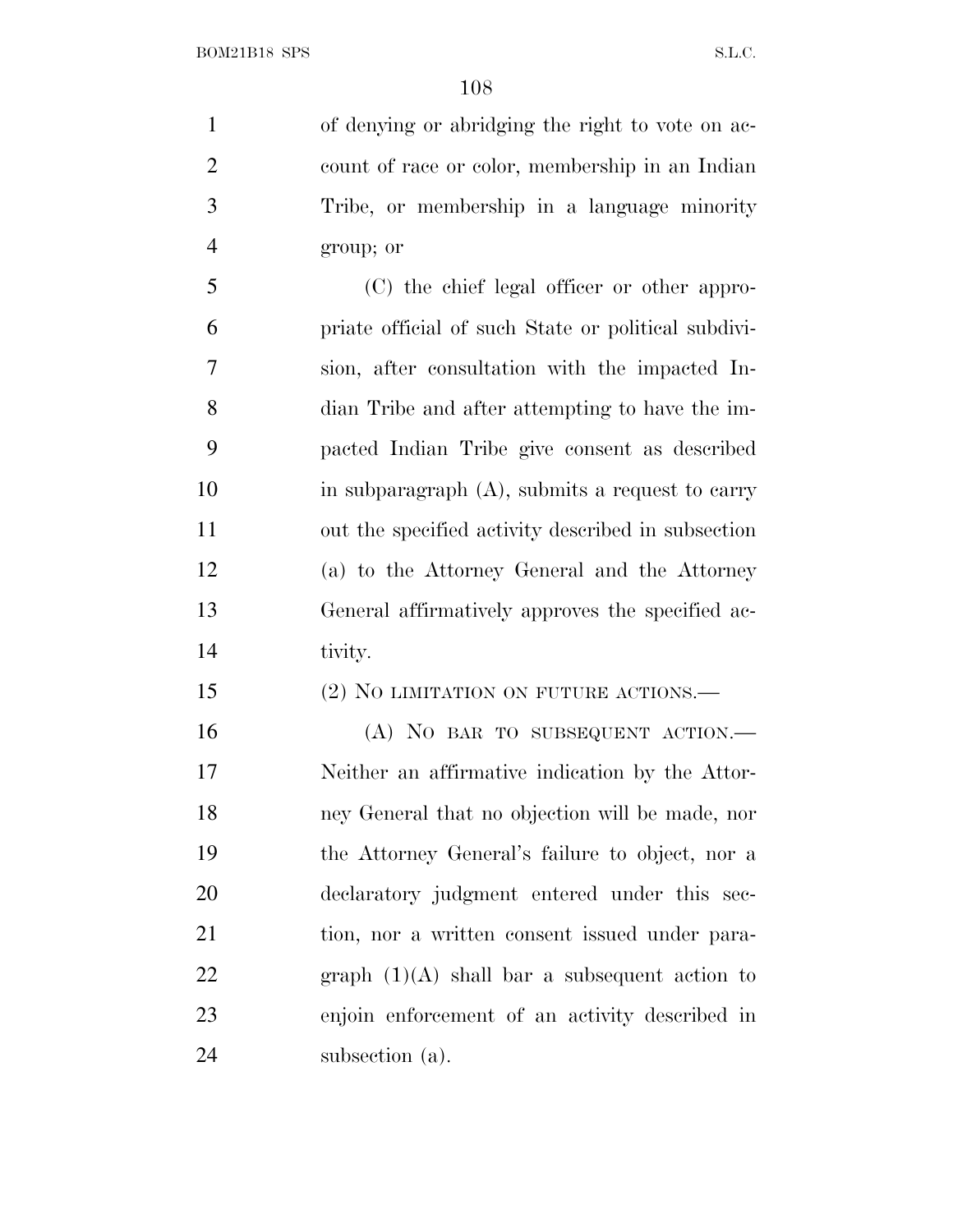of denying or abridging the right to vote on account of race or color, membership in an Indian Tribe, or membership in a language minority group; or

(C) the chief legal officer or other appropriate official of such State or political subdivision, after consultation with the impacted Indian Tribe and after attempting to have the impacted Indian Tribe give consent as described in subparagraph (A), submits a request to carry out the specified activity described in subsection (a) to the Attorney General and the Attorney General affirmatively approves the specified activity.

(2) NO LIMITATION ON FUTURE ACTIONS.—

(A) NO BAR TO SUBSEQUENT ACTION.— Neither an affirmative indication by the Attorney General that no objection will be made, nor the Attorney General's failure to object, nor a declaratory judgment entered under this section, nor a written consent issued under paragraph (1)(A) shall bar a subsequent action to enjoin enforcement of an activity described in subsection (a).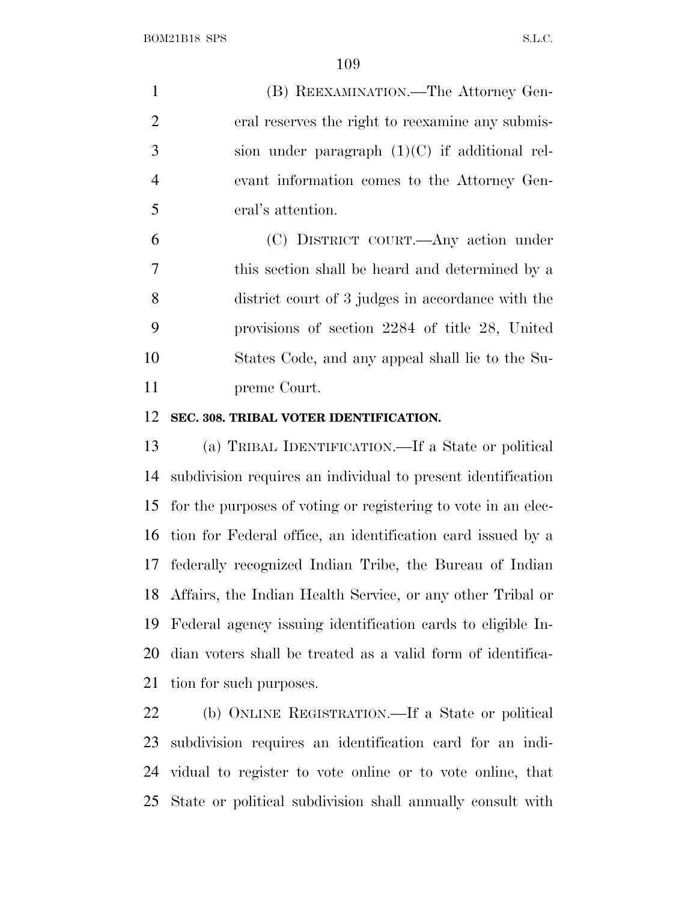(B) REEXAMINATION.—The Attorney General reserves the right to reexamine any submission under paragraph (1)(C) if additional relevant information comes to the Attorney General's attention.

(C) DISTRICT COURT.—Any action under this section shall be heard and determined by a district court of 3 judges in accordance with the provisions of section 2284 of title 28, United States Code, and any appeal shall lie to the Supreme Court.

**SEC. 308. TRIBAL VOTER IDENTIFICATION.**

(a) TRIBAL IDENTIFICATION.—If a State or political subdivision requires an individual to present identification for the purposes of voting or registering to vote in an election for Federal office, an identification card issued by a federally recognized Indian Tribe, the Bureau of Indian Affairs, the Indian Health Service, or any other Tribal or Federal agency issuing identification cards to eligible Indian voters shall be treated as a valid form of identification for such purposes.

(b) ONLINE REGISTRATION.—If a State or political subdivision requires an identification card for an individual to register to vote online or to vote online, that State or political subdivision shall annually consult with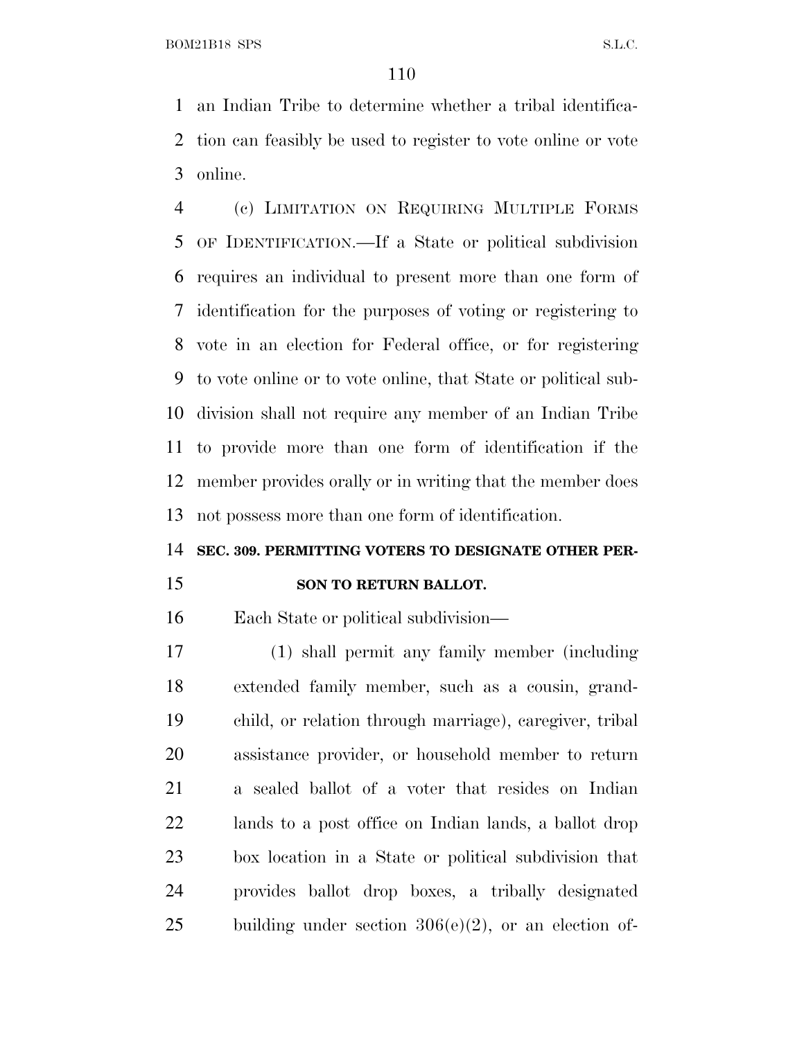an Indian Tribe to determine whether a tribal identification can feasibly be used to register to vote online or vote online.

(c) LIMITATION ON REQUIRING MULTIPLE FORMS OF IDENTIFICATION.—If a State or political subdivision requires an individual to present more than one form of identification for the purposes of voting or registering to vote in an election for Federal office, or for registering to vote online or to vote online, that State or political subdivision shall not require any member of an Indian Tribe to provide more than one form of identification if the member provides orally or in writing that the member does not possess more than one form of identification.

**SEC. 309. PERMITTING VOTERS TO DESIGNATE OTHER PERSON TO RETURN BALLOT.**

Each State or political subdivision—

(1) shall permit any family member (including extended family member, such as a cousin, grandchild, or relation through marriage), caregiver, tribal assistance provider, or household member to return a sealed ballot of a voter that resides on Indian lands to a post office on Indian lands, a ballot drop box location in a State or political subdivision that provides ballot drop boxes, a tribally designated building under section 306(e)(2), or an election of-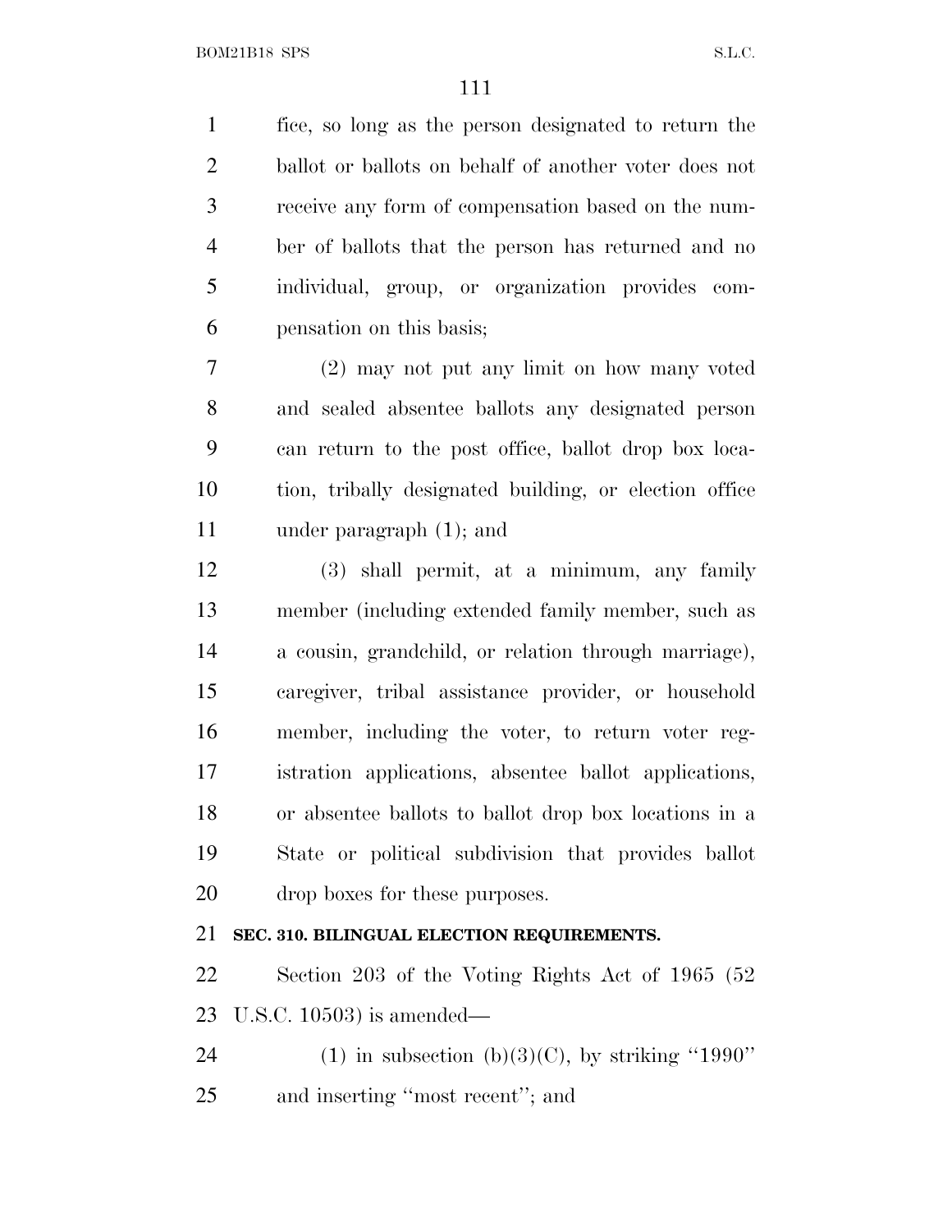fice, so long as the person designated to return the ballot or ballots on behalf of another voter does not receive any form of compensation based on the number of ballots that the person has returned and no individual, group, or organization provides compensation on this basis;

(2) may not put any limit on how many voted and sealed absentee ballots any designated person can return to the post office, ballot drop box location, tribally designated building, or election office under paragraph (1); and

(3) shall permit, at a minimum, any family member (including extended family member, such as a cousin, grandchild, or relation through marriage), caregiver, tribal assistance provider, or household member, including the voter, to return voter registration applications, absentee ballot applications, or absentee ballots to ballot drop box locations in a State or political subdivision that provides ballot drop boxes for these purposes.

**SEC. 310. BILINGUAL ELECTION REQUIREMENTS.**

Section 203 of the Voting Rights Act of 1965 (52 U.S.C. 10503) is amended—

(1) in subsection (b)(3)(C), by striking ''1990'' and inserting ''most recent''; and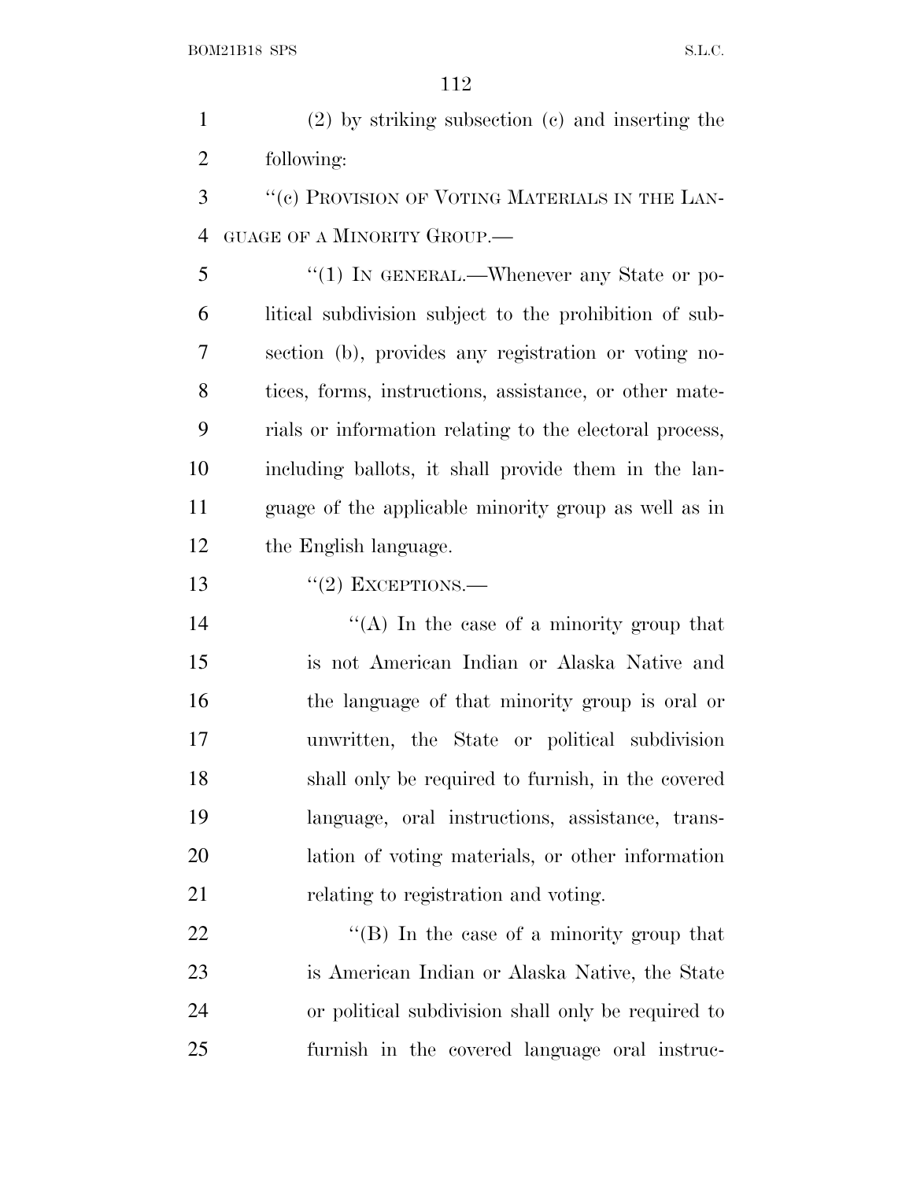(2) by striking subsection (c) and inserting the following:

"(c) PROVISION OF VOTING MATERIALS IN THE LANGUAGE OF A MINORITY GROUP.—

"(1) IN GENERAL.—Whenever any State or political subdivision subject to the prohibition of subsection (b), provides any registration or voting notices, forms, instructions, assistance, or other materials or information relating to the electoral process, including ballots, it shall provide them in the language of the applicable minority group as well as in the English language.

"(2) EXCEPTIONS.—

"(A) In the case of a minority group that is not American Indian or Alaska Native and the language of that minority group is oral or unwritten, the State or political subdivision shall only be required to furnish, in the covered language, oral instructions, assistance, translation of voting materials, or other information relating to registration and voting.

"(B) In the case of a minority group that is American Indian or Alaska Native, the State or political subdivision shall only be required to furnish in the covered language oral instruc-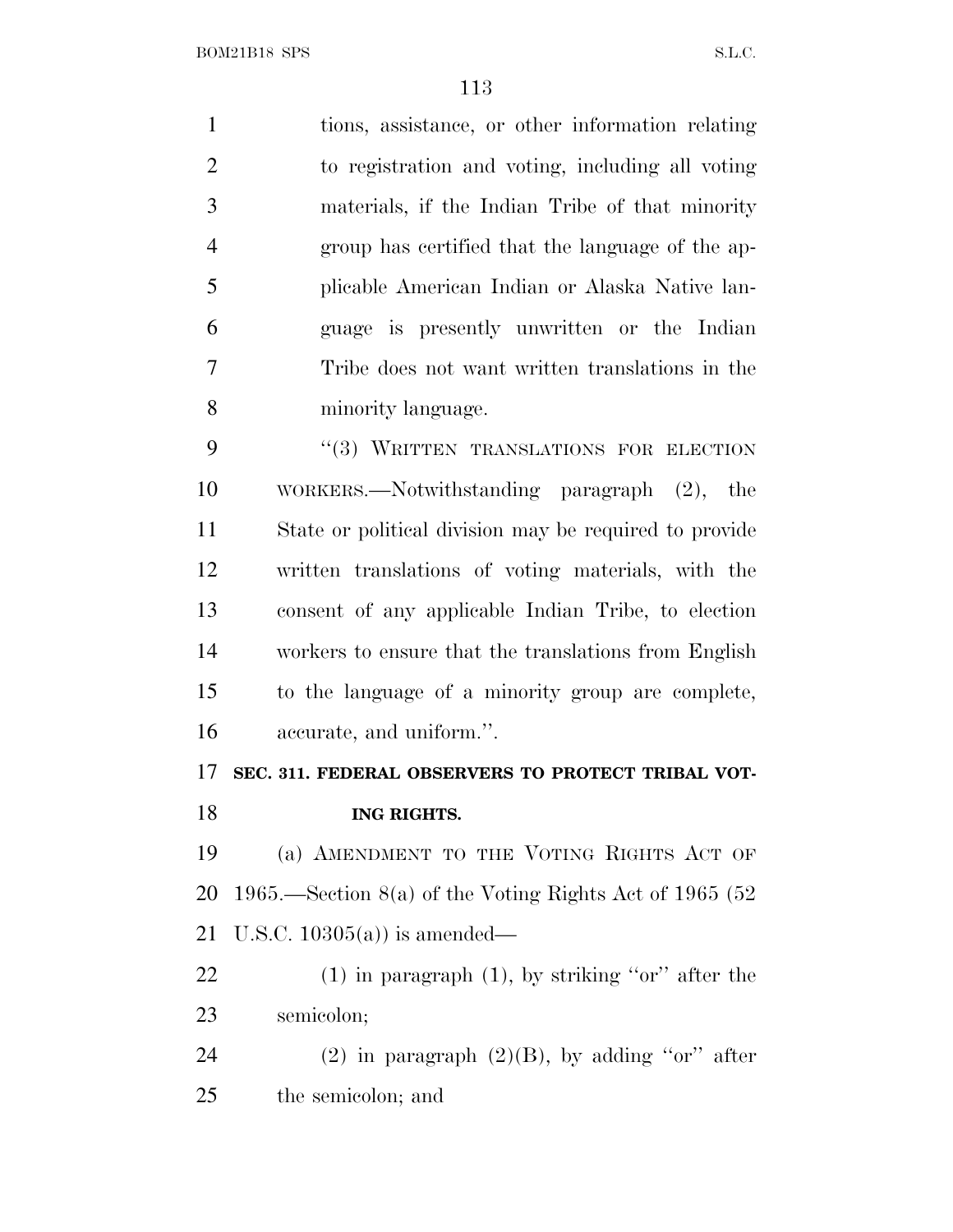tions, assistance, or other information relating to registration and voting, including all voting materials, if the Indian Tribe of that minority group has certified that the language of the applicable American Indian or Alaska Native language is presently unwritten or the Indian Tribe does not want written translations in the minority language.

"(3) WRITTEN TRANSLATIONS FOR ELECTION WORKERS.—Notwithstanding paragraph (2), the State or political division may be required to provide written translations of voting materials, with the consent of any applicable Indian Tribe, to election workers to ensure that the translations from English to the language of a minority group are complete, accurate, and uniform.".

**SEC. 311. FEDERAL OBSERVERS TO PROTECT TRIBAL VOTING RIGHTS.**

(a) AMENDMENT TO THE VOTING RIGHTS ACT OF 1965.—Section 8(a) of the Voting Rights Act of 1965 (52 U.S.C. 10305(a)) is amended—

(1) in paragraph (1), by striking "or" after the semicolon;

(2) in paragraph (2)(B), by adding "or" after the semicolon; and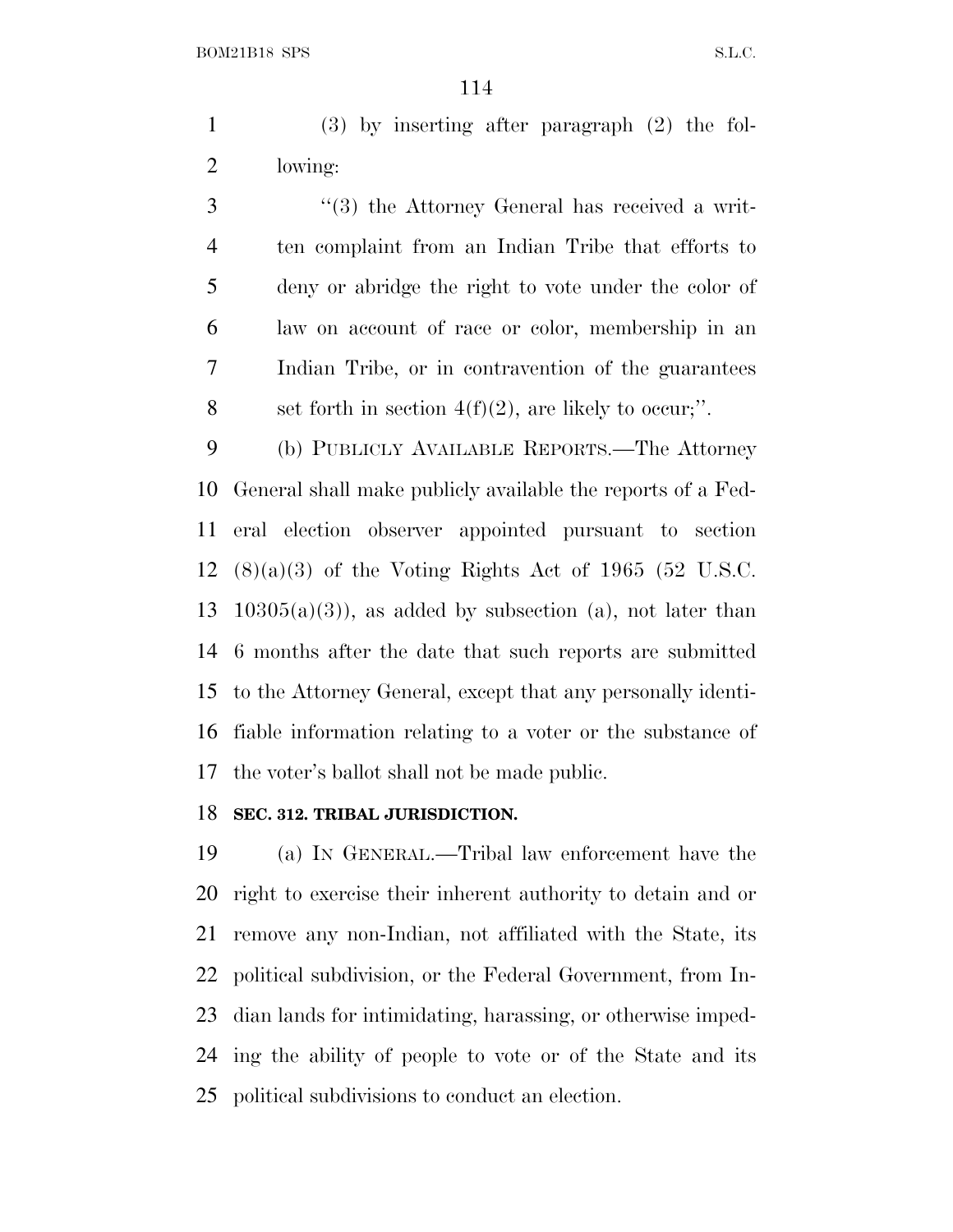(3) by inserting after paragraph (2) the following:

"(3) the Attorney General has received a written complaint from an Indian Tribe that efforts to deny or abridge the right to vote under the color of law on account of race or color, membership in an Indian Tribe, or in contravention of the guarantees set forth in section 4(f)(2), are likely to occur;".

(b) PUBLICLY AVAILABLE REPORTS.—The Attorney General shall make publicly available the reports of a Federal election observer appointed pursuant to section (8)(a)(3) of the Voting Rights Act of 1965 (52 U.S.C. 10305(a)(3)), as added by subsection (a), not later than 6 months after the date that such reports are submitted to the Attorney General, except that any personally identifiable information relating to a voter or the substance of the voter's ballot shall not be made public.

**SEC. 312. TRIBAL JURISDICTION.**

(a) IN GENERAL.—Tribal law enforcement have the right to exercise their inherent authority to detain and or remove any non-Indian, not affiliated with the State, its political subdivision, or the Federal Government, from Indian lands for intimidating, harassing, or otherwise impeding the ability of people to vote or of the State and its political subdivisions to conduct an election.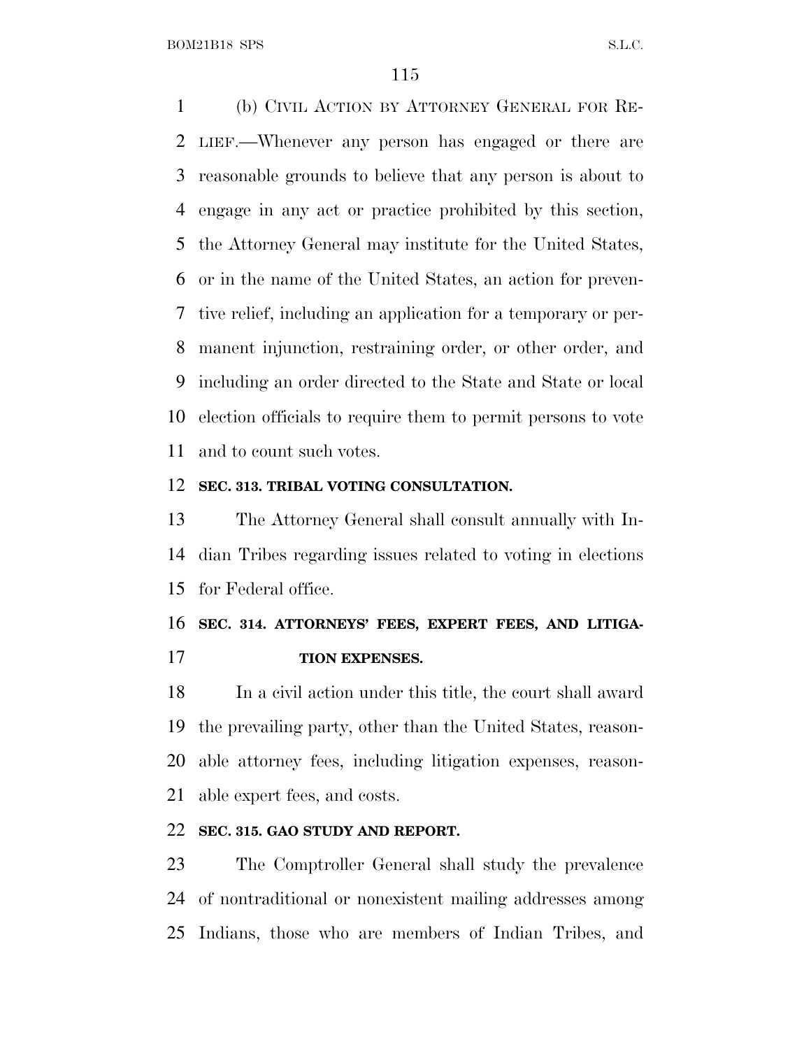(b) CIVIL ACTION BY ATTORNEY GENERAL FOR RELIEF.—Whenever any person has engaged or there are reasonable grounds to believe that any person is about to engage in any act or practice prohibited by this section, the Attorney General may institute for the United States, or in the name of the United States, an action for preventive relief, including an application for a temporary or permanent injunction, restraining order, or other order, and including an order directed to the State and State or local election officials to require them to permit persons to vote and to count such votes.

**SEC. 313. TRIBAL VOTING CONSULTATION.**

The Attorney General shall consult annually with Indian Tribes regarding issues related to voting in elections for Federal office.

**SEC. 314. ATTORNEYS' FEES, EXPERT FEES, AND LITIGATION EXPENSES.**

In a civil action under this title, the court shall award the prevailing party, other than the United States, reasonable attorney fees, including litigation expenses, reasonable expert fees, and costs.

**SEC. 315. GAO STUDY AND REPORT.**

The Comptroller General shall study the prevalence of nontraditional or nonexistent mailing addresses among Indians, those who are members of Indian Tribes, and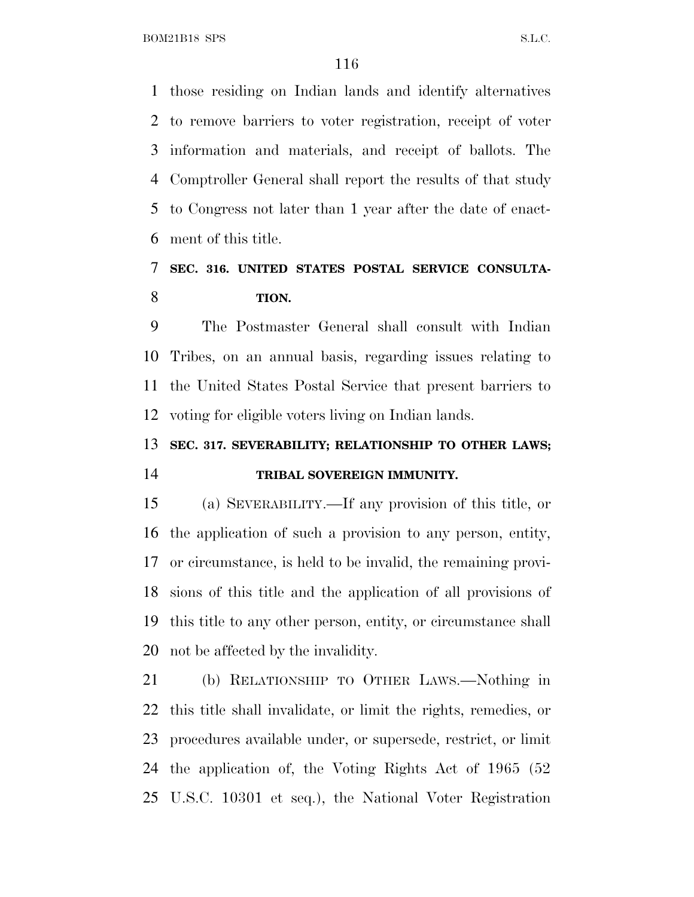those residing on Indian lands and identify alternatives to remove barriers to voter registration, receipt of voter information and materials, and receipt of ballots. The Comptroller General shall report the results of that study to Congress not later than 1 year after the date of enactment of this title.

### SEC. 316. UNITED STATES POSTAL SERVICE CONSULTATION.

The Postmaster General shall consult with Indian Tribes, on an annual basis, regarding issues relating to the United States Postal Service that present barriers to voting for eligible voters living on Indian lands.

### SEC. 317. SEVERABILITY; RELATIONSHIP TO OTHER LAWS; TRIBAL SOVEREIGN IMMUNITY.

(a) SEVERABILITY.—If any provision of this title, or the application of such a provision to any person, entity, or circumstance, is held to be invalid, the remaining provisions of this title and the application of all provisions of this title to any other person, entity, or circumstance shall not be affected by the invalidity.

(b) RELATIONSHIP TO OTHER LAWS.—Nothing in this title shall invalidate, or limit the rights, remedies, or procedures available under, or supersede, restrict, or limit the application of, the Voting Rights Act of 1965 (52 U.S.C. 10301 et seq.), the National Voter Registration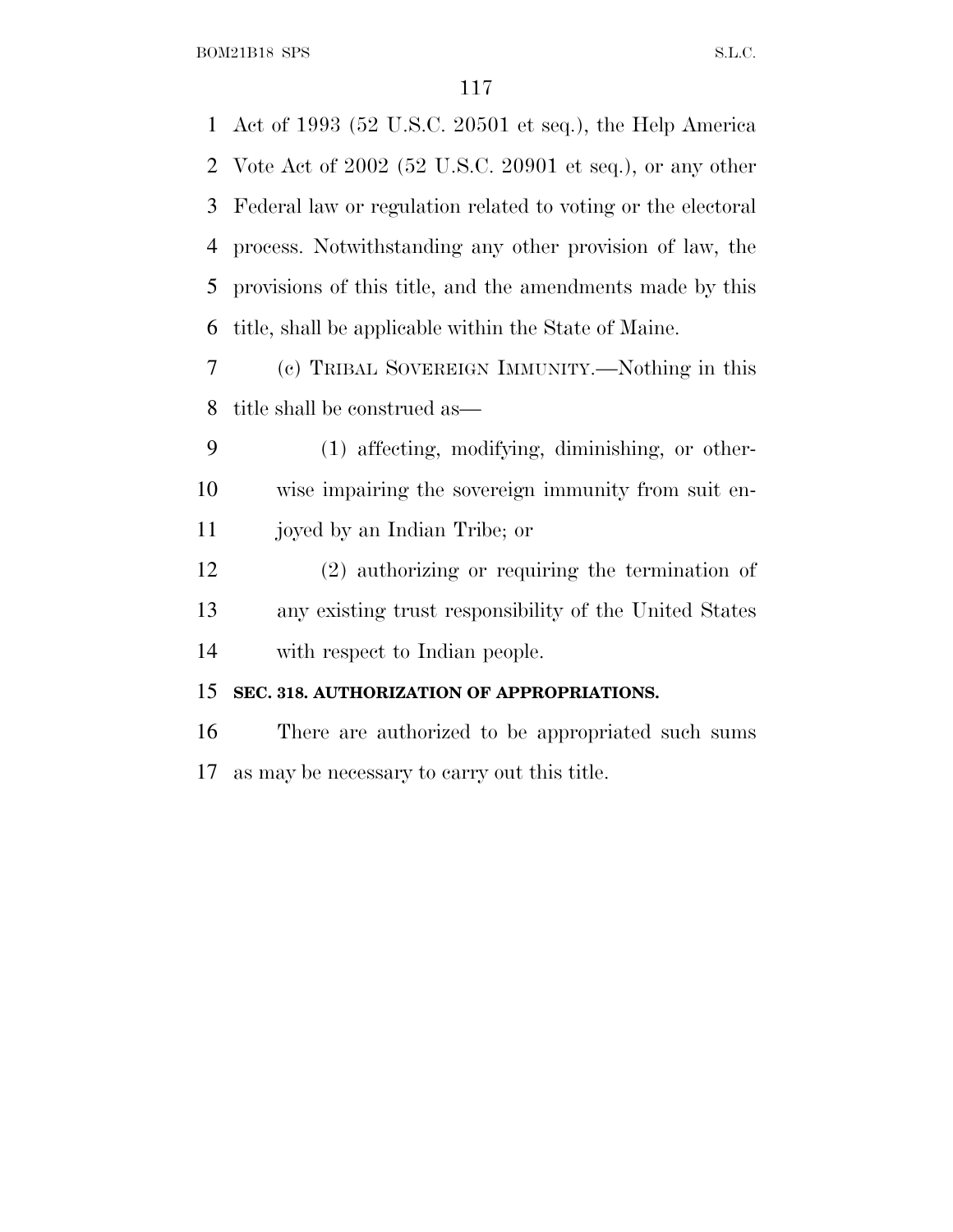Act of 1993 (52 U.S.C. 20501 et seq.), the Help America Vote Act of 2002 (52 U.S.C. 20901 et seq.), or any other Federal law or regulation related to voting or the electoral process. Notwithstanding any other provision of law, the provisions of this title, and the amendments made by this title, shall be applicable within the State of Maine.

(c) TRIBAL SOVEREIGN IMMUNITY.—Nothing in this title shall be construed as—

(1) affecting, modifying, diminishing, or otherwise impairing the sovereign immunity from suit enjoyed by an Indian Tribe; or

(2) authorizing or requiring the termination of any existing trust responsibility of the United States with respect to Indian people.

**SEC. 318. AUTHORIZATION OF APPROPRIATIONS.**

There are authorized to be appropriated such sums as may be necessary to carry out this title.